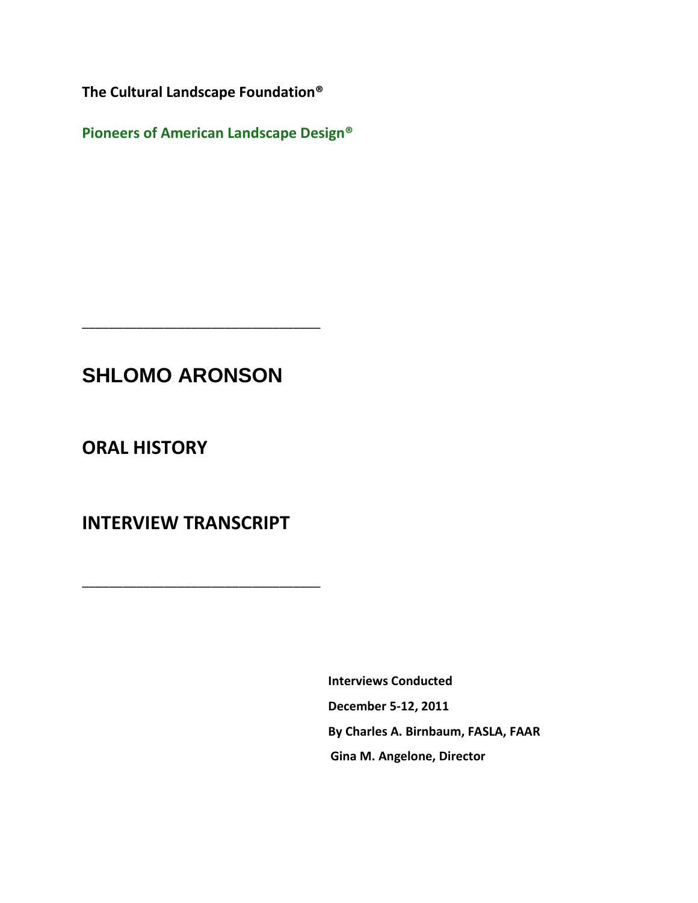**The Cultural Landscape Foundation®**

**Pioneers of American Landscape Design®**

---

# SHLOMO ARONSON

## ORAL HISTORY

## INTERVIEW TRANSCRIPT

---

**Interviews Conducted**

**December 5-12, 2011**

**By Charles A. Birnbaum, FASLA, FAAR**

**Gina M. Angelone, Director**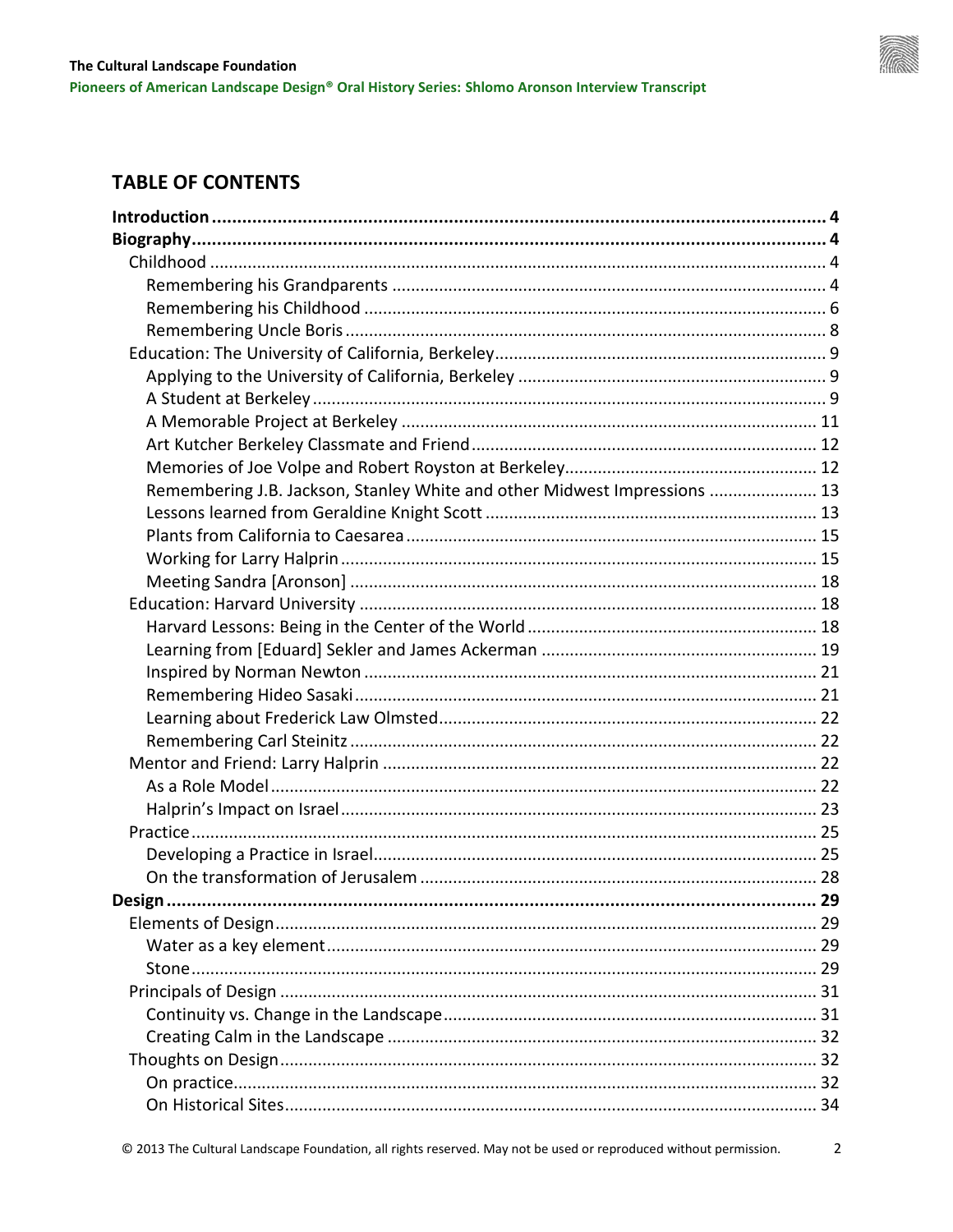## TABLE OF CONTENTS

**Introduction** ... **4**

**Biography** ... **4**

- Childhood ... 4
  - Remembering his Grandparents ... 4
  - Remembering his Childhood ... 6
  - Remembering Uncle Boris ... 8
- Education: The University of California, Berkeley ... 9
  - Applying to the University of California, Berkeley ... 9
  - A Student at Berkeley ... 9
  - A Memorable Project at Berkeley ... 11
  - Art Kutcher Berkeley Classmate and Friend ... 12
  - Memories of Joe Volpe and Robert Royston at Berkeley ... 12
  - Remembering J.B. Jackson, Stanley White and other Midwest Impressions ... 13
  - Lessons learned from Geraldine Knight Scott ... 13
  - Plants from California to Caesarea ... 15
  - Working for Larry Halprin ... 15
  - Meeting Sandra [Aronson] ... 18
- Education: Harvard University ... 18
  - Harvard Lessons: Being in the Center of the World ... 18
  - Learning from [Eduard] Sekler and James Ackerman ... 19
  - Inspired by Norman Newton ... 21
  - Remembering Hideo Sasaki ... 21
  - Learning about Frederick Law Olmsted ... 22
  - Remembering Carl Steinitz ... 22
- Mentor and Friend: Larry Halprin ... 22
  - As a Role Model ... 22
  - Halprin's Impact on Israel ... 23
- Practice ... 25
  - Developing a Practice in Israel ... 25
  - On the transformation of Jerusalem ... 28

**Design** ... **29**

- Elements of Design ... 29
  - Water as a key element ... 29
  - Stone ... 29
- Principals of Design ... 31
  - Continuity vs. Change in the Landscape ... 31
  - Creating Calm in the Landscape ... 32
- Thoughts on Design ... 32
  - On practice ... 32
  - On Historical Sites ... 34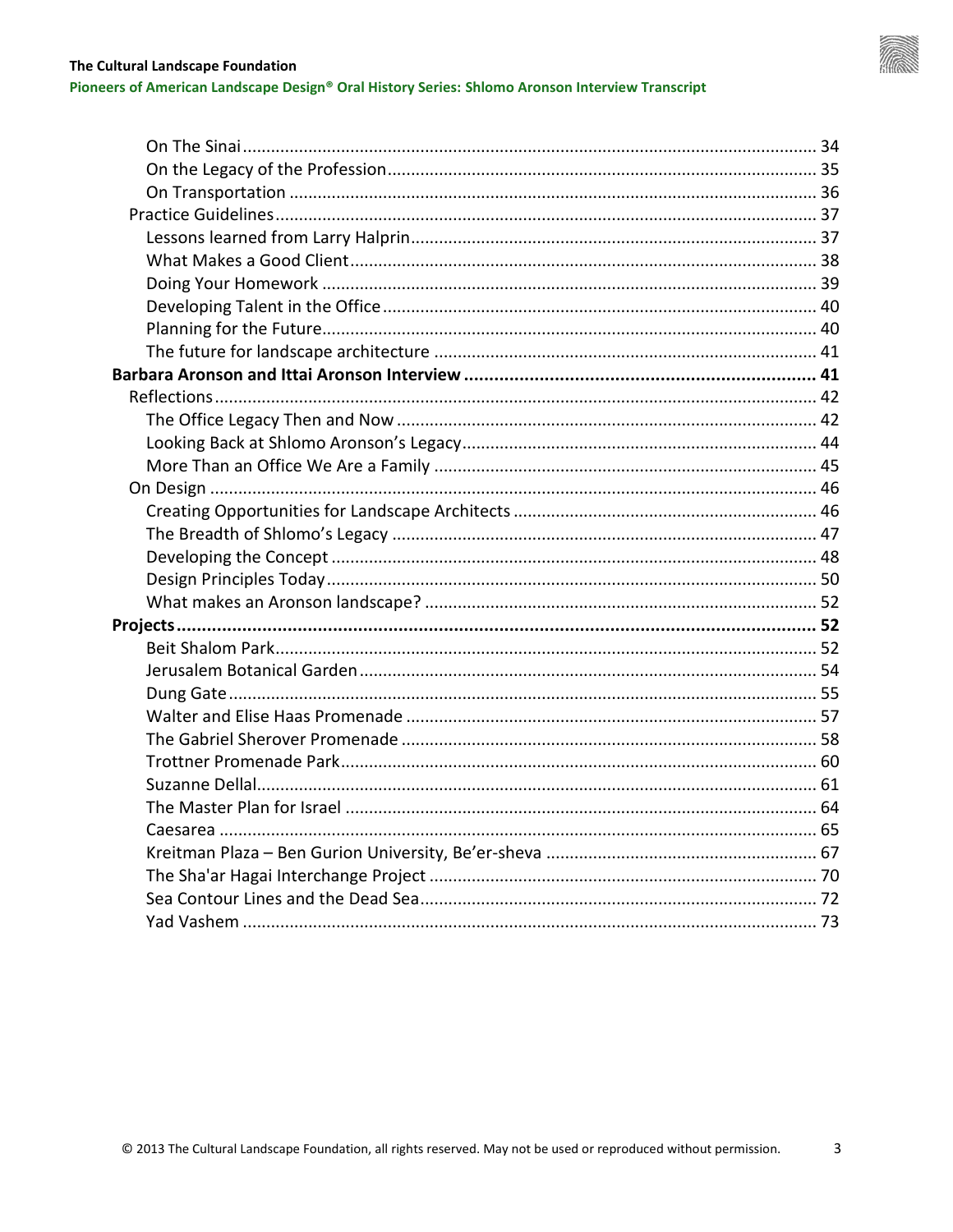- On The Sinai ............ 34
- On the Legacy of the Profession ............ 35
- On Transportation ............ 36

Practice Guidelines ............ 37

- Lessons learned from Larry Halprin ............ 37
- What Makes a Good Client ............ 38
- Doing Your Homework ............ 39
- Developing Talent in the Office ............ 40
- Planning for the Future ............ 40
- The future for landscape architecture ............ 41

**Barbara Aronson and Ittai Aronson Interview ............ 41**

Reflections ............ 42

- The Office Legacy Then and Now ............ 42
- Looking Back at Shlomo Aronson's Legacy ............ 44
- More Than an Office We Are a Family ............ 45

On Design ............ 46

- Creating Opportunities for Landscape Architects ............ 46
- The Breadth of Shlomo's Legacy ............ 47
- Developing the Concept ............ 48
- Design Principles Today ............ 50
- What makes an Aronson landscape? ............ 52

**Projects ............ 52**

- Beit Shalom Park ............ 52
- Jerusalem Botanical Garden ............ 54
- Dung Gate ............ 55
- Walter and Elise Haas Promenade ............ 57
- The Gabriel Sherover Promenade ............ 58
- Trottner Promenade Park ............ 60
- Suzanne Dellal ............ 61
- The Master Plan for Israel ............ 64
- Caesarea ............ 65
- Kreitman Plaza – Ben Gurion University, Be'er-sheva ............ 67
- The Sha'ar Hagai Interchange Project ............ 70
- Sea Contour Lines and the Dead Sea ............ 72
- Yad Vashem ............ 73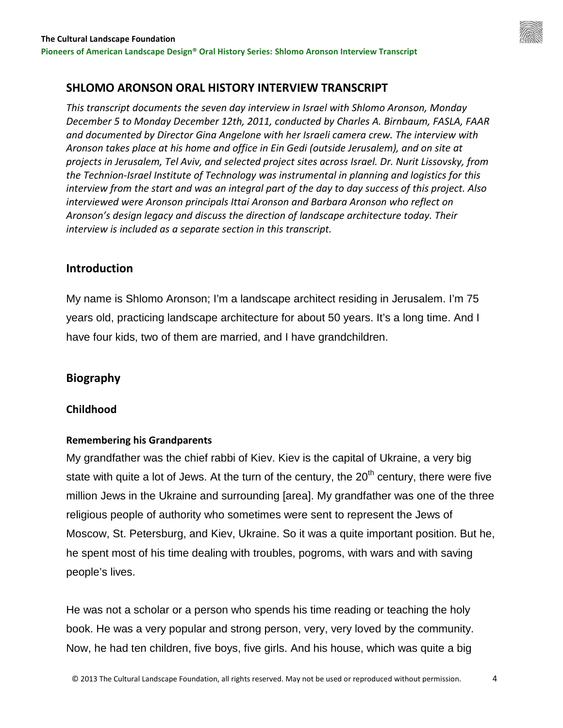## SHLOMO ARONSON ORAL HISTORY INTERVIEW TRANSCRIPT

*This transcript documents the seven day interview in Israel with Shlomo Aronson, Monday December 5 to Monday December 12th, 2011, conducted by Charles A. Birnbaum, FASLA, FAAR and documented by Director Gina Angelone with her Israeli camera crew. The interview with Aronson takes place at his home and office in Ein Gedi (outside Jerusalem), and on site at projects in Jerusalem, Tel Aviv, and selected project sites across Israel. Dr. Nurit Lissovsky, from the Technion-Israel Institute of Technology was instrumental in planning and logistics for this interview from the start and was an integral part of the day to day success of this project. Also interviewed were Aronson principals Ittai Aronson and Barbara Aronson who reflect on Aronson's design legacy and discuss the direction of landscape architecture today. Their interview is included as a separate section in this transcript.*

## Introduction

My name is Shlomo Aronson; I'm a landscape architect residing in Jerusalem. I'm 75 years old, practicing landscape architecture for about 50 years. It's a long time. And I have four kids, two of them are married, and I have grandchildren.

## Biography

### Childhood

#### Remembering his Grandparents

My grandfather was the chief rabbi of Kiev. Kiev is the capital of Ukraine, a very big state with quite a lot of Jews. At the turn of the century, the 20th century, there were five million Jews in the Ukraine and surrounding [area]. My grandfather was one of the three religious people of authority who sometimes were sent to represent the Jews of Moscow, St. Petersburg, and Kiev, Ukraine. So it was a quite important position. But he, he spent most of his time dealing with troubles, pogroms, with wars and with saving people's lives.

He was not a scholar or a person who spends his time reading or teaching the holy book. He was a very popular and strong person, very, very loved by the community. Now, he had ten children, five boys, five girls. And his house, which was quite a big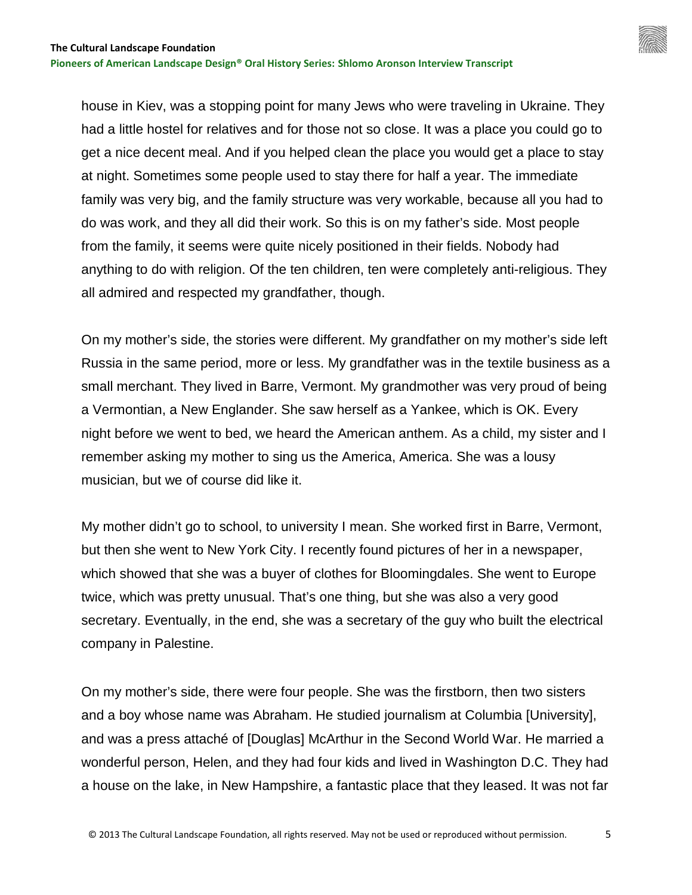house in Kiev, was a stopping point for many Jews who were traveling in Ukraine. They had a little hostel for relatives and for those not so close. It was a place you could go to get a nice decent meal. And if you helped clean the place you would get a place to stay at night. Sometimes some people used to stay there for half a year. The immediate family was very big, and the family structure was very workable, because all you had to do was work, and they all did their work. So this is on my father's side. Most people from the family, it seems were quite nicely positioned in their fields. Nobody had anything to do with religion. Of the ten children, ten were completely anti-religious. They all admired and respected my grandfather, though.

On my mother's side, the stories were different. My grandfather on my mother's side left Russia in the same period, more or less. My grandfather was in the textile business as a small merchant. They lived in Barre, Vermont. My grandmother was very proud of being a Vermontian, a New Englander. She saw herself as a Yankee, which is OK. Every night before we went to bed, we heard the American anthem. As a child, my sister and I remember asking my mother to sing us the America, America. She was a lousy musician, but we of course did like it.

My mother didn't go to school, to university I mean. She worked first in Barre, Vermont, but then she went to New York City. I recently found pictures of her in a newspaper, which showed that she was a buyer of clothes for Bloomingdales. She went to Europe twice, which was pretty unusual. That's one thing, but she was also a very good secretary. Eventually, in the end, she was a secretary of the guy who built the electrical company in Palestine.

On my mother's side, there were four people. She was the firstborn, then two sisters and a boy whose name was Abraham. He studied journalism at Columbia [University], and was a press attaché of [Douglas] McArthur in the Second World War. He married a wonderful person, Helen, and they had four kids and lived in Washington D.C. They had a house on the lake, in New Hampshire, a fantastic place that they leased. It was not far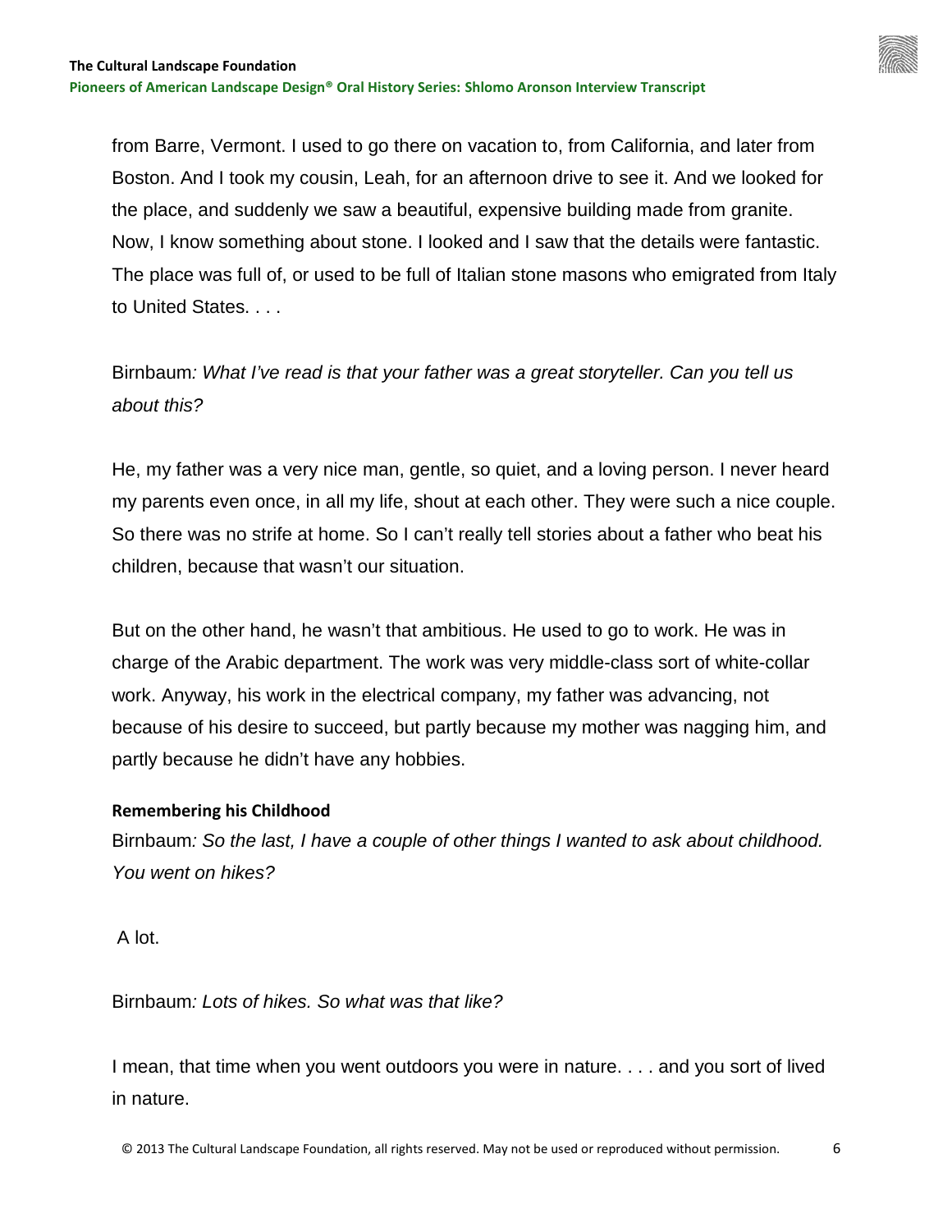from Barre, Vermont. I used to go there on vacation to, from California, and later from Boston. And I took my cousin, Leah, for an afternoon drive to see it. And we looked for the place, and suddenly we saw a beautiful, expensive building made from granite. Now, I know something about stone. I looked and I saw that the details were fantastic. The place was full of, or used to be full of Italian stone masons who emigrated from Italy to United States. . . .

Birnbaum*: What I've read is that your father was a great storyteller. Can you tell us about this?*

He, my father was a very nice man, gentle, so quiet, and a loving person. I never heard my parents even once, in all my life, shout at each other. They were such a nice couple. So there was no strife at home. So I can't really tell stories about a father who beat his children, because that wasn't our situation.

But on the other hand, he wasn't that ambitious. He used to go to work. He was in charge of the Arabic department. The work was very middle-class sort of white-collar work. Anyway, his work in the electrical company, my father was advancing, not because of his desire to succeed, but partly because my mother was nagging him, and partly because he didn't have any hobbies.

**Remembering his Childhood**

Birnbaum*: So the last, I have a couple of other things I wanted to ask about childhood. You went on hikes?*

A lot.

Birnbaum*: Lots of hikes. So what was that like?*

I mean, that time when you went outdoors you were in nature. . . . and you sort of lived in nature.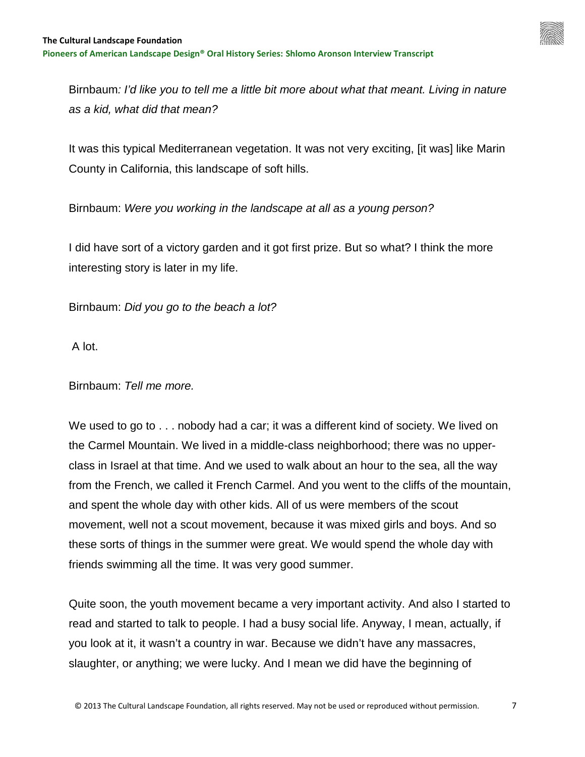Birnbaum*: I'd like you to tell me a little bit more about what that meant. Living in nature as a kid, what did that mean?*

It was this typical Mediterranean vegetation. It was not very exciting, [it was] like Marin County in California, this landscape of soft hills.

Birnbaum: *Were you working in the landscape at all as a young person?*

I did have sort of a victory garden and it got first prize. But so what? I think the more interesting story is later in my life.

Birnbaum: *Did you go to the beach a lot?*

A lot.

Birnbaum: *Tell me more.*

We used to go to . . . nobody had a car; it was a different kind of society. We lived on the Carmel Mountain. We lived in a middle-class neighborhood; there was no upper-class in Israel at that time. And we used to walk about an hour to the sea, all the way from the French, we called it French Carmel. And you went to the cliffs of the mountain, and spent the whole day with other kids. All of us were members of the scout movement, well not a scout movement, because it was mixed girls and boys. And so these sorts of things in the summer were great. We would spend the whole day with friends swimming all the time. It was very good summer.

Quite soon, the youth movement became a very important activity. And also I started to read and started to talk to people. I had a busy social life. Anyway, I mean, actually, if you look at it, it wasn't a country in war. Because we didn't have any massacres, slaughter, or anything; we were lucky. And I mean we did have the beginning of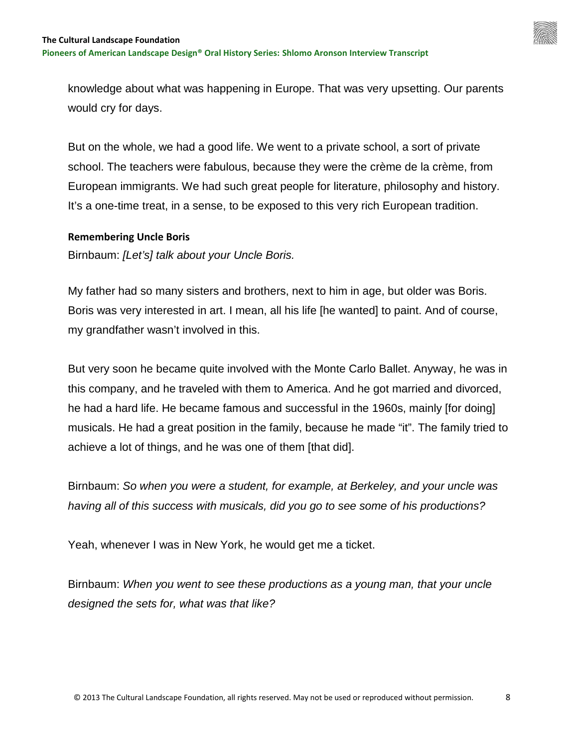knowledge about what was happening in Europe. That was very upsetting. Our parents would cry for days.

But on the whole, we had a good life. We went to a private school, a sort of private school. The teachers were fabulous, because they were the crème de la crème, from European immigrants. We had such great people for literature, philosophy and history. It's a one-time treat, in a sense, to be exposed to this very rich European tradition.

### Remembering Uncle Boris

Birnbaum: *[Let's] talk about your Uncle Boris.*

My father had so many sisters and brothers, next to him in age, but older was Boris. Boris was very interested in art. I mean, all his life [he wanted] to paint. And of course, my grandfather wasn't involved in this.

But very soon he became quite involved with the Monte Carlo Ballet. Anyway, he was in this company, and he traveled with them to America. And he got married and divorced, he had a hard life. He became famous and successful in the 1960s, mainly [for doing] musicals. He had a great position in the family, because he made "it". The family tried to achieve a lot of things, and he was one of them [that did].

Birnbaum: *So when you were a student, for example, at Berkeley, and your uncle was having all of this success with musicals, did you go to see some of his productions?*

Yeah, whenever I was in New York, he would get me a ticket.

Birnbaum: *When you went to see these productions as a young man, that your uncle designed the sets for, what was that like?*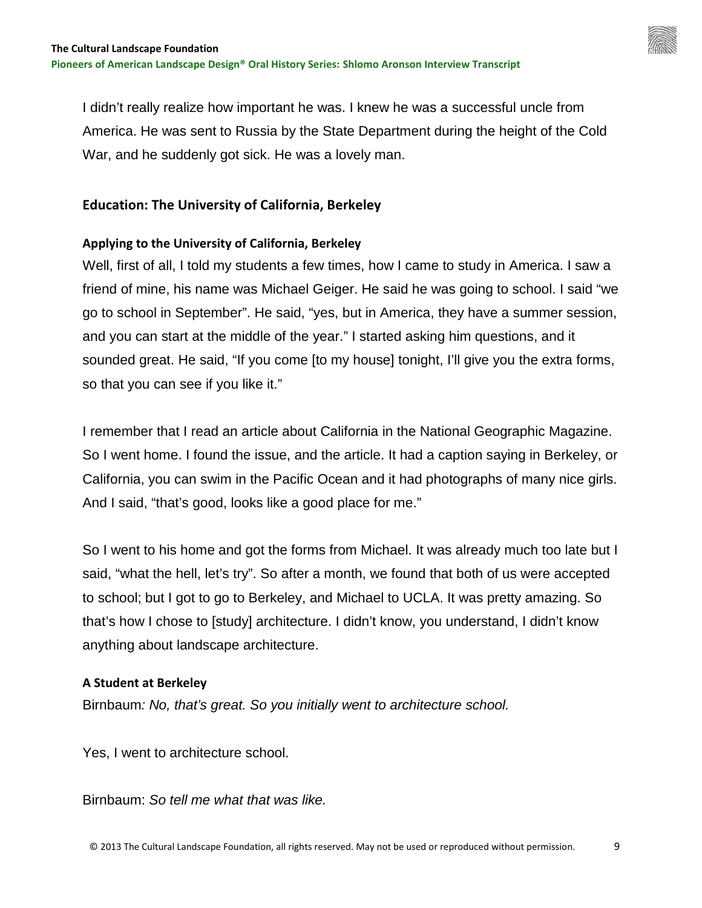I didn't really realize how important he was. I knew he was a successful uncle from America. He was sent to Russia by the State Department during the height of the Cold War, and he suddenly got sick. He was a lovely man.

## Education: The University of California, Berkeley

### Applying to the University of California, Berkeley

Well, first of all, I told my students a few times, how I came to study in America. I saw a friend of mine, his name was Michael Geiger. He said he was going to school. I said "we go to school in September". He said, "yes, but in America, they have a summer session, and you can start at the middle of the year." I started asking him questions, and it sounded great. He said, "If you come [to my house] tonight, I'll give you the extra forms, so that you can see if you like it."

I remember that I read an article about California in the National Geographic Magazine. So I went home. I found the issue, and the article. It had a caption saying in Berkeley, or California, you can swim in the Pacific Ocean and it had photographs of many nice girls. And I said, "that's good, looks like a good place for me."

So I went to his home and got the forms from Michael. It was already much too late but I said, "what the hell, let's try". So after a month, we found that both of us were accepted to school; but I got to go to Berkeley, and Michael to UCLA. It was pretty amazing. So that's how I chose to [study] architecture. I didn't know, you understand, I didn't know anything about landscape architecture.

### A Student at Berkeley

Birnbaum*: No, that's great. So you initially went to architecture school.*

Yes, I went to architecture school.

Birnbaum: *So tell me what that was like.*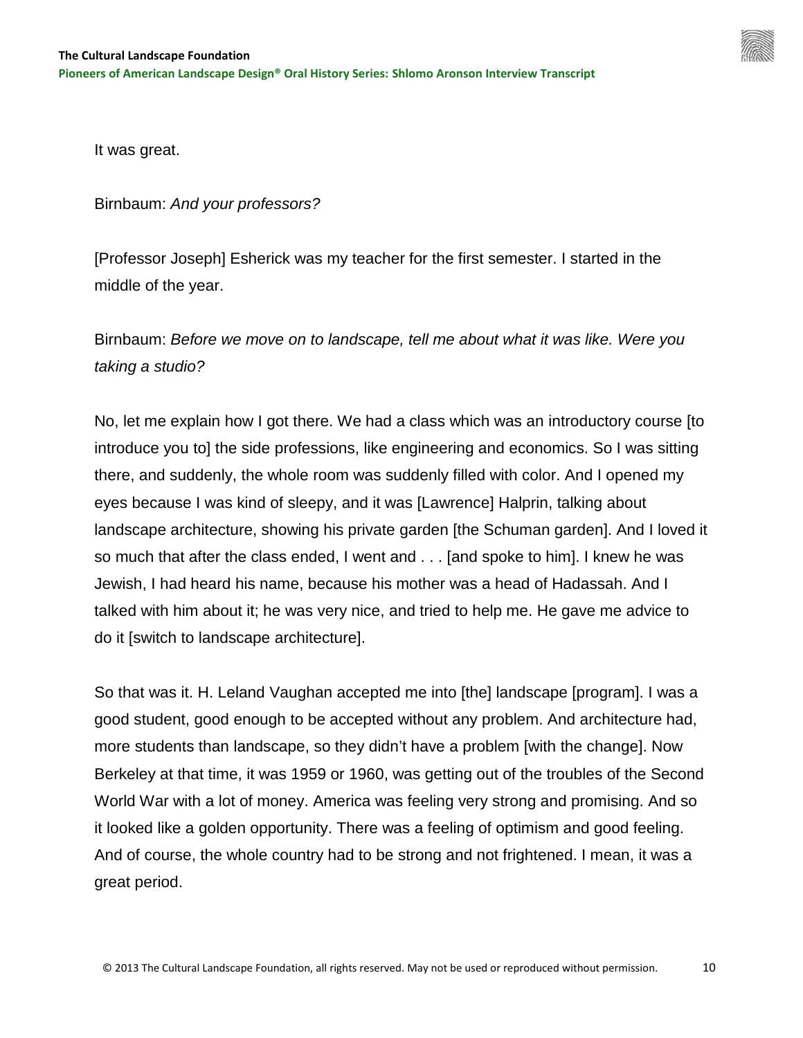It was great.

Birnbaum: *And your professors?*

[Professor Joseph] Esherick was my teacher for the first semester. I started in the middle of the year.

Birnbaum: *Before we move on to landscape, tell me about what it was like. Were you taking a studio?*

No, let me explain how I got there. We had a class which was an introductory course [to introduce you to] the side professions, like engineering and economics. So I was sitting there, and suddenly, the whole room was suddenly filled with color. And I opened my eyes because I was kind of sleepy, and it was [Lawrence] Halprin, talking about landscape architecture, showing his private garden [the Schuman garden]. And I loved it so much that after the class ended, I went and . . . [and spoke to him]. I knew he was Jewish, I had heard his name, because his mother was a head of Hadassah. And I talked with him about it; he was very nice, and tried to help me. He gave me advice to do it [switch to landscape architecture].

So that was it. H. Leland Vaughan accepted me into [the] landscape [program]. I was a good student, good enough to be accepted without any problem. And architecture had, more students than landscape, so they didn't have a problem [with the change]. Now Berkeley at that time, it was 1959 or 1960, was getting out of the troubles of the Second World War with a lot of money. America was feeling very strong and promising. And so it looked like a golden opportunity. There was a feeling of optimism and good feeling. And of course, the whole country had to be strong and not frightened. I mean, it was a great period.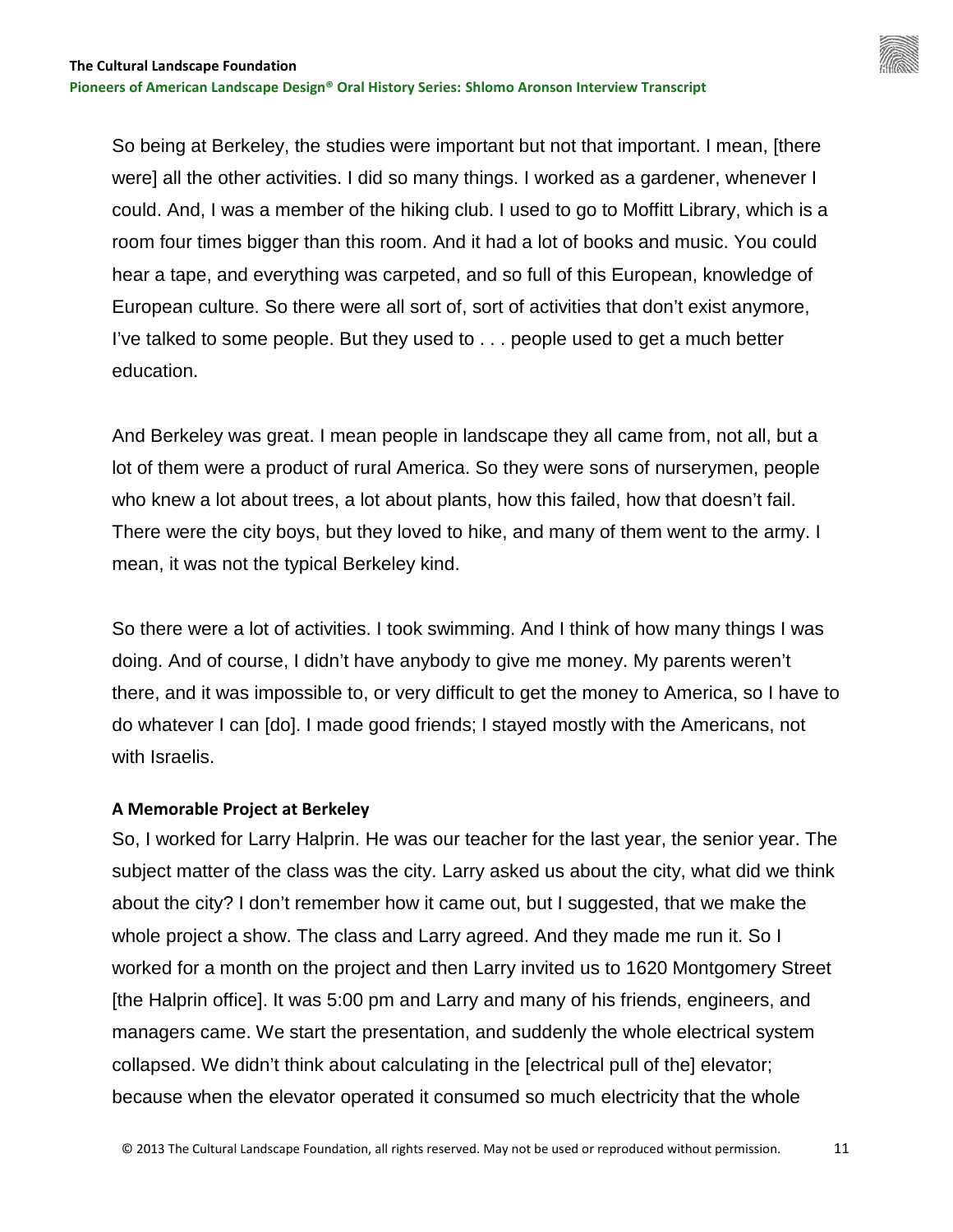So being at Berkeley, the studies were important but not that important. I mean, [there were] all the other activities. I did so many things. I worked as a gardener, whenever I could. And, I was a member of the hiking club. I used to go to Moffitt Library, which is a room four times bigger than this room. And it had a lot of books and music. You could hear a tape, and everything was carpeted, and so full of this European, knowledge of European culture. So there were all sort of, sort of activities that don't exist anymore, I've talked to some people. But they used to . . . people used to get a much better education.

And Berkeley was great. I mean people in landscape they all came from, not all, but a lot of them were a product of rural America. So they were sons of nurserymen, people who knew a lot about trees, a lot about plants, how this failed, how that doesn't fail. There were the city boys, but they loved to hike, and many of them went to the army. I mean, it was not the typical Berkeley kind.

So there were a lot of activities. I took swimming. And I think of how many things I was doing. And of course, I didn't have anybody to give me money. My parents weren't there, and it was impossible to, or very difficult to get the money to America, so I have to do whatever I can [do]. I made good friends; I stayed mostly with the Americans, not with Israelis.

### A Memorable Project at Berkeley

So, I worked for Larry Halprin. He was our teacher for the last year, the senior year. The subject matter of the class was the city. Larry asked us about the city, what did we think about the city? I don't remember how it came out, but I suggested, that we make the whole project a show. The class and Larry agreed. And they made me run it. So I worked for a month on the project and then Larry invited us to 1620 Montgomery Street [the Halprin office]. It was 5:00 pm and Larry and many of his friends, engineers, and managers came. We start the presentation, and suddenly the whole electrical system collapsed. We didn't think about calculating in the [electrical pull of the] elevator; because when the elevator operated it consumed so much electricity that the whole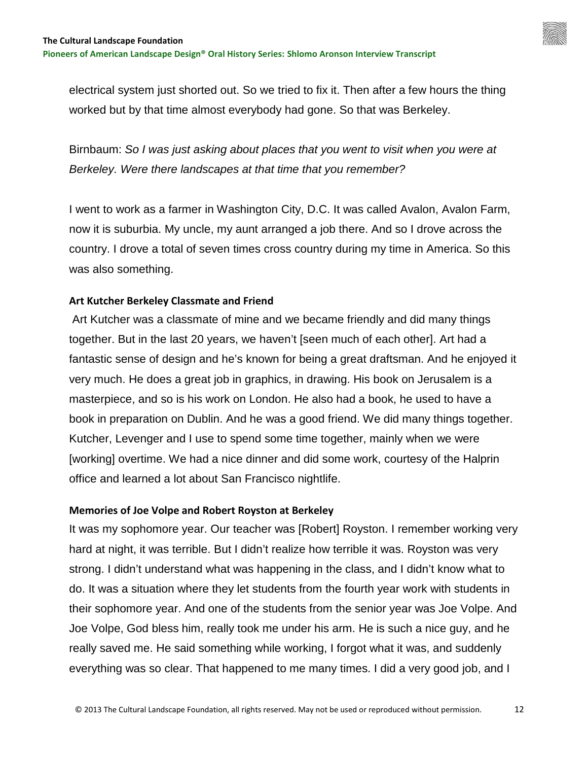electrical system just shorted out. So we tried to fix it. Then after a few hours the thing worked but by that time almost everybody had gone. So that was Berkeley.

Birnbaum: *So I was just asking about places that you went to visit when you were at Berkeley. Were there landscapes at that time that you remember?*

I went to work as a farmer in Washington City, D.C. It was called Avalon, Avalon Farm, now it is suburbia. My uncle, my aunt arranged a job there. And so I drove across the country. I drove a total of seven times cross country during my time in America. So this was also something.

**Art Kutcher Berkeley Classmate and Friend**

Art Kutcher was a classmate of mine and we became friendly and did many things together. But in the last 20 years, we haven't [seen much of each other]. Art had a fantastic sense of design and he's known for being a great draftsman. And he enjoyed it very much. He does a great job in graphics, in drawing. His book on Jerusalem is a masterpiece, and so is his work on London. He also had a book, he used to have a book in preparation on Dublin. And he was a good friend. We did many things together. Kutcher, Levenger and I use to spend some time together, mainly when we were [working] overtime. We had a nice dinner and did some work, courtesy of the Halprin office and learned a lot about San Francisco nightlife.

**Memories of Joe Volpe and Robert Royston at Berkeley**

It was my sophomore year. Our teacher was [Robert] Royston. I remember working very hard at night, it was terrible. But I didn't realize how terrible it was. Royston was very strong. I didn't understand what was happening in the class, and I didn't know what to do. It was a situation where they let students from the fourth year work with students in their sophomore year. And one of the students from the senior year was Joe Volpe. And Joe Volpe, God bless him, really took me under his arm. He is such a nice guy, and he really saved me. He said something while working, I forgot what it was, and suddenly everything was so clear. That happened to me many times. I did a very good job, and I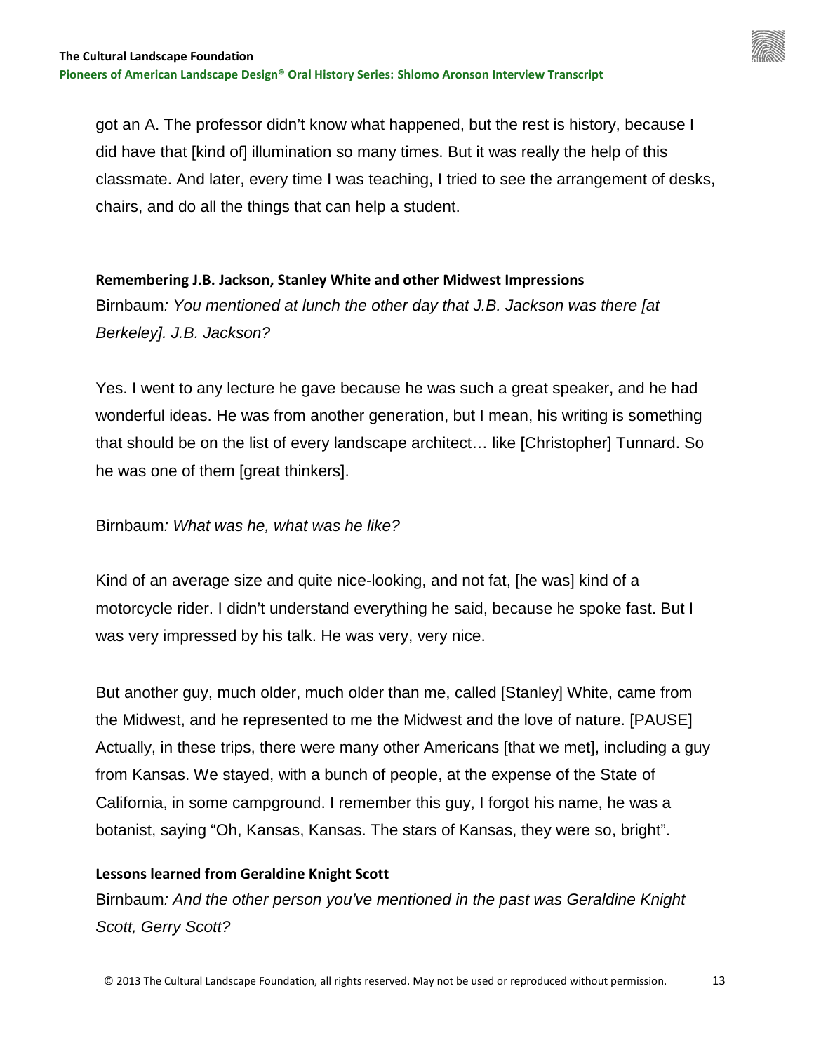got an A. The professor didn't know what happened, but the rest is history, because I did have that [kind of] illumination so many times. But it was really the help of this classmate. And later, every time I was teaching, I tried to see the arrangement of desks, chairs, and do all the things that can help a student.

### Remembering J.B. Jackson, Stanley White and other Midwest Impressions

Birnbaum*: You mentioned at lunch the other day that J.B. Jackson was there [at Berkeley]. J.B. Jackson?*

Yes. I went to any lecture he gave because he was such a great speaker, and he had wonderful ideas. He was from another generation, but I mean, his writing is something that should be on the list of every landscape architect… like [Christopher] Tunnard. So he was one of them [great thinkers].

Birnbaum*: What was he, what was he like?*

Kind of an average size and quite nice-looking, and not fat, [he was] kind of a motorcycle rider. I didn't understand everything he said, because he spoke fast. But I was very impressed by his talk. He was very, very nice.

But another guy, much older, much older than me, called [Stanley] White, came from the Midwest, and he represented to me the Midwest and the love of nature. [PAUSE] Actually, in these trips, there were many other Americans [that we met], including a guy from Kansas. We stayed, with a bunch of people, at the expense of the State of California, in some campground. I remember this guy, I forgot his name, he was a botanist, saying "Oh, Kansas, Kansas. The stars of Kansas, they were so, bright".

### Lessons learned from Geraldine Knight Scott

Birnbaum*: And the other person you've mentioned in the past was Geraldine Knight Scott, Gerry Scott?*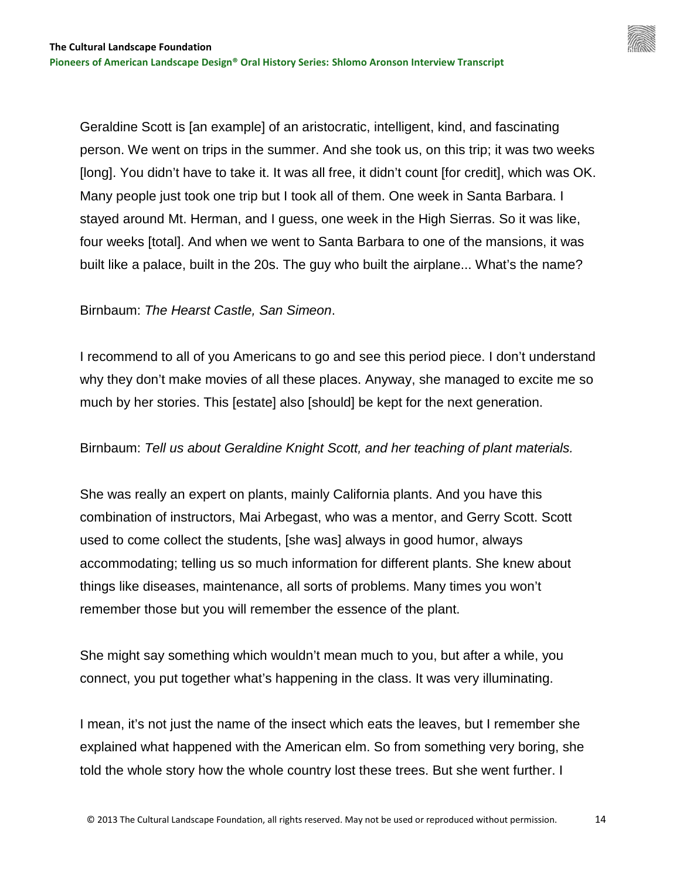Geraldine Scott is [an example] of an aristocratic, intelligent, kind, and fascinating person. We went on trips in the summer. And she took us, on this trip; it was two weeks [long]. You didn't have to take it. It was all free, it didn't count [for credit], which was OK. Many people just took one trip but I took all of them. One week in Santa Barbara. I stayed around Mt. Herman, and I guess, one week in the High Sierras. So it was like, four weeks [total]. And when we went to Santa Barbara to one of the mansions, it was built like a palace, built in the 20s. The guy who built the airplane... What's the name?

Birnbaum: *The Hearst Castle, San Simeon*.

I recommend to all of you Americans to go and see this period piece. I don't understand why they don't make movies of all these places. Anyway, she managed to excite me so much by her stories. This [estate] also [should] be kept for the next generation.

Birnbaum: *Tell us about Geraldine Knight Scott, and her teaching of plant materials.*

She was really an expert on plants, mainly California plants. And you have this combination of instructors, Mai Arbegast, who was a mentor, and Gerry Scott. Scott used to come collect the students, [she was] always in good humor, always accommodating; telling us so much information for different plants. She knew about things like diseases, maintenance, all sorts of problems. Many times you won't remember those but you will remember the essence of the plant.

She might say something which wouldn't mean much to you, but after a while, you connect, you put together what's happening in the class. It was very illuminating.

I mean, it's not just the name of the insect which eats the leaves, but I remember she explained what happened with the American elm. So from something very boring, she told the whole story how the whole country lost these trees. But she went further. I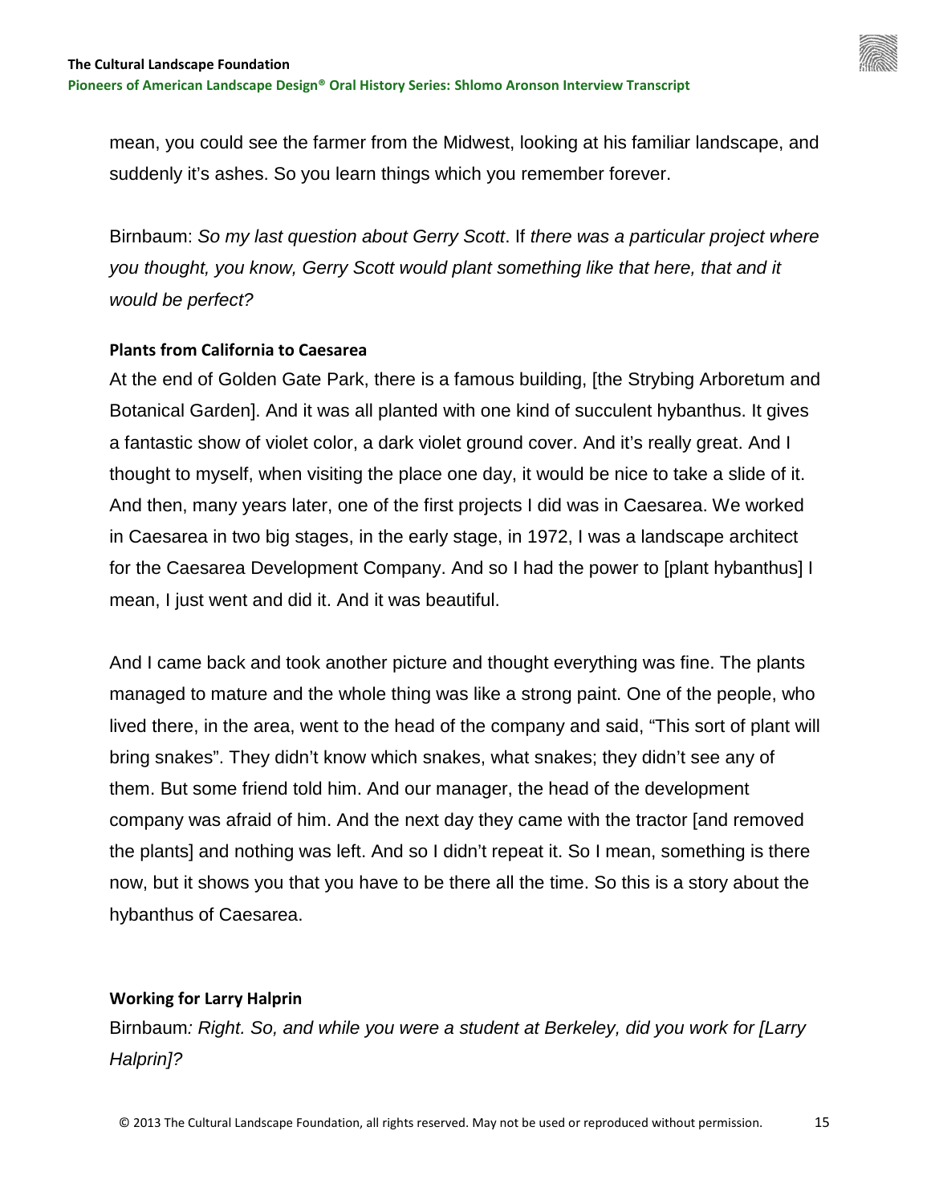mean, you could see the farmer from the Midwest, looking at his familiar landscape, and suddenly it's ashes. So you learn things which you remember forever.

Birnbaum: *So my last question about Gerry Scott*. If *there was a particular project where you thought, you know, Gerry Scott would plant something like that here, that and it would be perfect?*

**Plants from California to Caesarea**

At the end of Golden Gate Park, there is a famous building, [the Strybing Arboretum and Botanical Garden]. And it was all planted with one kind of succulent hybanthus. It gives a fantastic show of violet color, a dark violet ground cover. And it's really great. And I thought to myself, when visiting the place one day, it would be nice to take a slide of it. And then, many years later, one of the first projects I did was in Caesarea. We worked in Caesarea in two big stages, in the early stage, in 1972, I was a landscape architect for the Caesarea Development Company. And so I had the power to [plant hybanthus] I mean, I just went and did it. And it was beautiful.

And I came back and took another picture and thought everything was fine. The plants managed to mature and the whole thing was like a strong paint. One of the people, who lived there, in the area, went to the head of the company and said, "This sort of plant will bring snakes". They didn't know which snakes, what snakes; they didn't see any of them. But some friend told him. And our manager, the head of the development company was afraid of him. And the next day they came with the tractor [and removed the plants] and nothing was left. And so I didn't repeat it. So I mean, something is there now, but it shows you that you have to be there all the time. So this is a story about the hybanthus of Caesarea.

**Working for Larry Halprin**

Birnbaum*: Right. So, and while you were a student at Berkeley, did you work for [Larry Halprin]?*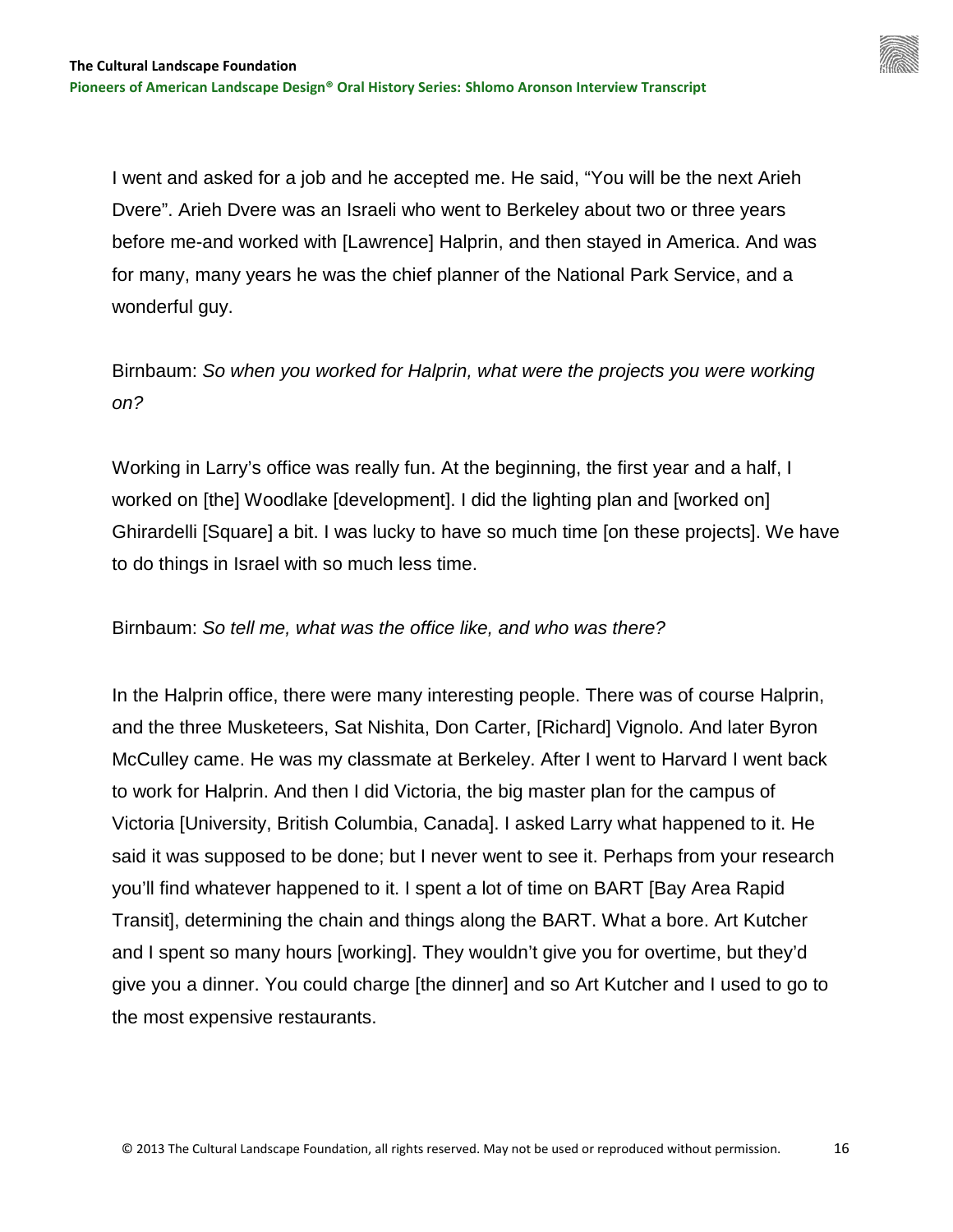I went and asked for a job and he accepted me. He said, “You will be the next Arieh Dvere”. Arieh Dvere was an Israeli who went to Berkeley about two or three years before me-and worked with [Lawrence] Halprin, and then stayed in America. And was for many, many years he was the chief planner of the National Park Service, and a wonderful guy.

Birnbaum: *So when you worked for Halprin, what were the projects you were working on?*

Working in Larry’s office was really fun. At the beginning, the first year and a half, I worked on [the] Woodlake [development]. I did the lighting plan and [worked on] Ghirardelli [Square] a bit. I was lucky to have so much time [on these projects]. We have to do things in Israel with so much less time.

Birnbaum: *So tell me, what was the office like, and who was there?*

In the Halprin office, there were many interesting people. There was of course Halprin, and the three Musketeers, Sat Nishita, Don Carter, [Richard] Vignolo. And later Byron McCulley came. He was my classmate at Berkeley. After I went to Harvard I went back to work for Halprin. And then I did Victoria, the big master plan for the campus of Victoria [University, British Columbia, Canada]. I asked Larry what happened to it. He said it was supposed to be done; but I never went to see it. Perhaps from your research you’ll find whatever happened to it. I spent a lot of time on BART [Bay Area Rapid Transit], determining the chain and things along the BART. What a bore. Art Kutcher and I spent so many hours [working]. They wouldn’t give you for overtime, but they’d give you a dinner. You could charge [the dinner] and so Art Kutcher and I used to go to the most expensive restaurants.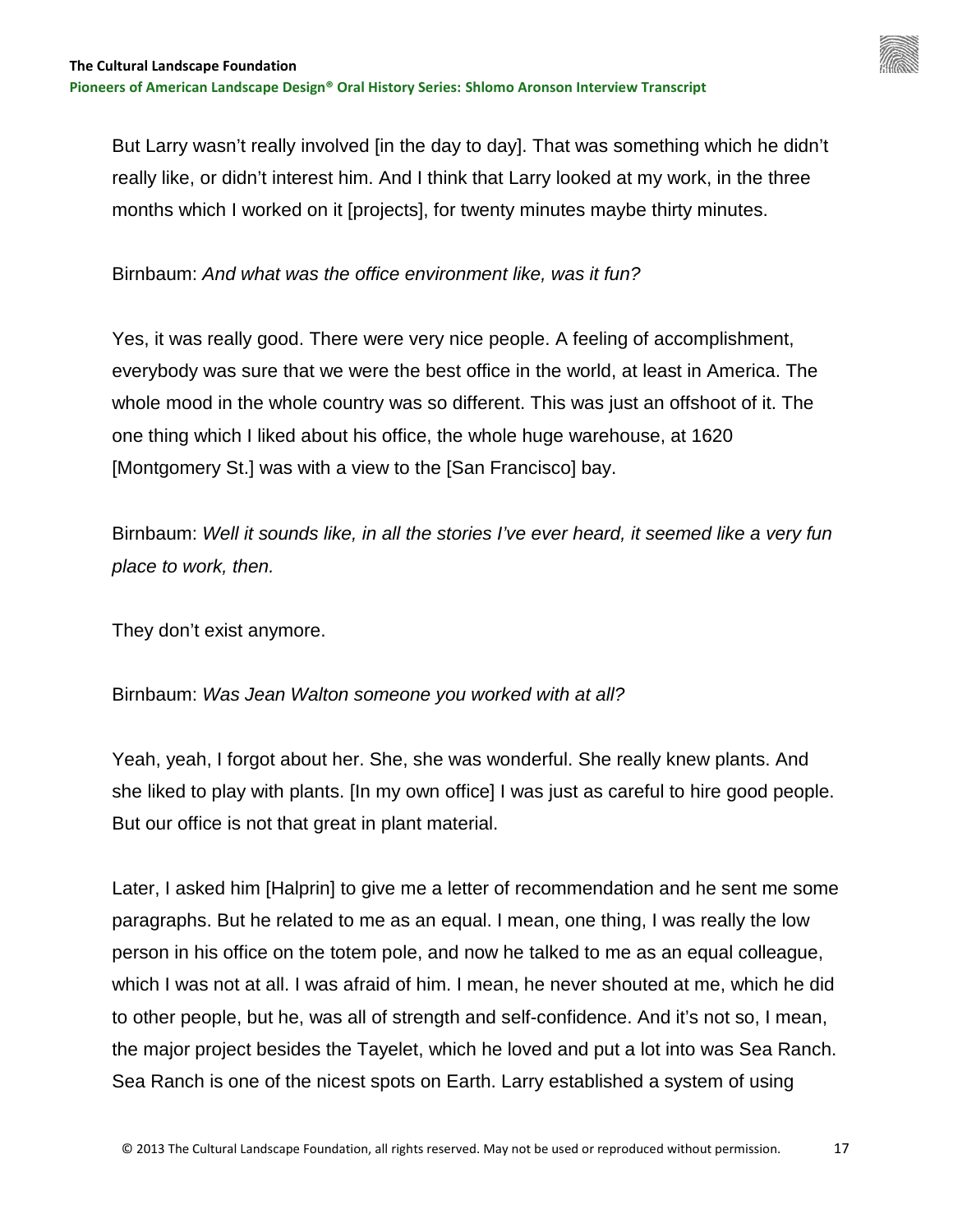But Larry wasn't really involved [in the day to day]. That was something which he didn't really like, or didn't interest him. And I think that Larry looked at my work, in the three months which I worked on it [projects], for twenty minutes maybe thirty minutes.

Birnbaum: *And what was the office environment like, was it fun?*

Yes, it was really good. There were very nice people. A feeling of accomplishment, everybody was sure that we were the best office in the world, at least in America. The whole mood in the whole country was so different. This was just an offshoot of it. The one thing which I liked about his office, the whole huge warehouse, at 1620 [Montgomery St.] was with a view to the [San Francisco] bay.

Birnbaum: *Well it sounds like, in all the stories I've ever heard, it seemed like a very fun place to work, then.*

They don't exist anymore.

Birnbaum: *Was Jean Walton someone you worked with at all?*

Yeah, yeah, I forgot about her. She, she was wonderful. She really knew plants. And she liked to play with plants. [In my own office] I was just as careful to hire good people. But our office is not that great in plant material.

Later, I asked him [Halprin] to give me a letter of recommendation and he sent me some paragraphs. But he related to me as an equal. I mean, one thing, I was really the low person in his office on the totem pole, and now he talked to me as an equal colleague, which I was not at all. I was afraid of him. I mean, he never shouted at me, which he did to other people, but he, was all of strength and self-confidence. And it's not so, I mean, the major project besides the Tayelet, which he loved and put a lot into was Sea Ranch. Sea Ranch is one of the nicest spots on Earth. Larry established a system of using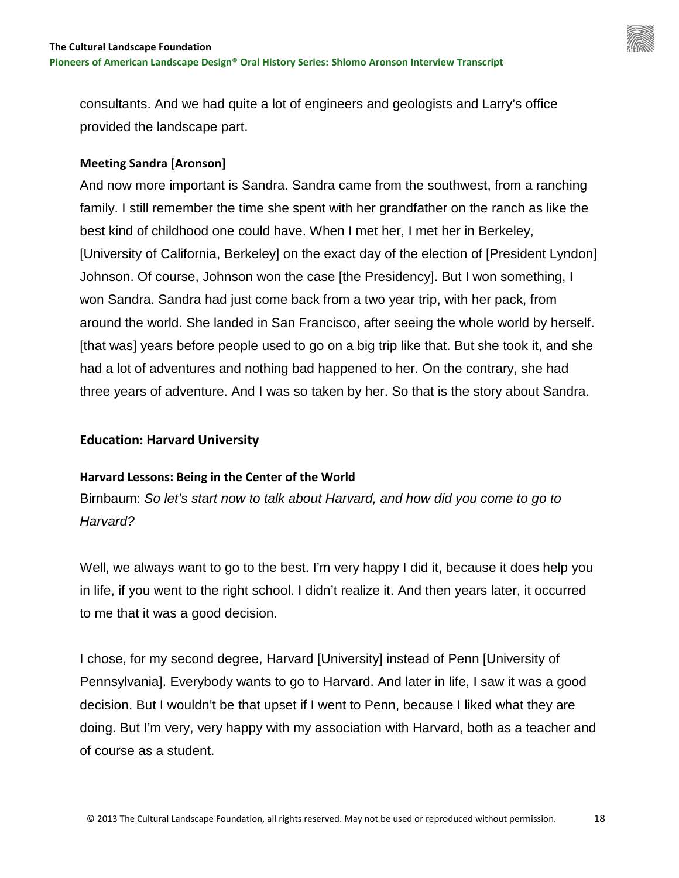consultants. And we had quite a lot of engineers and geologists and Larry's office provided the landscape part.

### Meeting Sandra [Aronson]

And now more important is Sandra. Sandra came from the southwest, from a ranching family. I still remember the time she spent with her grandfather on the ranch as like the best kind of childhood one could have. When I met her, I met her in Berkeley, [University of California, Berkeley] on the exact day of the election of [President Lyndon] Johnson. Of course, Johnson won the case [the Presidency]. But I won something, I won Sandra. Sandra had just come back from a two year trip, with her pack, from around the world. She landed in San Francisco, after seeing the whole world by herself. [that was] years before people used to go on a big trip like that. But she took it, and she had a lot of adventures and nothing bad happened to her. On the contrary, she had three years of adventure. And I was so taken by her. So that is the story about Sandra.

## Education: Harvard University

### Harvard Lessons: Being in the Center of the World

Birnbaum: *So let's start now to talk about Harvard, and how did you come to go to Harvard?*

Well, we always want to go to the best. I'm very happy I did it, because it does help you in life, if you went to the right school. I didn't realize it. And then years later, it occurred to me that it was a good decision.

I chose, for my second degree, Harvard [University] instead of Penn [University of Pennsylvania]. Everybody wants to go to Harvard. And later in life, I saw it was a good decision. But I wouldn't be that upset if I went to Penn, because I liked what they are doing. But I'm very, very happy with my association with Harvard, both as a teacher and of course as a student.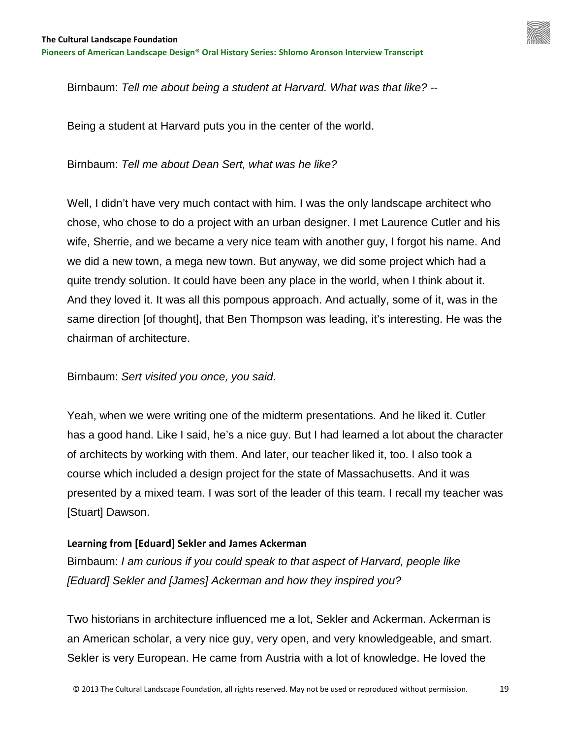Birnbaum: *Tell me about being a student at Harvard. What was that like?* --

Being a student at Harvard puts you in the center of the world.

Birnbaum: *Tell me about Dean Sert, what was he like?*

Well, I didn't have very much contact with him. I was the only landscape architect who chose, who chose to do a project with an urban designer. I met Laurence Cutler and his wife, Sherrie, and we became a very nice team with another guy, I forgot his name. And we did a new town, a mega new town. But anyway, we did some project which had a quite trendy solution. It could have been any place in the world, when I think about it. And they loved it. It was all this pompous approach. And actually, some of it, was in the same direction [of thought], that Ben Thompson was leading, it's interesting. He was the chairman of architecture.

Birnbaum: *Sert visited you once, you said.*

Yeah, when we were writing one of the midterm presentations. And he liked it. Cutler has a good hand. Like I said, he's a nice guy. But I had learned a lot about the character of architects by working with them. And later, our teacher liked it, too. I also took a course which included a design project for the state of Massachusetts. And it was presented by a mixed team. I was sort of the leader of this team. I recall my teacher was [Stuart] Dawson.

**Learning from [Eduard] Sekler and James Ackerman**

Birnbaum: *I am curious if you could speak to that aspect of Harvard, people like [Eduard] Sekler and [James] Ackerman and how they inspired you?*

Two historians in architecture influenced me a lot, Sekler and Ackerman. Ackerman is an American scholar, a very nice guy, very open, and very knowledgeable, and smart. Sekler is very European. He came from Austria with a lot of knowledge. He loved the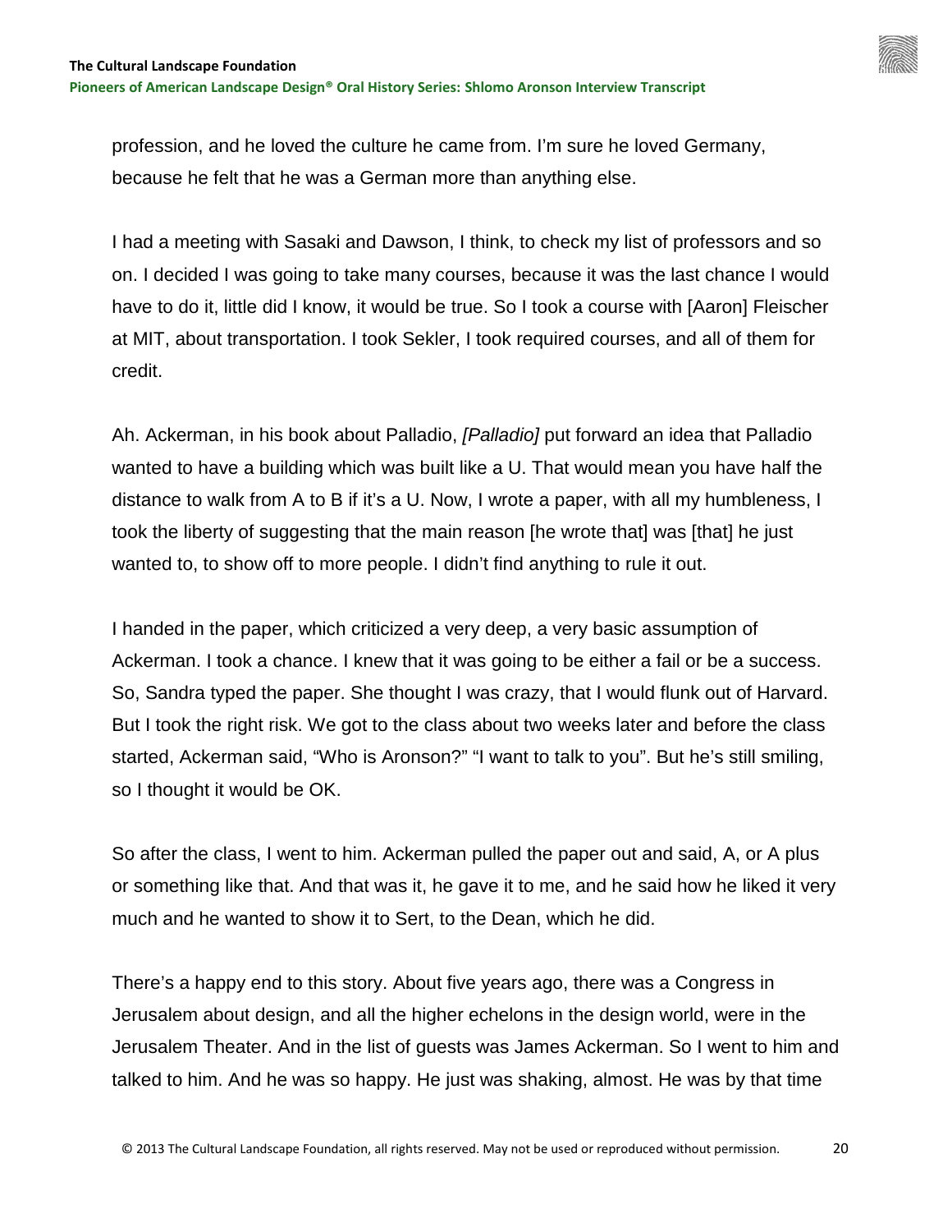profession, and he loved the culture he came from. I'm sure he loved Germany, because he felt that he was a German more than anything else.

I had a meeting with Sasaki and Dawson, I think, to check my list of professors and so on. I decided I was going to take many courses, because it was the last chance I would have to do it, little did I know, it would be true. So I took a course with [Aaron] Fleischer at MIT, about transportation. I took Sekler, I took required courses, and all of them for credit.

Ah. Ackerman, in his book about Palladio, *[Palladio]* put forward an idea that Palladio wanted to have a building which was built like a U. That would mean you have half the distance to walk from A to B if it's a U. Now, I wrote a paper, with all my humbleness, I took the liberty of suggesting that the main reason [he wrote that] was [that] he just wanted to, to show off to more people. I didn't find anything to rule it out.

I handed in the paper, which criticized a very deep, a very basic assumption of Ackerman. I took a chance. I knew that it was going to be either a fail or be a success. So, Sandra typed the paper. She thought I was crazy, that I would flunk out of Harvard. But I took the right risk. We got to the class about two weeks later and before the class started, Ackerman said, "Who is Aronson?" "I want to talk to you". But he's still smiling, so I thought it would be OK.

So after the class, I went to him. Ackerman pulled the paper out and said, A, or A plus or something like that. And that was it, he gave it to me, and he said how he liked it very much and he wanted to show it to Sert, to the Dean, which he did.

There's a happy end to this story. About five years ago, there was a Congress in Jerusalem about design, and all the higher echelons in the design world, were in the Jerusalem Theater. And in the list of guests was James Ackerman. So I went to him and talked to him. And he was so happy. He just was shaking, almost. He was by that time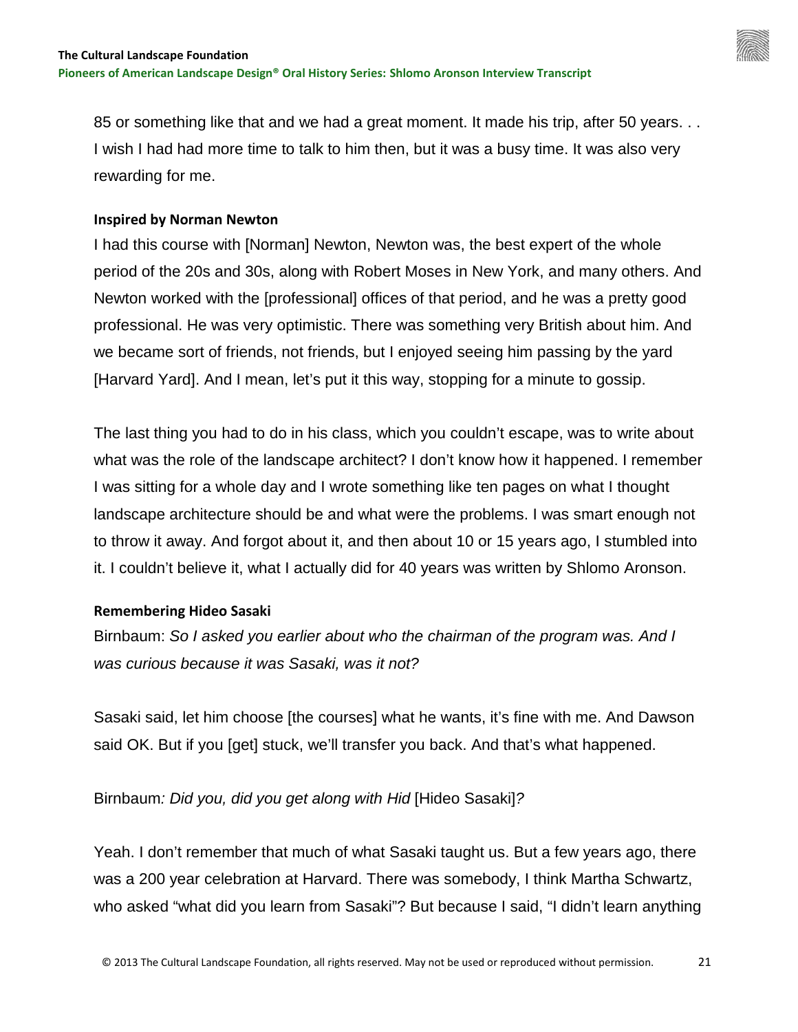85 or something like that and we had a great moment. It made his trip, after 50 years. . . I wish I had had more time to talk to him then, but it was a busy time. It was also very rewarding for me.

### Inspired by Norman Newton

I had this course with [Norman] Newton, Newton was, the best expert of the whole period of the 20s and 30s, along with Robert Moses in New York, and many others. And Newton worked with the [professional] offices of that period, and he was a pretty good professional. He was very optimistic. There was something very British about him. And we became sort of friends, not friends, but I enjoyed seeing him passing by the yard [Harvard Yard]. And I mean, let's put it this way, stopping for a minute to gossip.

The last thing you had to do in his class, which you couldn't escape, was to write about what was the role of the landscape architect? I don't know how it happened. I remember I was sitting for a whole day and I wrote something like ten pages on what I thought landscape architecture should be and what were the problems. I was smart enough not to throw it away. And forgot about it, and then about 10 or 15 years ago, I stumbled into it. I couldn't believe it, what I actually did for 40 years was written by Shlomo Aronson.

### Remembering Hideo Sasaki

Birnbaum: *So I asked you earlier about who the chairman of the program was. And I was curious because it was Sasaki, was it not?*

Sasaki said, let him choose [the courses] what he wants, it's fine with me. And Dawson said OK. But if you [get] stuck, we'll transfer you back. And that's what happened.

Birnbaum*: Did you, did you get along with Hid* [Hideo Sasaki]*?*

Yeah. I don't remember that much of what Sasaki taught us. But a few years ago, there was a 200 year celebration at Harvard. There was somebody, I think Martha Schwartz, who asked "what did you learn from Sasaki"? But because I said, "I didn't learn anything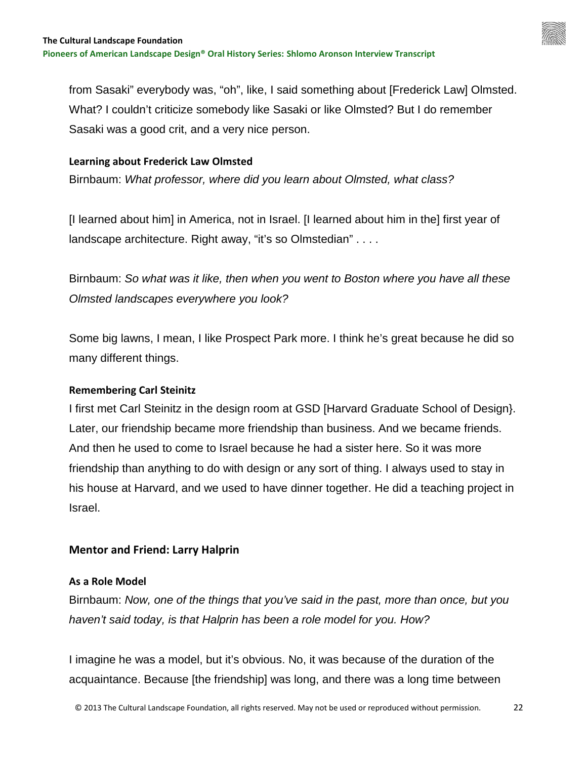from Sasaki" everybody was, "oh", like, I said something about [Frederick Law] Olmsted. What? I couldn't criticize somebody like Sasaki or like Olmsted? But I do remember Sasaki was a good crit, and a very nice person.

#### Learning about Frederick Law Olmsted

Birnbaum: *What professor, where did you learn about Olmsted, what class?*

[I learned about him] in America, not in Israel. [I learned about him in the] first year of landscape architecture. Right away, "it's so Olmstedian" . . . .

Birnbaum: *So what was it like, then when you went to Boston where you have all these Olmsted landscapes everywhere you look?*

Some big lawns, I mean, I like Prospect Park more. I think he's great because he did so many different things.

#### Remembering Carl Steinitz

I first met Carl Steinitz in the design room at GSD [Harvard Graduate School of Design}. Later, our friendship became more friendship than business. And we became friends. And then he used to come to Israel because he had a sister here. So it was more friendship than anything to do with design or any sort of thing. I always used to stay in his house at Harvard, and we used to have dinner together. He did a teaching project in Israel.

### Mentor and Friend: Larry Halprin

#### As a Role Model

Birnbaum: *Now, one of the things that you've said in the past, more than once, but you haven't said today, is that Halprin has been a role model for you. How?*

I imagine he was a model, but it's obvious. No, it was because of the duration of the acquaintance. Because [the friendship] was long, and there was a long time between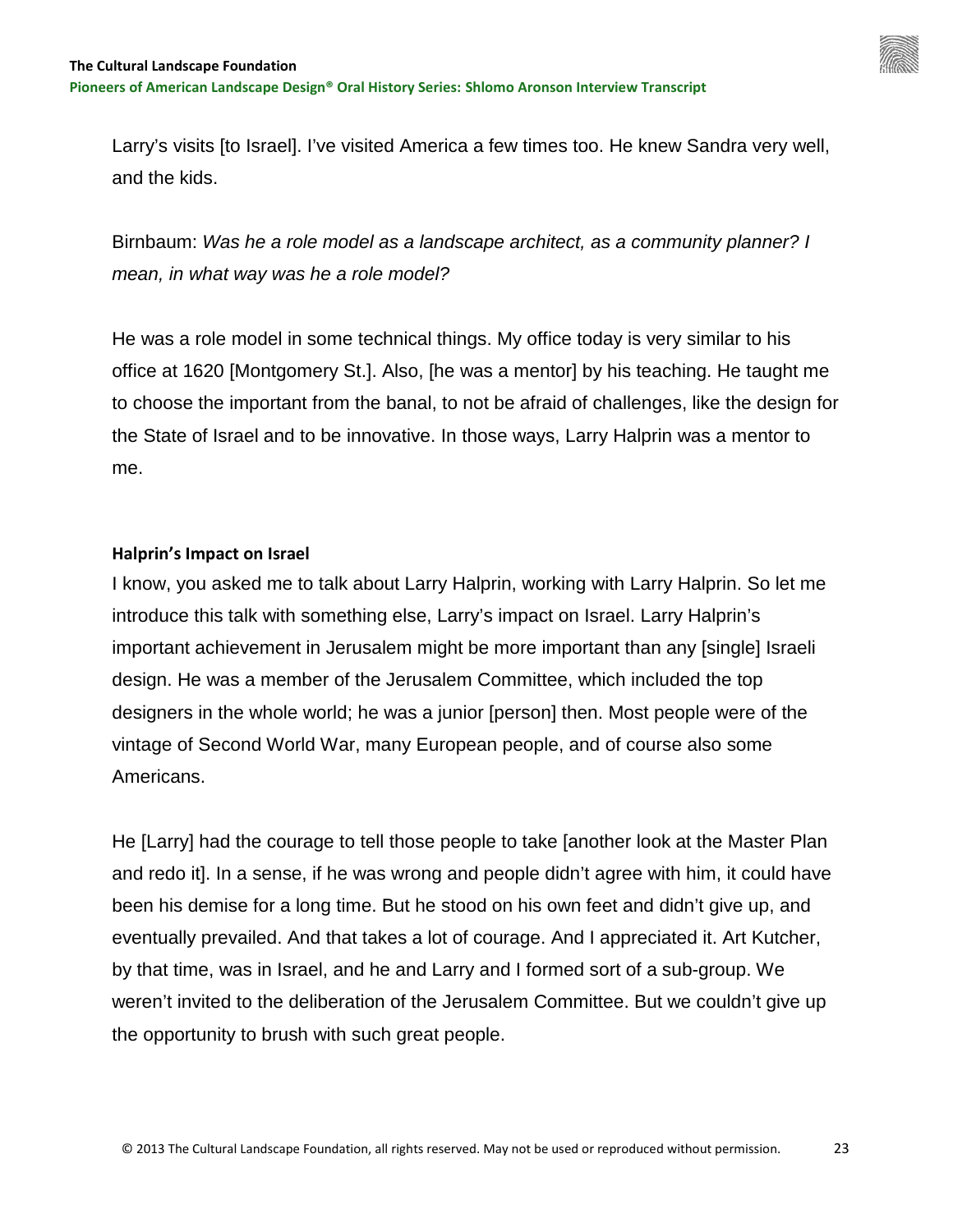Larry's visits [to Israel]. I've visited America a few times too. He knew Sandra very well, and the kids.

Birnbaum: *Was he a role model as a landscape architect, as a community planner? I mean, in what way was he a role model?*

He was a role model in some technical things. My office today is very similar to his office at 1620 [Montgomery St.]. Also, [he was a mentor] by his teaching. He taught me to choose the important from the banal, to not be afraid of challenges, like the design for the State of Israel and to be innovative. In those ways, Larry Halprin was a mentor to me.

**Halprin's Impact on Israel**

I know, you asked me to talk about Larry Halprin, working with Larry Halprin. So let me introduce this talk with something else, Larry's impact on Israel. Larry Halprin's important achievement in Jerusalem might be more important than any [single] Israeli design. He was a member of the Jerusalem Committee, which included the top designers in the whole world; he was a junior [person] then. Most people were of the vintage of Second World War, many European people, and of course also some Americans.

He [Larry] had the courage to tell those people to take [another look at the Master Plan and redo it]. In a sense, if he was wrong and people didn't agree with him, it could have been his demise for a long time. But he stood on his own feet and didn't give up, and eventually prevailed. And that takes a lot of courage. And I appreciated it. Art Kutcher, by that time, was in Israel, and he and Larry and I formed sort of a sub-group. We weren't invited to the deliberation of the Jerusalem Committee. But we couldn't give up the opportunity to brush with such great people.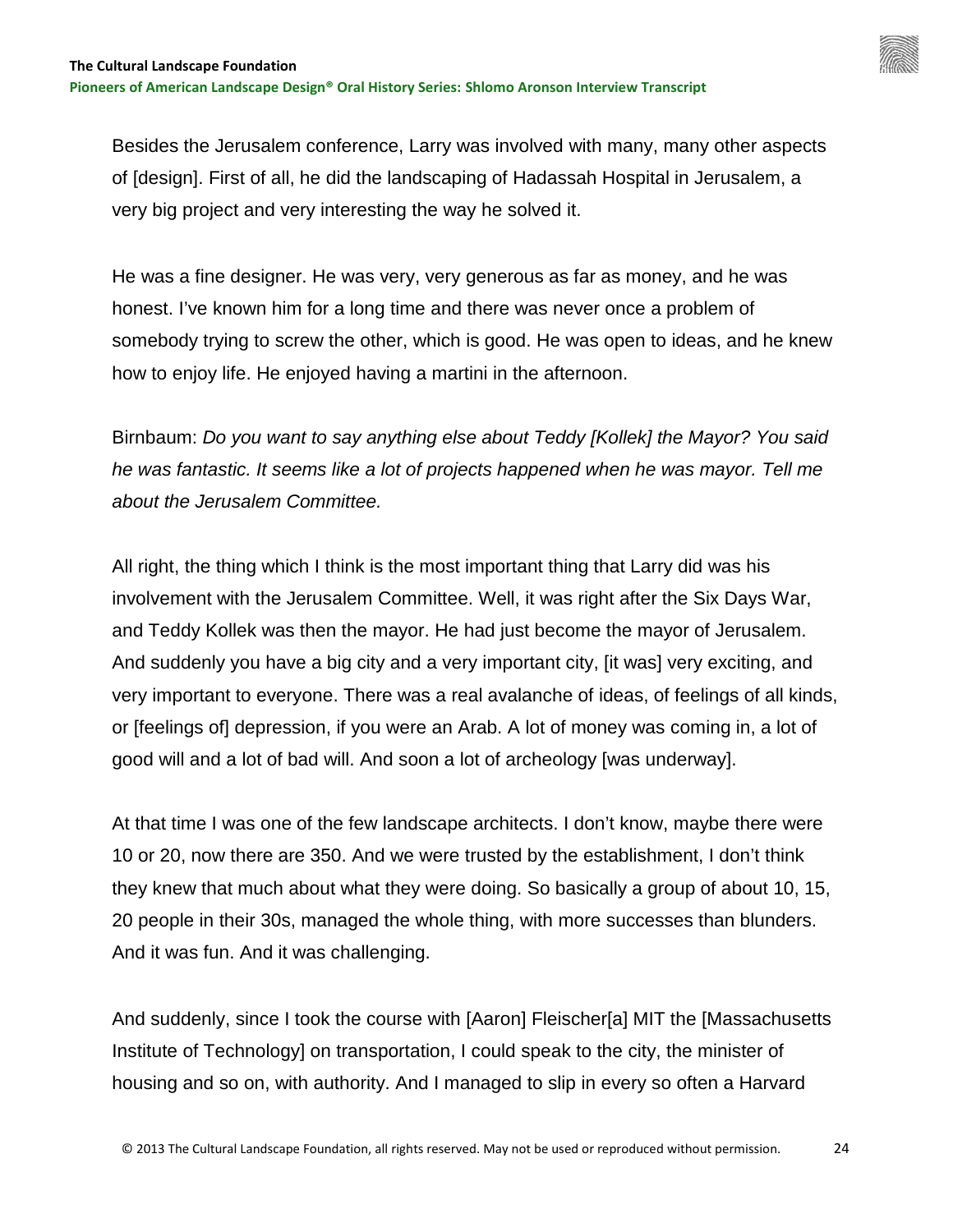Besides the Jerusalem conference, Larry was involved with many, many other aspects of [design]. First of all, he did the landscaping of Hadassah Hospital in Jerusalem, a very big project and very interesting the way he solved it.

He was a fine designer. He was very, very generous as far as money, and he was honest. I've known him for a long time and there was never once a problem of somebody trying to screw the other, which is good. He was open to ideas, and he knew how to enjoy life. He enjoyed having a martini in the afternoon.

Birnbaum: *Do you want to say anything else about Teddy [Kollek] the Mayor? You said he was fantastic. It seems like a lot of projects happened when he was mayor. Tell me about the Jerusalem Committee.*

All right, the thing which I think is the most important thing that Larry did was his involvement with the Jerusalem Committee. Well, it was right after the Six Days War, and Teddy Kollek was then the mayor. He had just become the mayor of Jerusalem. And suddenly you have a big city and a very important city, [it was] very exciting, and very important to everyone. There was a real avalanche of ideas, of feelings of all kinds, or [feelings of] depression, if you were an Arab. A lot of money was coming in, a lot of good will and a lot of bad will. And soon a lot of archeology [was underway].

At that time I was one of the few landscape architects. I don't know, maybe there were 10 or 20, now there are 350. And we were trusted by the establishment, I don't think they knew that much about what they were doing. So basically a group of about 10, 15, 20 people in their 30s, managed the whole thing, with more successes than blunders. And it was fun. And it was challenging.

And suddenly, since I took the course with [Aaron] Fleischer[a] MIT the [Massachusetts Institute of Technology] on transportation, I could speak to the city, the minister of housing and so on, with authority. And I managed to slip in every so often a Harvard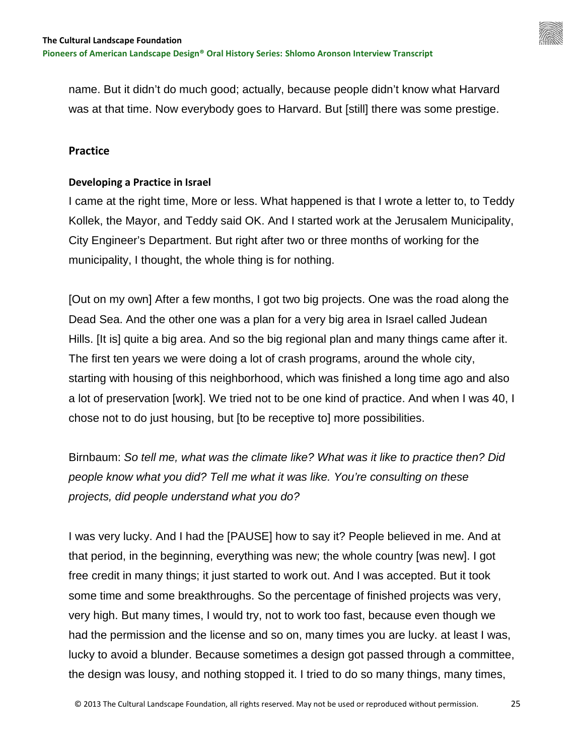name. But it didn't do much good; actually, because people didn't know what Harvard was at that time. Now everybody goes to Harvard. But [still] there was some prestige.

## Practice

### Developing a Practice in Israel

I came at the right time, More or less. What happened is that I wrote a letter to, to Teddy Kollek, the Mayor, and Teddy said OK. And I started work at the Jerusalem Municipality, City Engineer's Department. But right after two or three months of working for the municipality, I thought, the whole thing is for nothing.

[Out on my own] After a few months, I got two big projects. One was the road along the Dead Sea. And the other one was a plan for a very big area in Israel called Judean Hills. [It is] quite a big area. And so the big regional plan and many things came after it. The first ten years we were doing a lot of crash programs, around the whole city, starting with housing of this neighborhood, which was finished a long time ago and also a lot of preservation [work]. We tried not to be one kind of practice. And when I was 40, I chose not to do just housing, but [to be receptive to] more possibilities.

Birnbaum: *So tell me, what was the climate like? What was it like to practice then? Did people know what you did? Tell me what it was like. You're consulting on these projects, did people understand what you do?*

I was very lucky. And I had the [PAUSE] how to say it? People believed in me. And at that period, in the beginning, everything was new; the whole country [was new]. I got free credit in many things; it just started to work out. And I was accepted. But it took some time and some breakthroughs. So the percentage of finished projects was very, very high. But many times, I would try, not to work too fast, because even though we had the permission and the license and so on, many times you are lucky. at least I was, lucky to avoid a blunder. Because sometimes a design got passed through a committee, the design was lousy, and nothing stopped it. I tried to do so many things, many times,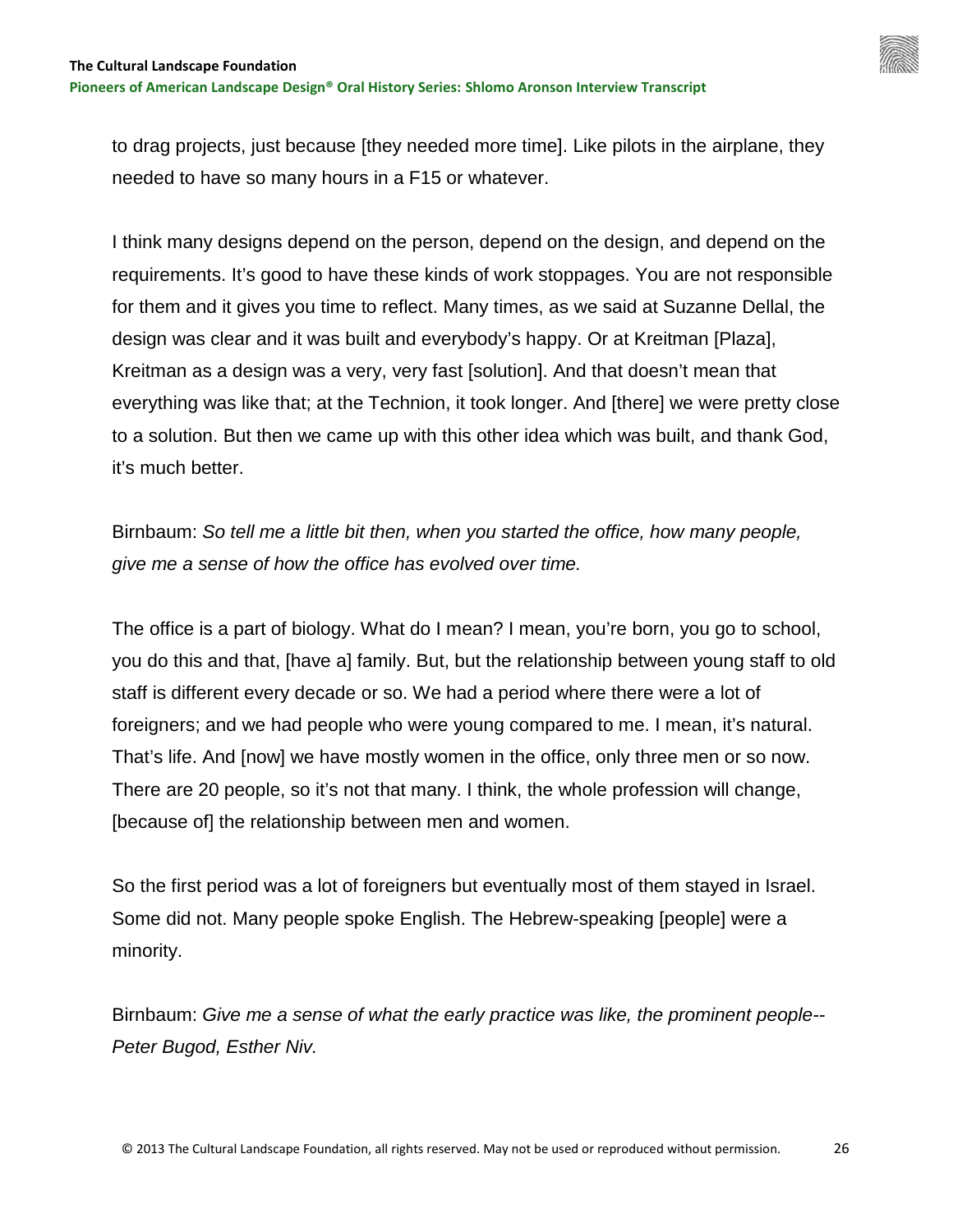to drag projects, just because [they needed more time]. Like pilots in the airplane, they needed to have so many hours in a F15 or whatever.

I think many designs depend on the person, depend on the design, and depend on the requirements. It's good to have these kinds of work stoppages. You are not responsible for them and it gives you time to reflect. Many times, as we said at Suzanne Dellal, the design was clear and it was built and everybody's happy. Or at Kreitman [Plaza], Kreitman as a design was a very, very fast [solution]. And that doesn't mean that everything was like that; at the Technion, it took longer. And [there] we were pretty close to a solution. But then we came up with this other idea which was built, and thank God, it's much better.

Birnbaum: *So tell me a little bit then, when you started the office, how many people, give me a sense of how the office has evolved over time.*

The office is a part of biology. What do I mean? I mean, you're born, you go to school, you do this and that, [have a] family. But, but the relationship between young staff to old staff is different every decade or so. We had a period where there were a lot of foreigners; and we had people who were young compared to me. I mean, it's natural. That's life. And [now] we have mostly women in the office, only three men or so now. There are 20 people, so it's not that many. I think, the whole profession will change, [because of] the relationship between men and women.

So the first period was a lot of foreigners but eventually most of them stayed in Israel. Some did not. Many people spoke English. The Hebrew-speaking [people] were a minority.

Birnbaum: *Give me a sense of what the early practice was like, the prominent people--Peter Bugod, Esther Niv.*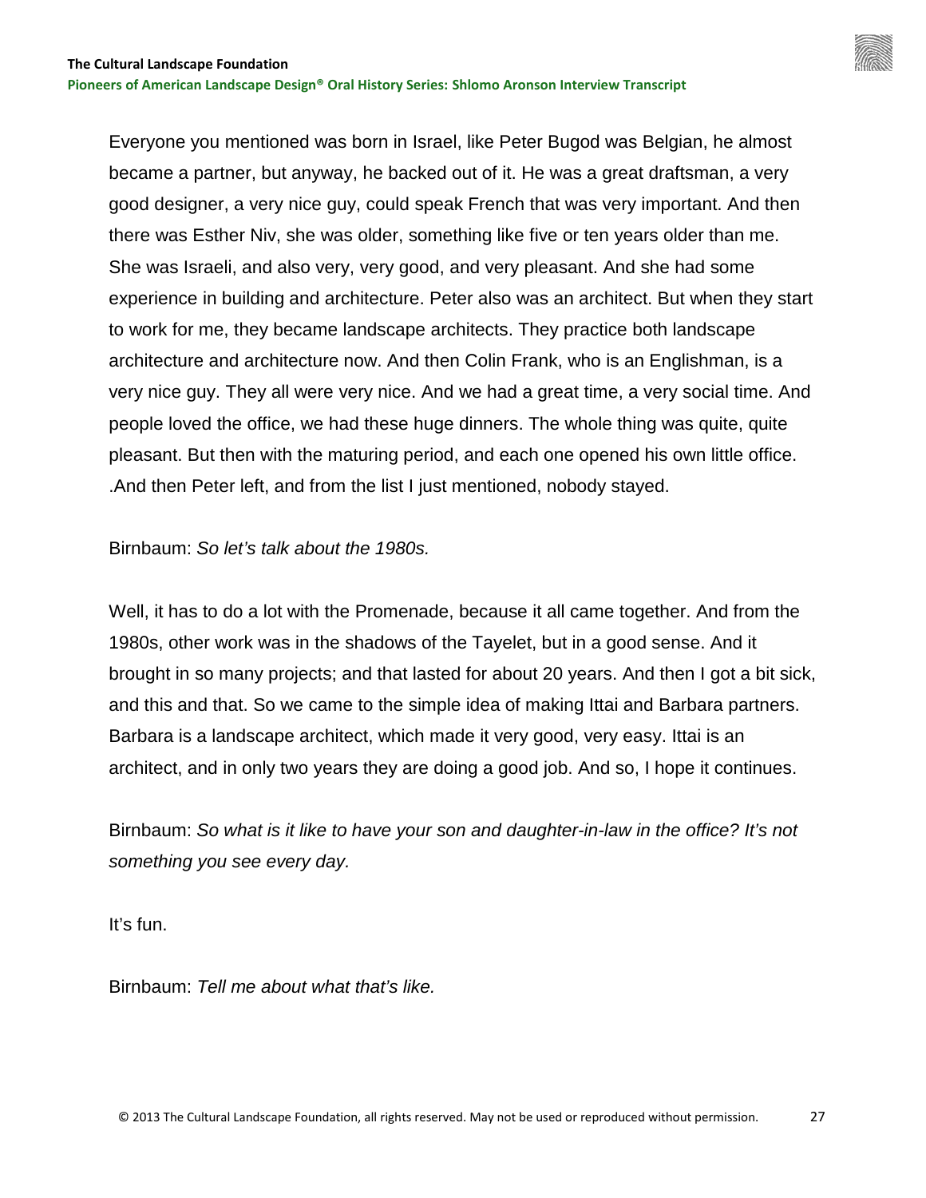Everyone you mentioned was born in Israel, like Peter Bugod was Belgian, he almost became a partner, but anyway, he backed out of it. He was a great draftsman, a very good designer, a very nice guy, could speak French that was very important. And then there was Esther Niv, she was older, something like five or ten years older than me. She was Israeli, and also very, very good, and very pleasant. And she had some experience in building and architecture. Peter also was an architect. But when they start to work for me, they became landscape architects. They practice both landscape architecture and architecture now. And then Colin Frank, who is an Englishman, is a very nice guy. They all were very nice. And we had a great time, a very social time. And people loved the office, we had these huge dinners. The whole thing was quite, quite pleasant. But then with the maturing period, and each one opened his own little office. .And then Peter left, and from the list I just mentioned, nobody stayed.

Birnbaum: *So let's talk about the 1980s.*

Well, it has to do a lot with the Promenade, because it all came together. And from the 1980s, other work was in the shadows of the Tayelet, but in a good sense. And it brought in so many projects; and that lasted for about 20 years. And then I got a bit sick, and this and that. So we came to the simple idea of making Ittai and Barbara partners. Barbara is a landscape architect, which made it very good, very easy. Ittai is an architect, and in only two years they are doing a good job. And so, I hope it continues.

Birnbaum: *So what is it like to have your son and daughter-in-law in the office? It's not something you see every day.*

It's fun.

Birnbaum: *Tell me about what that's like.*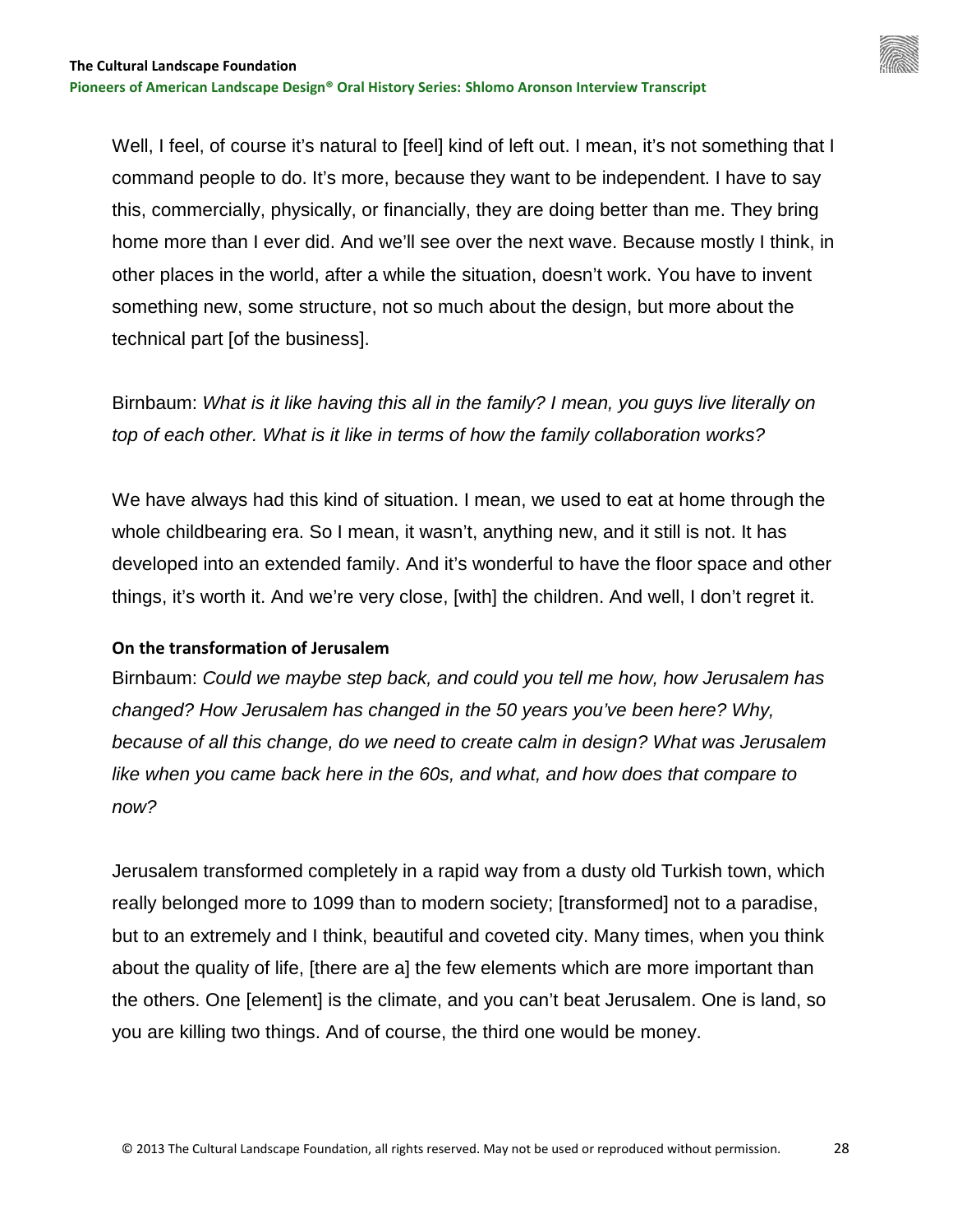Well, I feel, of course it's natural to [feel] kind of left out. I mean, it's not something that I command people to do. It's more, because they want to be independent. I have to say this, commercially, physically, or financially, they are doing better than me. They bring home more than I ever did. And we'll see over the next wave. Because mostly I think, in other places in the world, after a while the situation, doesn't work. You have to invent something new, some structure, not so much about the design, but more about the technical part [of the business].

Birnbaum: *What is it like having this all in the family? I mean, you guys live literally on top of each other. What is it like in terms of how the family collaboration works?*

We have always had this kind of situation. I mean, we used to eat at home through the whole childbearing era. So I mean, it wasn't, anything new, and it still is not. It has developed into an extended family. And it's wonderful to have the floor space and other things, it's worth it. And we're very close, [with] the children. And well, I don't regret it.

**On the transformation of Jerusalem**

Birnbaum: *Could we maybe step back, and could you tell me how, how Jerusalem has changed? How Jerusalem has changed in the 50 years you've been here? Why, because of all this change, do we need to create calm in design? What was Jerusalem like when you came back here in the 60s, and what, and how does that compare to now?*

Jerusalem transformed completely in a rapid way from a dusty old Turkish town, which really belonged more to 1099 than to modern society; [transformed] not to a paradise, but to an extremely and I think, beautiful and coveted city. Many times, when you think about the quality of life, [there are a] the few elements which are more important than the others. One [element] is the climate, and you can't beat Jerusalem. One is land, so you are killing two things. And of course, the third one would be money.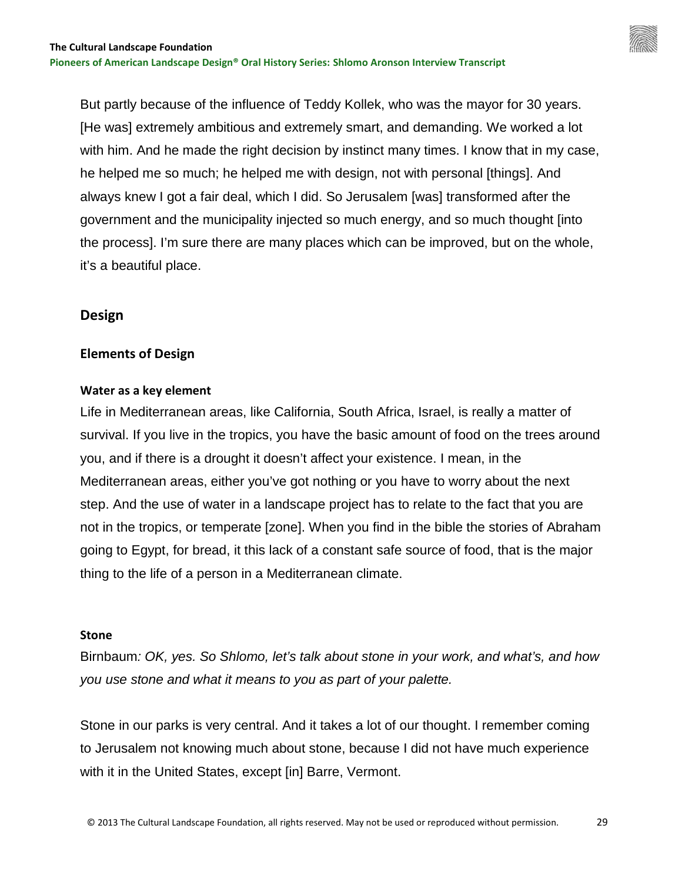But partly because of the influence of Teddy Kollek, who was the mayor for 30 years. [He was] extremely ambitious and extremely smart, and demanding. We worked a lot with him. And he made the right decision by instinct many times. I know that in my case, he helped me so much; he helped me with design, not with personal [things]. And always knew I got a fair deal, which I did. So Jerusalem [was] transformed after the government and the municipality injected so much energy, and so much thought [into the process]. I'm sure there are many places which can be improved, but on the whole, it's a beautiful place.

## Design

### Elements of Design

#### Water as a key element

Life in Mediterranean areas, like California, South Africa, Israel, is really a matter of survival. If you live in the tropics, you have the basic amount of food on the trees around you, and if there is a drought it doesn't affect your existence. I mean, in the Mediterranean areas, either you've got nothing or you have to worry about the next step. And the use of water in a landscape project has to relate to the fact that you are not in the tropics, or temperate [zone]. When you find in the bible the stories of Abraham going to Egypt, for bread, it this lack of a constant safe source of food, that is the major thing to the life of a person in a Mediterranean climate.

#### Stone

Birnbaum*: OK, yes. So Shlomo, let's talk about stone in your work, and what's, and how you use stone and what it means to you as part of your palette.*

Stone in our parks is very central. And it takes a lot of our thought. I remember coming to Jerusalem not knowing much about stone, because I did not have much experience with it in the United States, except [in] Barre, Vermont.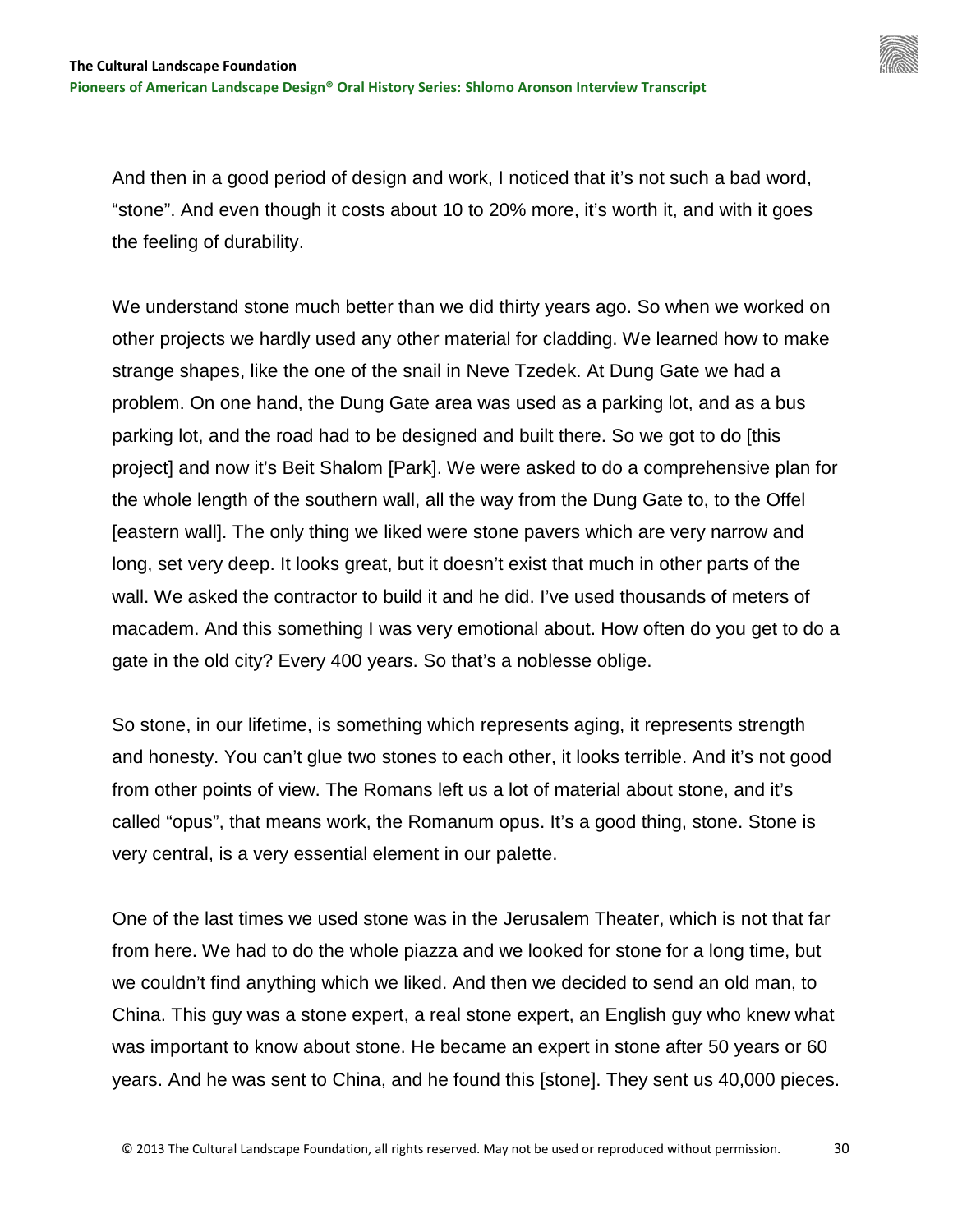And then in a good period of design and work, I noticed that it's not such a bad word, "stone". And even though it costs about 10 to 20% more, it's worth it, and with it goes the feeling of durability.

We understand stone much better than we did thirty years ago. So when we worked on other projects we hardly used any other material for cladding. We learned how to make strange shapes, like the one of the snail in Neve Tzedek. At Dung Gate we had a problem. On one hand, the Dung Gate area was used as a parking lot, and as a bus parking lot, and the road had to be designed and built there. So we got to do [this project] and now it's Beit Shalom [Park]. We were asked to do a comprehensive plan for the whole length of the southern wall, all the way from the Dung Gate to, to the Offel [eastern wall]. The only thing we liked were stone pavers which are very narrow and long, set very deep. It looks great, but it doesn't exist that much in other parts of the wall. We asked the contractor to build it and he did. I've used thousands of meters of macadem. And this something I was very emotional about. How often do you get to do a gate in the old city? Every 400 years. So that's a noblesse oblige.

So stone, in our lifetime, is something which represents aging, it represents strength and honesty. You can't glue two stones to each other, it looks terrible. And it's not good from other points of view. The Romans left us a lot of material about stone, and it's called "opus", that means work, the Romanum opus. It's a good thing, stone. Stone is very central, is a very essential element in our palette.

One of the last times we used stone was in the Jerusalem Theater, which is not that far from here. We had to do the whole piazza and we looked for stone for a long time, but we couldn't find anything which we liked. And then we decided to send an old man, to China. This guy was a stone expert, a real stone expert, an English guy who knew what was important to know about stone. He became an expert in stone after 50 years or 60 years. And he was sent to China, and he found this [stone]. They sent us 40,000 pieces.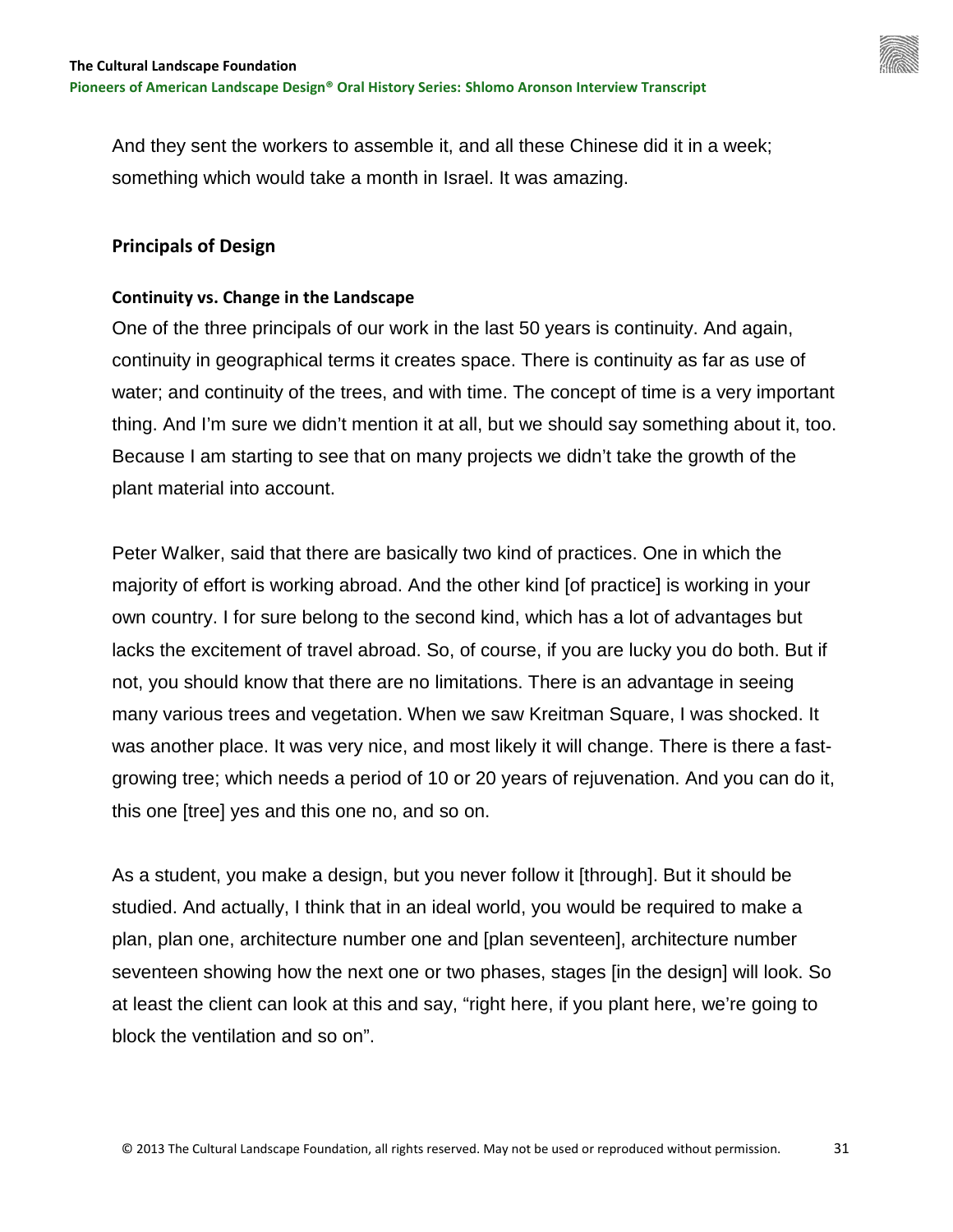And they sent the workers to assemble it, and all these Chinese did it in a week; something which would take a month in Israel. It was amazing.

## Principals of Design

### Continuity vs. Change in the Landscape

One of the three principals of our work in the last 50 years is continuity. And again, continuity in geographical terms it creates space. There is continuity as far as use of water; and continuity of the trees, and with time. The concept of time is a very important thing. And I'm sure we didn't mention it at all, but we should say something about it, too. Because I am starting to see that on many projects we didn't take the growth of the plant material into account.

Peter Walker, said that there are basically two kind of practices. One in which the majority of effort is working abroad. And the other kind [of practice] is working in your own country. I for sure belong to the second kind, which has a lot of advantages but lacks the excitement of travel abroad. So, of course, if you are lucky you do both. But if not, you should know that there are no limitations. There is an advantage in seeing many various trees and vegetation. When we saw Kreitman Square, I was shocked. It was another place. It was very nice, and most likely it will change. There is there a fast-growing tree; which needs a period of 10 or 20 years of rejuvenation. And you can do it, this one [tree] yes and this one no, and so on.

As a student, you make a design, but you never follow it [through]. But it should be studied. And actually, I think that in an ideal world, you would be required to make a plan, plan one, architecture number one and [plan seventeen], architecture number seventeen showing how the next one or two phases, stages [in the design] will look. So at least the client can look at this and say, "right here, if you plant here, we're going to block the ventilation and so on".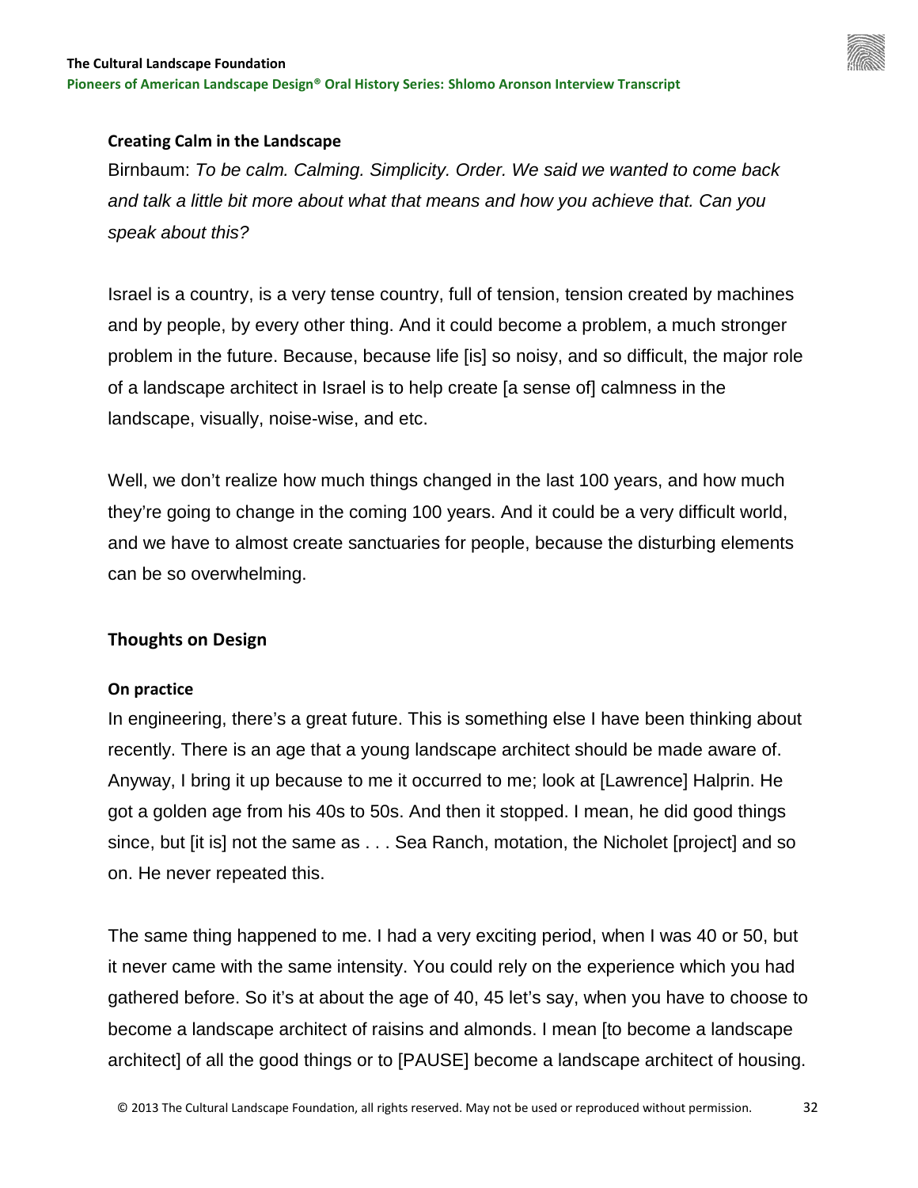### Creating Calm in the Landscape

Birnbaum: *To be calm. Calming. Simplicity. Order. We said we wanted to come back and talk a little bit more about what that means and how you achieve that. Can you speak about this?*

Israel is a country, is a very tense country, full of tension, tension created by machines and by people, by every other thing. And it could become a problem, a much stronger problem in the future. Because, because life [is] so noisy, and so difficult, the major role of a landscape architect in Israel is to help create [a sense of] calmness in the landscape, visually, noise-wise, and etc.

Well, we don't realize how much things changed in the last 100 years, and how much they're going to change in the coming 100 years. And it could be a very difficult world, and we have to almost create sanctuaries for people, because the disturbing elements can be so overwhelming.

## Thoughts on Design

### On practice

In engineering, there's a great future. This is something else I have been thinking about recently. There is an age that a young landscape architect should be made aware of. Anyway, I bring it up because to me it occurred to me; look at [Lawrence] Halprin. He got a golden age from his 40s to 50s. And then it stopped. I mean, he did good things since, but [it is] not the same as . . . Sea Ranch, motation, the Nicholet [project] and so on. He never repeated this.

The same thing happened to me. I had a very exciting period, when I was 40 or 50, but it never came with the same intensity. You could rely on the experience which you had gathered before. So it's at about the age of 40, 45 let's say, when you have to choose to become a landscape architect of raisins and almonds. I mean [to become a landscape architect] of all the good things or to [PAUSE] become a landscape architect of housing.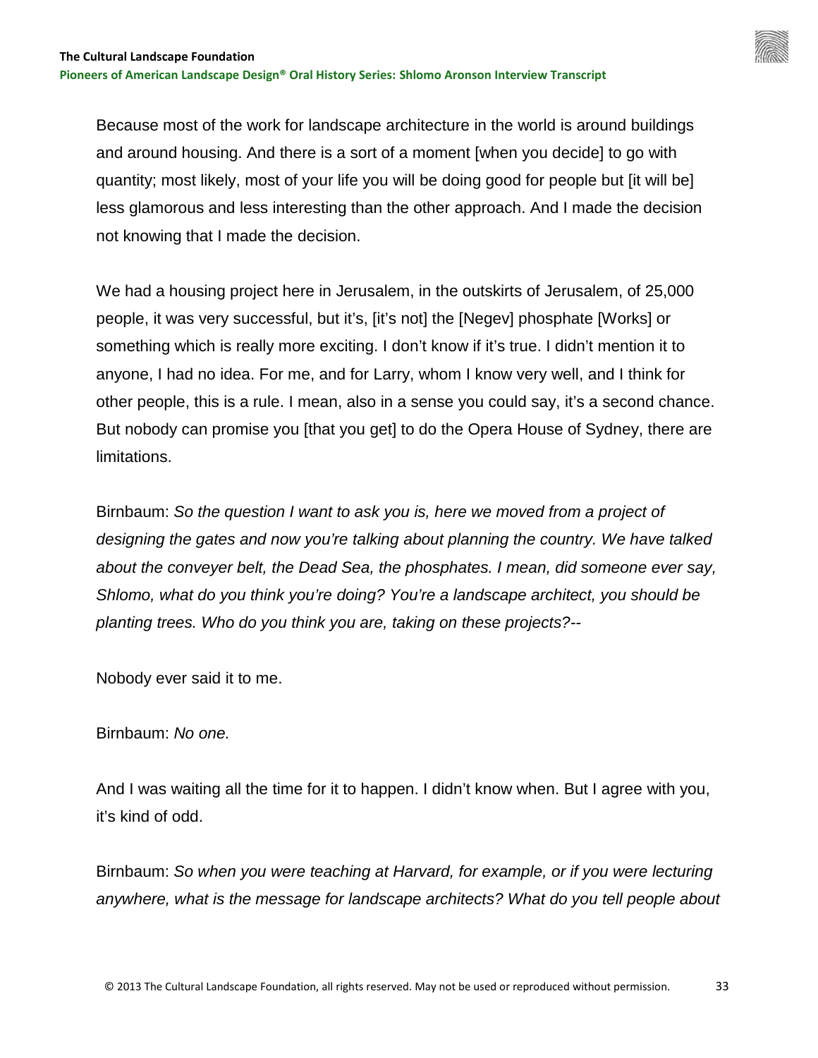Because most of the work for landscape architecture in the world is around buildings and around housing. And there is a sort of a moment [when you decide] to go with quantity; most likely, most of your life you will be doing good for people but [it will be] less glamorous and less interesting than the other approach. And I made the decision not knowing that I made the decision.

We had a housing project here in Jerusalem, in the outskirts of Jerusalem, of 25,000 people, it was very successful, but it's, [it's not] the [Negev] phosphate [Works] or something which is really more exciting. I don't know if it's true. I didn't mention it to anyone, I had no idea. For me, and for Larry, whom I know very well, and I think for other people, this is a rule. I mean, also in a sense you could say, it's a second chance. But nobody can promise you [that you get] to do the Opera House of Sydney, there are limitations.

Birnbaum: *So the question I want to ask you is, here we moved from a project of designing the gates and now you're talking about planning the country. We have talked about the conveyer belt, the Dead Sea, the phosphates. I mean, did someone ever say, Shlomo, what do you think you're doing? You're a landscape architect, you should be planting trees. Who do you think you are, taking on these projects?--*

Nobody ever said it to me.

Birnbaum: *No one.*

And I was waiting all the time for it to happen. I didn't know when. But I agree with you, it's kind of odd.

Birnbaum: *So when you were teaching at Harvard, for example, or if you were lecturing anywhere, what is the message for landscape architects? What do you tell people about*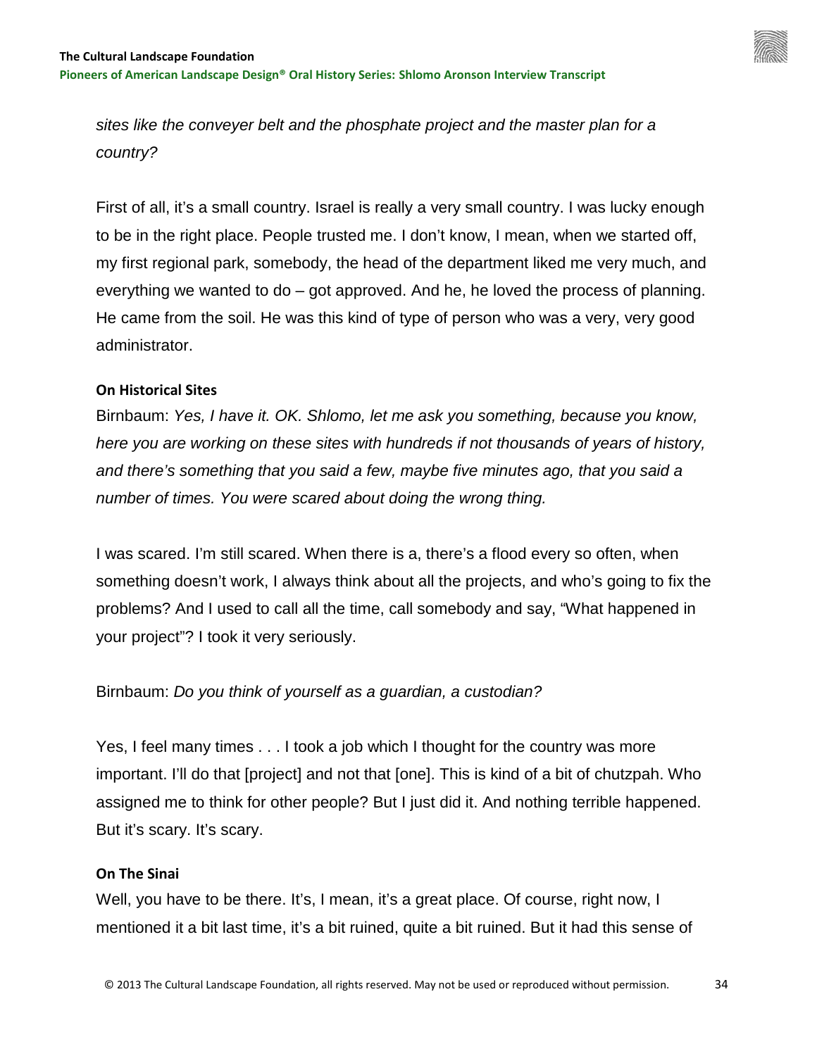*sites like the conveyer belt and the phosphate project and the master plan for a country?*

First of all, it's a small country. Israel is really a very small country. I was lucky enough to be in the right place. People trusted me. I don't know, I mean, when we started off, my first regional park, somebody, the head of the department liked me very much, and everything we wanted to do – got approved. And he, he loved the process of planning. He came from the soil. He was this kind of type of person who was a very, very good administrator.

**On Historical Sites**

Birnbaum: *Yes, I have it. OK. Shlomo, let me ask you something, because you know, here you are working on these sites with hundreds if not thousands of years of history, and there's something that you said a few, maybe five minutes ago, that you said a number of times. You were scared about doing the wrong thing.*

I was scared. I'm still scared. When there is a, there's a flood every so often, when something doesn't work, I always think about all the projects, and who's going to fix the problems? And I used to call all the time, call somebody and say, "What happened in your project"? I took it very seriously.

Birnbaum: *Do you think of yourself as a guardian, a custodian?*

Yes, I feel many times . . . I took a job which I thought for the country was more important. I'll do that [project] and not that [one]. This is kind of a bit of chutzpah. Who assigned me to think for other people? But I just did it. And nothing terrible happened. But it's scary. It's scary.

**On The Sinai**

Well, you have to be there. It's, I mean, it's a great place. Of course, right now, I mentioned it a bit last time, it's a bit ruined, quite a bit ruined. But it had this sense of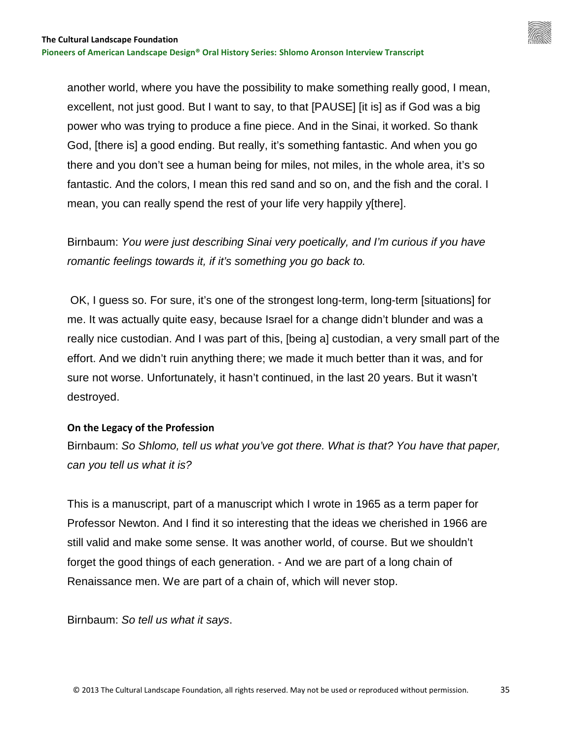another world, where you have the possibility to make something really good, I mean, excellent, not just good. But I want to say, to that [PAUSE] [it is] as if God was a big power who was trying to produce a fine piece. And in the Sinai, it worked. So thank God, [there is] a good ending. But really, it's something fantastic. And when you go there and you don't see a human being for miles, not miles, in the whole area, it's so fantastic. And the colors, I mean this red sand and so on, and the fish and the coral. I mean, you can really spend the rest of your life very happily y[there].

Birnbaum: *You were just describing Sinai very poetically, and I'm curious if you have romantic feelings towards it, if it's something you go back to.*

OK, I guess so. For sure, it's one of the strongest long-term, long-term [situations] for me. It was actually quite easy, because Israel for a change didn't blunder and was a really nice custodian. And I was part of this, [being a] custodian, a very small part of the effort. And we didn't ruin anything there; we made it much better than it was, and for sure not worse. Unfortunately, it hasn't continued, in the last 20 years. But it wasn't destroyed.

**On the Legacy of the Profession**

Birnbaum: *So Shlomo, tell us what you've got there. What is that? You have that paper, can you tell us what it is?*

This is a manuscript, part of a manuscript which I wrote in 1965 as a term paper for Professor Newton. And I find it so interesting that the ideas we cherished in 1966 are still valid and make some sense. It was another world, of course. But we shouldn't forget the good things of each generation. - And we are part of a long chain of Renaissance men. We are part of a chain of, which will never stop.

Birnbaum: *So tell us what it says*.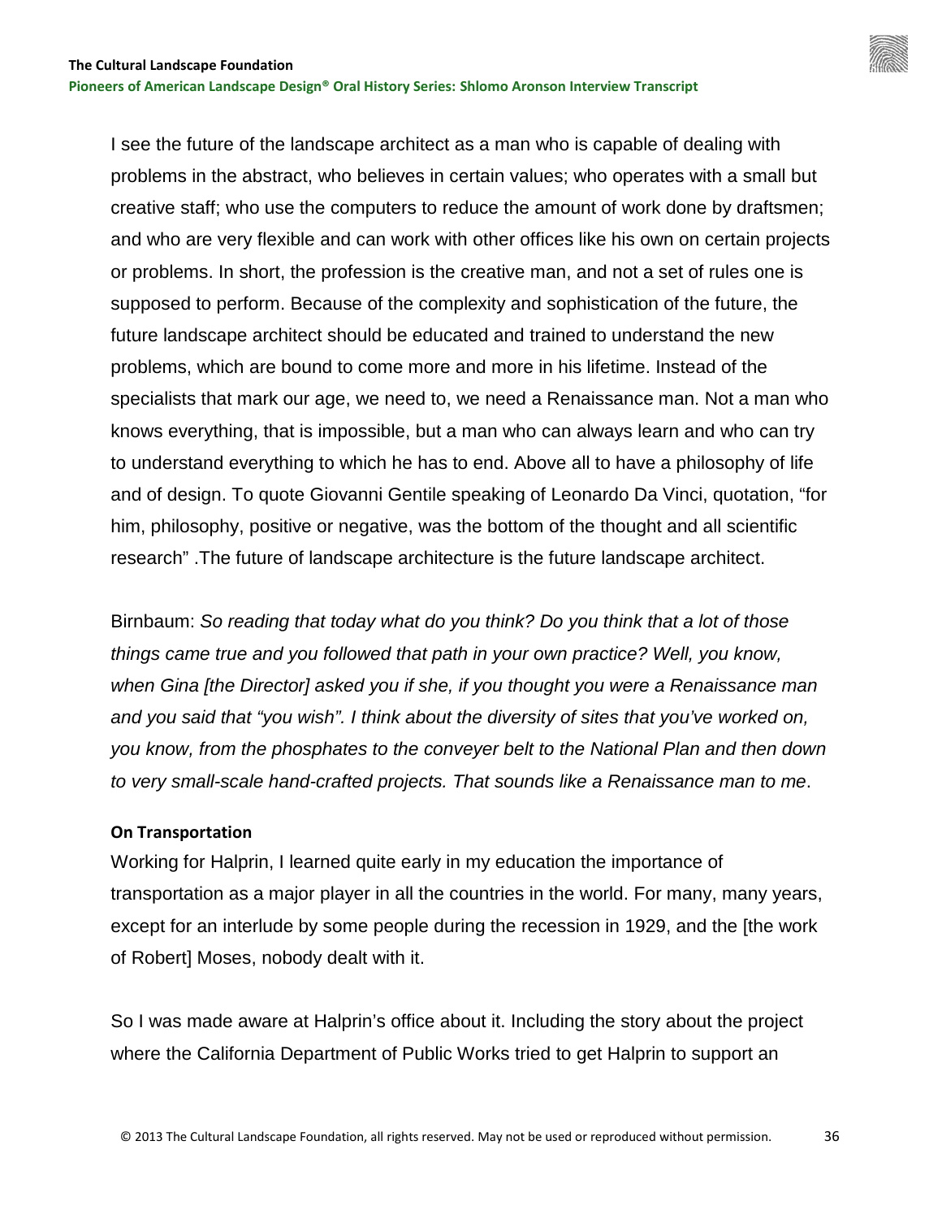I see the future of the landscape architect as a man who is capable of dealing with problems in the abstract, who believes in certain values; who operates with a small but creative staff; who use the computers to reduce the amount of work done by draftsmen; and who are very flexible and can work with other offices like his own on certain projects or problems. In short, the profession is the creative man, and not a set of rules one is supposed to perform. Because of the complexity and sophistication of the future, the future landscape architect should be educated and trained to understand the new problems, which are bound to come more and more in his lifetime. Instead of the specialists that mark our age, we need to, we need a Renaissance man. Not a man who knows everything, that is impossible, but a man who can always learn and who can try to understand everything to which he has to end. Above all to have a philosophy of life and of design. To quote Giovanni Gentile speaking of Leonardo Da Vinci, quotation, "for him, philosophy, positive or negative, was the bottom of the thought and all scientific research" .The future of landscape architecture is the future landscape architect.

Birnbaum: *So reading that today what do you think? Do you think that a lot of those things came true and you followed that path in your own practice? Well, you know, when Gina [the Director] asked you if she, if you thought you were a Renaissance man and you said that "you wish". I think about the diversity of sites that you've worked on, you know, from the phosphates to the conveyer belt to the National Plan and then down to very small-scale hand-crafted projects. That sounds like a Renaissance man to me*.

**On Transportation**

Working for Halprin, I learned quite early in my education the importance of transportation as a major player in all the countries in the world. For many, many years, except for an interlude by some people during the recession in 1929, and the [the work of Robert] Moses, nobody dealt with it.

So I was made aware at Halprin's office about it. Including the story about the project where the California Department of Public Works tried to get Halprin to support an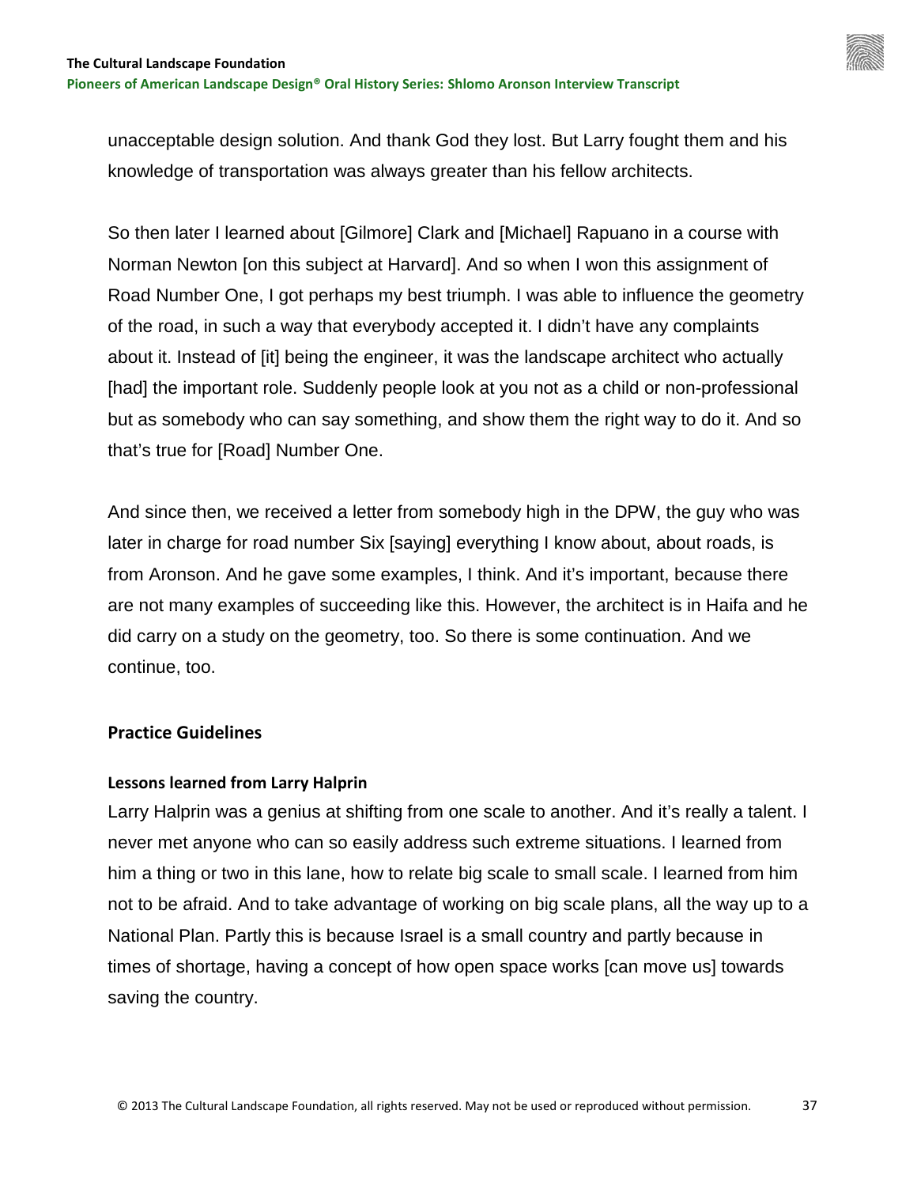unacceptable design solution. And thank God they lost. But Larry fought them and his knowledge of transportation was always greater than his fellow architects.

So then later I learned about [Gilmore] Clark and [Michael] Rapuano in a course with Norman Newton [on this subject at Harvard]. And so when I won this assignment of Road Number One, I got perhaps my best triumph. I was able to influence the geometry of the road, in such a way that everybody accepted it. I didn't have any complaints about it. Instead of [it] being the engineer, it was the landscape architect who actually [had] the important role. Suddenly people look at you not as a child or non-professional but as somebody who can say something, and show them the right way to do it. And so that's true for [Road] Number One.

And since then, we received a letter from somebody high in the DPW, the guy who was later in charge for road number Six [saying] everything I know about, about roads, is from Aronson. And he gave some examples, I think. And it's important, because there are not many examples of succeeding like this. However, the architect is in Haifa and he did carry on a study on the geometry, too. So there is some continuation. And we continue, too.

## Practice Guidelines

### Lessons learned from Larry Halprin

Larry Halprin was a genius at shifting from one scale to another. And it's really a talent. I never met anyone who can so easily address such extreme situations. I learned from him a thing or two in this lane, how to relate big scale to small scale. I learned from him not to be afraid. And to take advantage of working on big scale plans, all the way up to a National Plan. Partly this is because Israel is a small country and partly because in times of shortage, having a concept of how open space works [can move us] towards saving the country.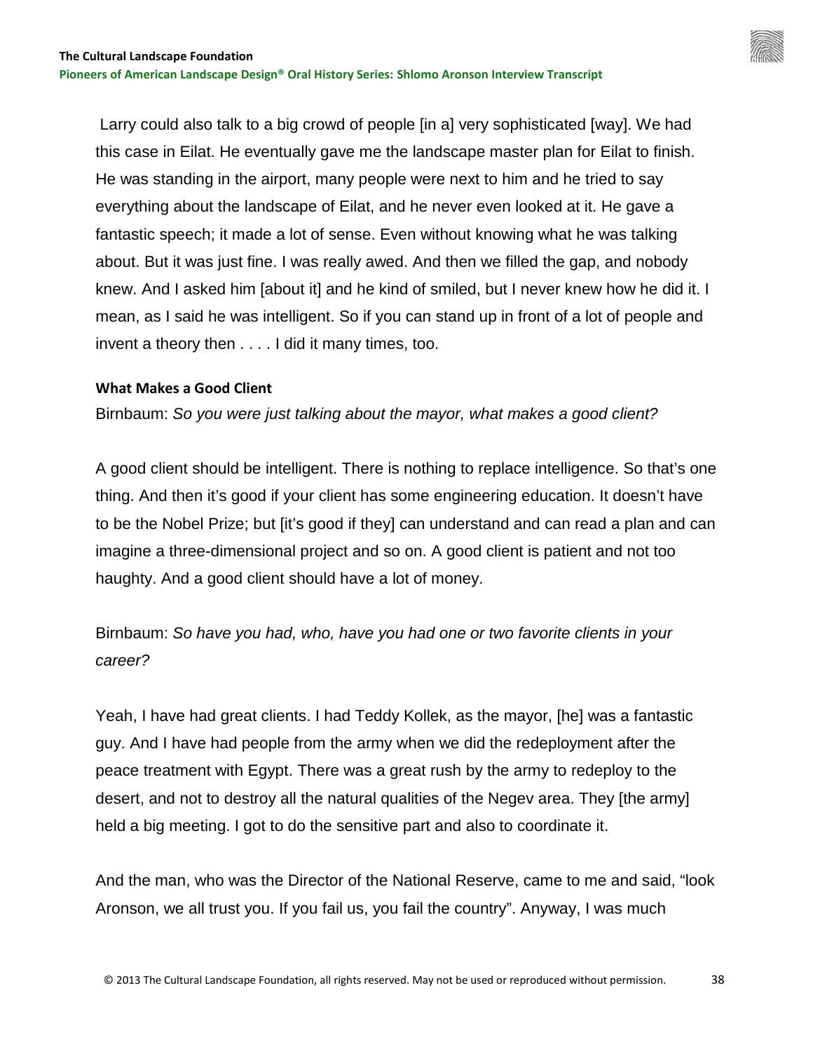Larry could also talk to a big crowd of people [in a] very sophisticated [way]. We had this case in Eilat. He eventually gave me the landscape master plan for Eilat to finish. He was standing in the airport, many people were next to him and he tried to say everything about the landscape of Eilat, and he never even looked at it. He gave a fantastic speech; it made a lot of sense. Even without knowing what he was talking about. But it was just fine. I was really awed. And then we filled the gap, and nobody knew. And I asked him [about it] and he kind of smiled, but I never knew how he did it. I mean, as I said he was intelligent. So if you can stand up in front of a lot of people and invent a theory then . . . . I did it many times, too.

### What Makes a Good Client

Birnbaum: *So you were just talking about the mayor, what makes a good client?*

A good client should be intelligent. There is nothing to replace intelligence. So that's one thing. And then it's good if your client has some engineering education. It doesn't have to be the Nobel Prize; but [it's good if they] can understand and can read a plan and can imagine a three-dimensional project and so on. A good client is patient and not too haughty. And a good client should have a lot of money.

Birnbaum: *So have you had, who, have you had one or two favorite clients in your career?*

Yeah, I have had great clients. I had Teddy Kollek, as the mayor, [he] was a fantastic guy. And I have had people from the army when we did the redeployment after the peace treatment with Egypt. There was a great rush by the army to redeploy to the desert, and not to destroy all the natural qualities of the Negev area. They [the army] held a big meeting. I got to do the sensitive part and also to coordinate it.

And the man, who was the Director of the National Reserve, came to me and said, "look Aronson, we all trust you. If you fail us, you fail the country". Anyway, I was much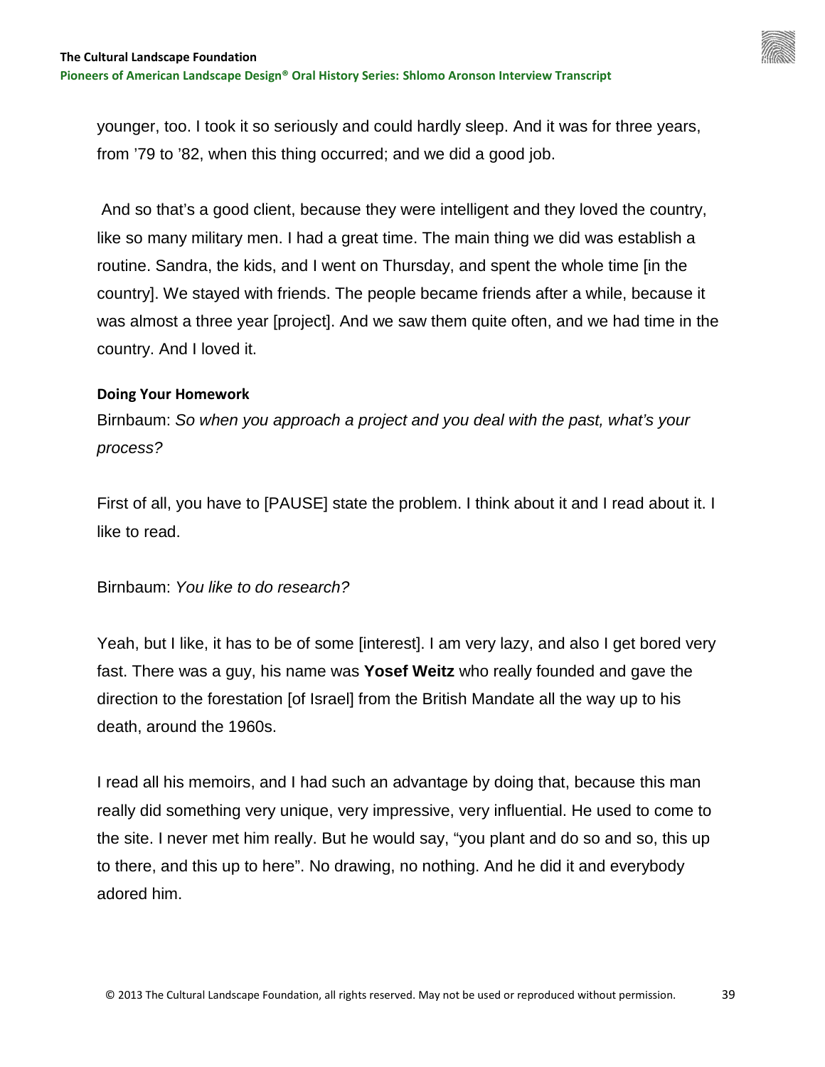younger, too. I took it so seriously and could hardly sleep. And it was for three years, from ’79 to ’82, when this thing occurred; and we did a good job.

And so that’s a good client, because they were intelligent and they loved the country, like so many military men. I had a great time. The main thing we did was establish a routine. Sandra, the kids, and I went on Thursday, and spent the whole time [in the country]. We stayed with friends. The people became friends after a while, because it was almost a three year [project]. And we saw them quite often, and we had time in the country. And I loved it.

### Doing Your Homework

Birnbaum: *So when you approach a project and you deal with the past, what’s your process?*

First of all, you have to [PAUSE] state the problem. I think about it and I read about it. I like to read.

Birnbaum: *You like to do research?*

Yeah, but I like, it has to be of some [interest]. I am very lazy, and also I get bored very fast. There was a guy, his name was **Yosef Weitz** who really founded and gave the direction to the forestation [of Israel] from the British Mandate all the way up to his death, around the 1960s.

I read all his memoirs, and I had such an advantage by doing that, because this man really did something very unique, very impressive, very influential. He used to come to the site. I never met him really. But he would say, “you plant and do so and so, this up to there, and this up to here”. No drawing, no nothing. And he did it and everybody adored him.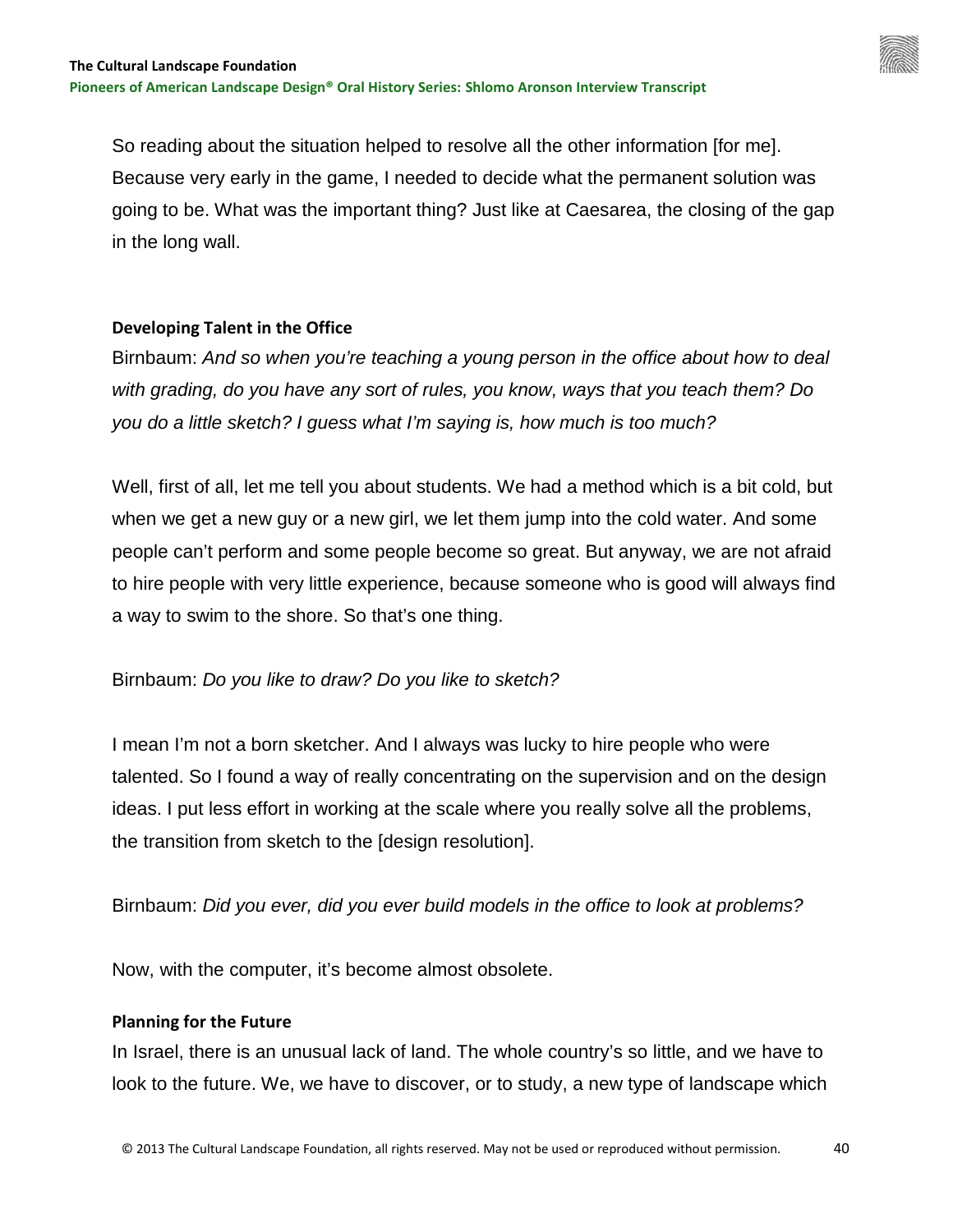So reading about the situation helped to resolve all the other information [for me]. Because very early in the game, I needed to decide what the permanent solution was going to be. What was the important thing? Just like at Caesarea, the closing of the gap in the long wall.

### Developing Talent in the Office

Birnbaum: *And so when you're teaching a young person in the office about how to deal with grading, do you have any sort of rules, you know, ways that you teach them? Do you do a little sketch? I guess what I'm saying is, how much is too much?*

Well, first of all, let me tell you about students. We had a method which is a bit cold, but when we get a new guy or a new girl, we let them jump into the cold water. And some people can't perform and some people become so great. But anyway, we are not afraid to hire people with very little experience, because someone who is good will always find a way to swim to the shore. So that's one thing.

Birnbaum: *Do you like to draw? Do you like to sketch?*

I mean I'm not a born sketcher. And I always was lucky to hire people who were talented. So I found a way of really concentrating on the supervision and on the design ideas. I put less effort in working at the scale where you really solve all the problems, the transition from sketch to the [design resolution].

Birnbaum: *Did you ever, did you ever build models in the office to look at problems?*

Now, with the computer, it's become almost obsolete.

### Planning for the Future

In Israel, there is an unusual lack of land. The whole country's so little, and we have to look to the future. We, we have to discover, or to study, a new type of landscape which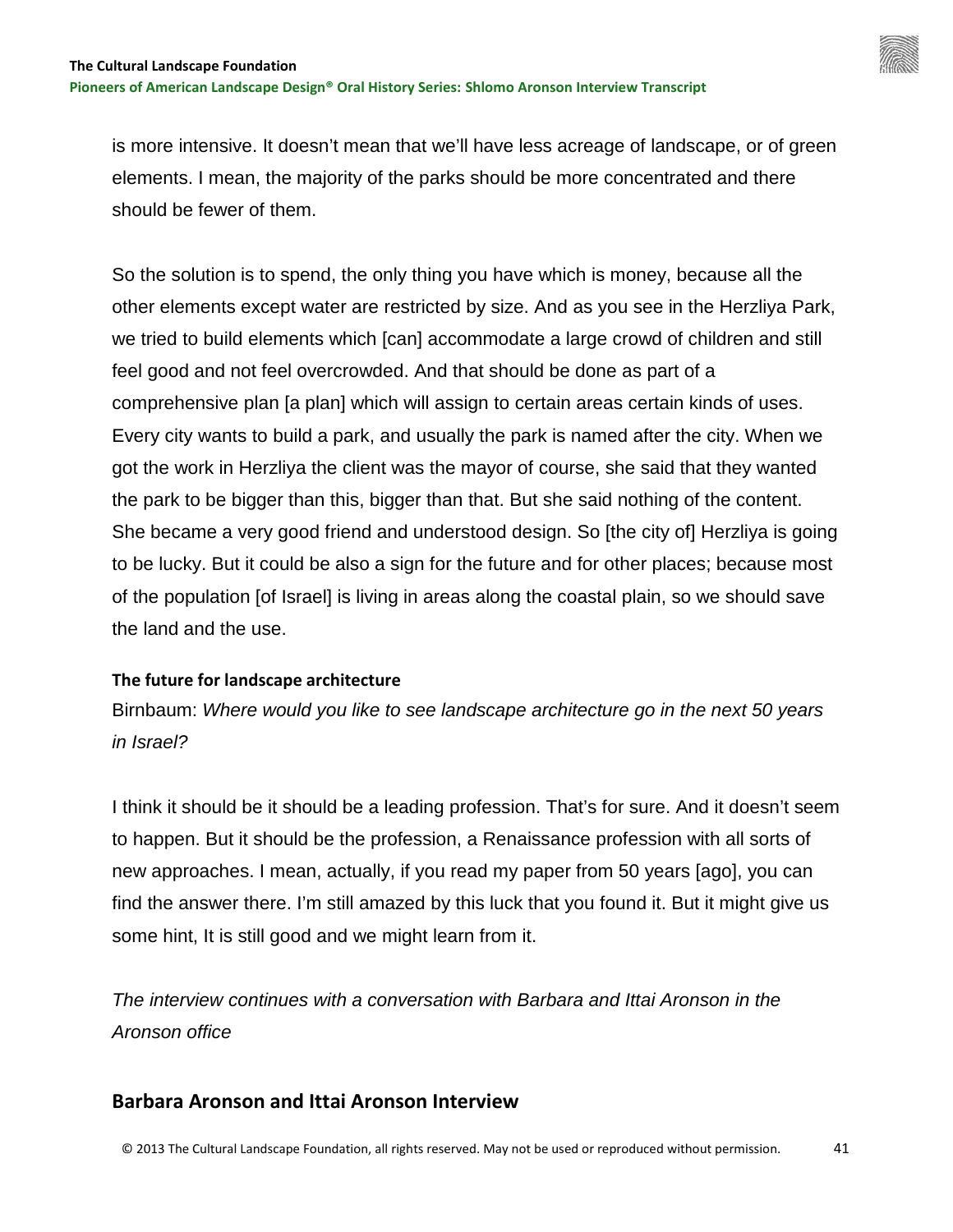is more intensive. It doesn't mean that we'll have less acreage of landscape, or of green elements. I mean, the majority of the parks should be more concentrated and there should be fewer of them.

So the solution is to spend, the only thing you have which is money, because all the other elements except water are restricted by size. And as you see in the Herzliya Park, we tried to build elements which [can] accommodate a large crowd of children and still feel good and not feel overcrowded. And that should be done as part of a comprehensive plan [a plan] which will assign to certain areas certain kinds of uses. Every city wants to build a park, and usually the park is named after the city. When we got the work in Herzliya the client was the mayor of course, she said that they wanted the park to be bigger than this, bigger than that. But she said nothing of the content. She became a very good friend and understood design. So [the city of] Herzliya is going to be lucky. But it could be also a sign for the future and for other places; because most of the population [of Israel] is living in areas along the coastal plain, so we should save the land and the use.

**The future for landscape architecture**

Birnbaum: *Where would you like to see landscape architecture go in the next 50 years in Israel?*

I think it should be it should be a leading profession. That's for sure. And it doesn't seem to happen. But it should be the profession, a Renaissance profession with all sorts of new approaches. I mean, actually, if you read my paper from 50 years [ago], you can find the answer there. I'm still amazed by this luck that you found it. But it might give us some hint, It is still good and we might learn from it.

*The interview continues with a conversation with Barbara and Ittai Aronson in the Aronson office*

## Barbara Aronson and Ittai Aronson Interview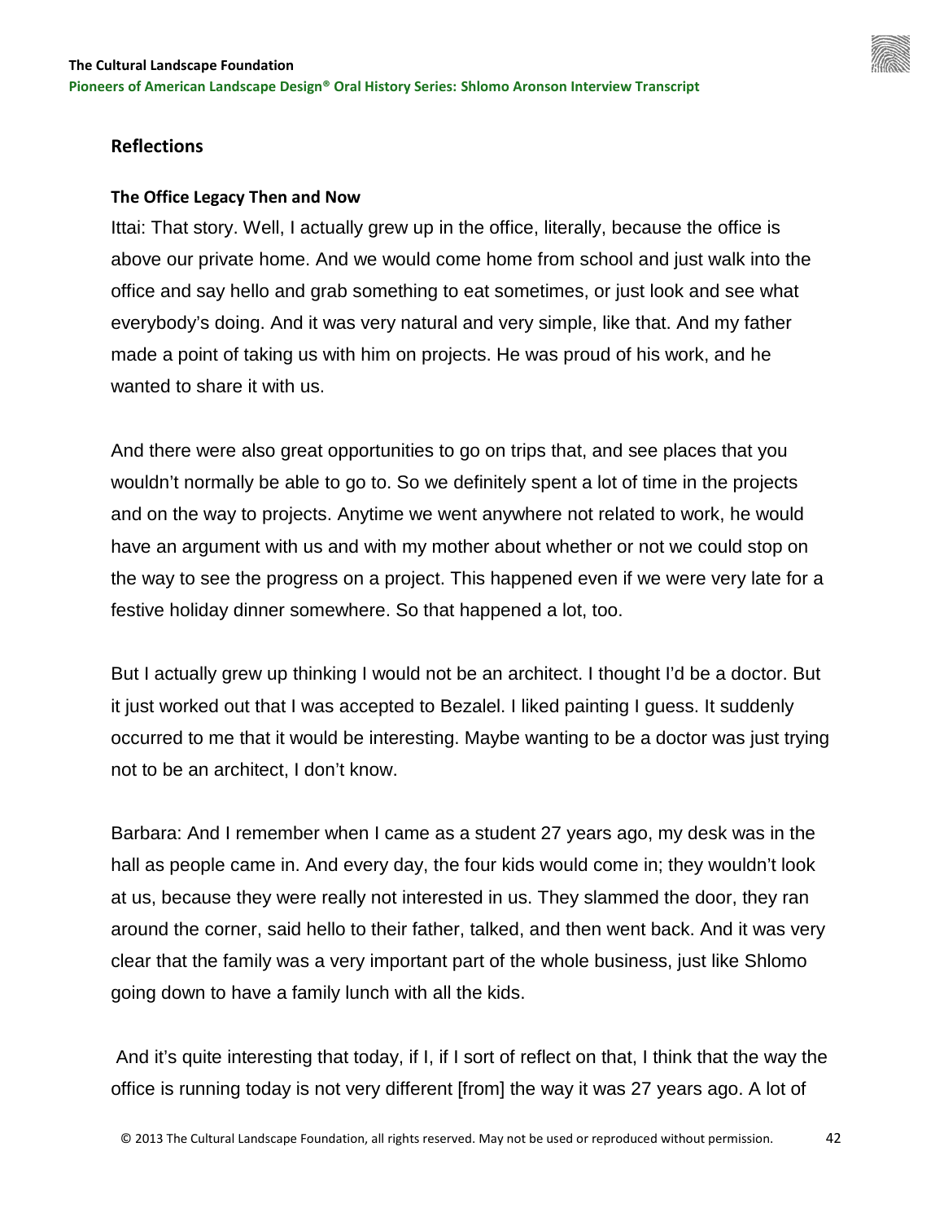## Reflections

### The Office Legacy Then and Now

Ittai: That story. Well, I actually grew up in the office, literally, because the office is above our private home. And we would come home from school and just walk into the office and say hello and grab something to eat sometimes, or just look and see what everybody's doing. And it was very natural and very simple, like that. And my father made a point of taking us with him on projects. He was proud of his work, and he wanted to share it with us.

And there were also great opportunities to go on trips that, and see places that you wouldn't normally be able to go to. So we definitely spent a lot of time in the projects and on the way to projects. Anytime we went anywhere not related to work, he would have an argument with us and with my mother about whether or not we could stop on the way to see the progress on a project. This happened even if we were very late for a festive holiday dinner somewhere. So that happened a lot, too.

But I actually grew up thinking I would not be an architect. I thought I'd be a doctor. But it just worked out that I was accepted to Bezalel. I liked painting I guess. It suddenly occurred to me that it would be interesting. Maybe wanting to be a doctor was just trying not to be an architect, I don't know.

Barbara: And I remember when I came as a student 27 years ago, my desk was in the hall as people came in. And every day, the four kids would come in; they wouldn't look at us, because they were really not interested in us. They slammed the door, they ran around the corner, said hello to their father, talked, and then went back. And it was very clear that the family was a very important part of the whole business, just like Shlomo going down to have a family lunch with all the kids.

And it's quite interesting that today, if I, if I sort of reflect on that, I think that the way the office is running today is not very different [from] the way it was 27 years ago. A lot of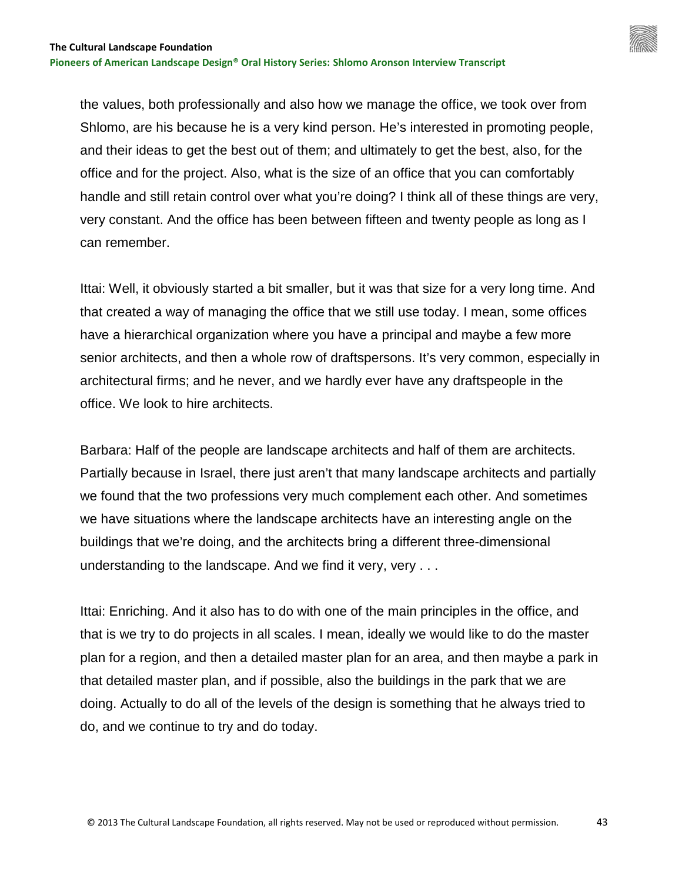the values, both professionally and also how we manage the office, we took over from Shlomo, are his because he is a very kind person. He's interested in promoting people, and their ideas to get the best out of them; and ultimately to get the best, also, for the office and for the project. Also, what is the size of an office that you can comfortably handle and still retain control over what you're doing? I think all of these things are very, very constant. And the office has been between fifteen and twenty people as long as I can remember.

Ittai: Well, it obviously started a bit smaller, but it was that size for a very long time. And that created a way of managing the office that we still use today. I mean, some offices have a hierarchical organization where you have a principal and maybe a few more senior architects, and then a whole row of draftspersons. It's very common, especially in architectural firms; and he never, and we hardly ever have any draftspeople in the office. We look to hire architects.

Barbara: Half of the people are landscape architects and half of them are architects. Partially because in Israel, there just aren't that many landscape architects and partially we found that the two professions very much complement each other. And sometimes we have situations where the landscape architects have an interesting angle on the buildings that we're doing, and the architects bring a different three-dimensional understanding to the landscape. And we find it very, very . . .

Ittai: Enriching. And it also has to do with one of the main principles in the office, and that is we try to do projects in all scales. I mean, ideally we would like to do the master plan for a region, and then a detailed master plan for an area, and then maybe a park in that detailed master plan, and if possible, also the buildings in the park that we are doing. Actually to do all of the levels of the design is something that he always tried to do, and we continue to try and do today.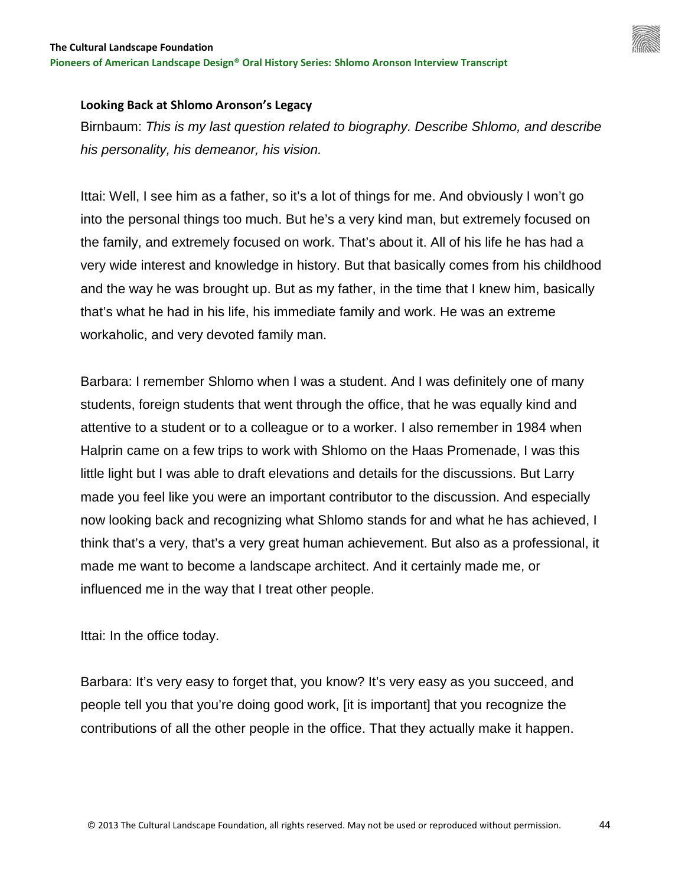**Looking Back at Shlomo Aronson's Legacy**

Birnbaum: *This is my last question related to biography. Describe Shlomo, and describe his personality, his demeanor, his vision.*

Ittai: Well, I see him as a father, so it's a lot of things for me. And obviously I won't go into the personal things too much. But he's a very kind man, but extremely focused on the family, and extremely focused on work. That's about it. All of his life he has had a very wide interest and knowledge in history. But that basically comes from his childhood and the way he was brought up. But as my father, in the time that I knew him, basically that's what he had in his life, his immediate family and work. He was an extreme workaholic, and very devoted family man.

Barbara: I remember Shlomo when I was a student. And I was definitely one of many students, foreign students that went through the office, that he was equally kind and attentive to a student or to a colleague or to a worker. I also remember in 1984 when Halprin came on a few trips to work with Shlomo on the Haas Promenade, I was this little light but I was able to draft elevations and details for the discussions. But Larry made you feel like you were an important contributor to the discussion. And especially now looking back and recognizing what Shlomo stands for and what he has achieved, I think that's a very, that's a very great human achievement. But also as a professional, it made me want to become a landscape architect. And it certainly made me, or influenced me in the way that I treat other people.

Ittai: In the office today.

Barbara: It's very easy to forget that, you know? It's very easy as you succeed, and people tell you that you're doing good work, [it is important] that you recognize the contributions of all the other people in the office. That they actually make it happen.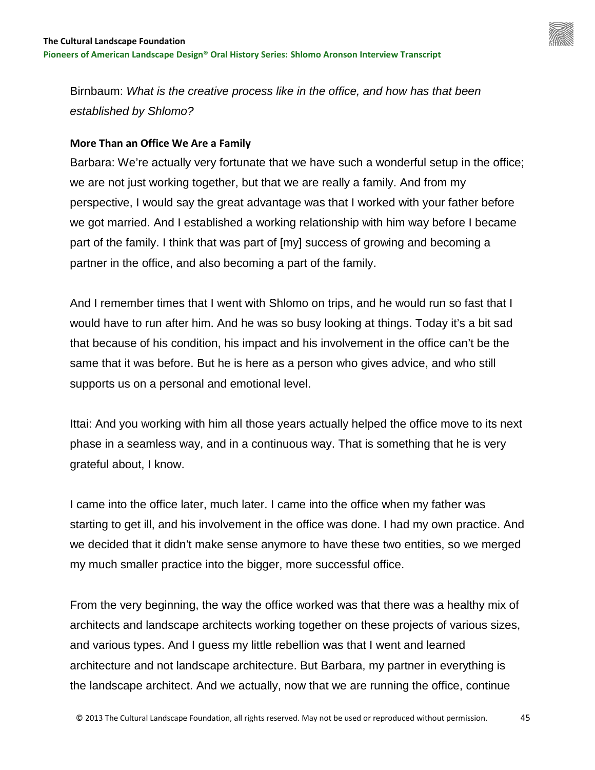Birnbaum: *What is the creative process like in the office, and how has that been established by Shlomo?*

**More Than an Office We Are a Family**

Barbara: We're actually very fortunate that we have such a wonderful setup in the office; we are not just working together, but that we are really a family. And from my perspective, I would say the great advantage was that I worked with your father before we got married. And I established a working relationship with him way before I became part of the family. I think that was part of [my] success of growing and becoming a partner in the office, and also becoming a part of the family.

And I remember times that I went with Shlomo on trips, and he would run so fast that I would have to run after him. And he was so busy looking at things. Today it's a bit sad that because of his condition, his impact and his involvement in the office can't be the same that it was before. But he is here as a person who gives advice, and who still supports us on a personal and emotional level.

Ittai: And you working with him all those years actually helped the office move to its next phase in a seamless way, and in a continuous way. That is something that he is very grateful about, I know.

I came into the office later, much later. I came into the office when my father was starting to get ill, and his involvement in the office was done. I had my own practice. And we decided that it didn't make sense anymore to have these two entities, so we merged my much smaller practice into the bigger, more successful office.

From the very beginning, the way the office worked was that there was a healthy mix of architects and landscape architects working together on these projects of various sizes, and various types. And I guess my little rebellion was that I went and learned architecture and not landscape architecture. But Barbara, my partner in everything is the landscape architect. And we actually, now that we are running the office, continue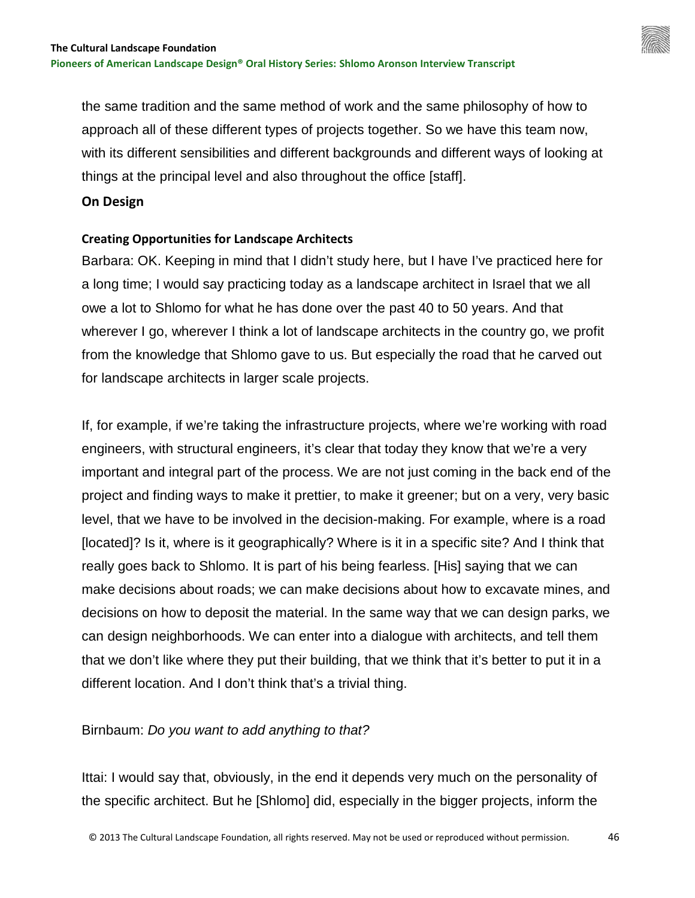the same tradition and the same method of work and the same philosophy of how to approach all of these different types of projects together. So we have this team now, with its different sensibilities and different backgrounds and different ways of looking at things at the principal level and also throughout the office [staff].

## On Design

### Creating Opportunities for Landscape Architects

Barbara: OK. Keeping in mind that I didn't study here, but I have I've practiced here for a long time; I would say practicing today as a landscape architect in Israel that we all owe a lot to Shlomo for what he has done over the past 40 to 50 years. And that wherever I go, wherever I think a lot of landscape architects in the country go, we profit from the knowledge that Shlomo gave to us. But especially the road that he carved out for landscape architects in larger scale projects.

If, for example, if we're taking the infrastructure projects, where we're working with road engineers, with structural engineers, it's clear that today they know that we're a very important and integral part of the process. We are not just coming in the back end of the project and finding ways to make it prettier, to make it greener; but on a very, very basic level, that we have to be involved in the decision-making. For example, where is a road [located]? Is it, where is it geographically? Where is it in a specific site? And I think that really goes back to Shlomo. It is part of his being fearless. [His] saying that we can make decisions about roads; we can make decisions about how to excavate mines, and decisions on how to deposit the material. In the same way that we can design parks, we can design neighborhoods. We can enter into a dialogue with architects, and tell them that we don't like where they put their building, that we think that it's better to put it in a different location. And I don't think that's a trivial thing.

Birnbaum: *Do you want to add anything to that?*

Ittai: I would say that, obviously, in the end it depends very much on the personality of the specific architect. But he [Shlomo] did, especially in the bigger projects, inform the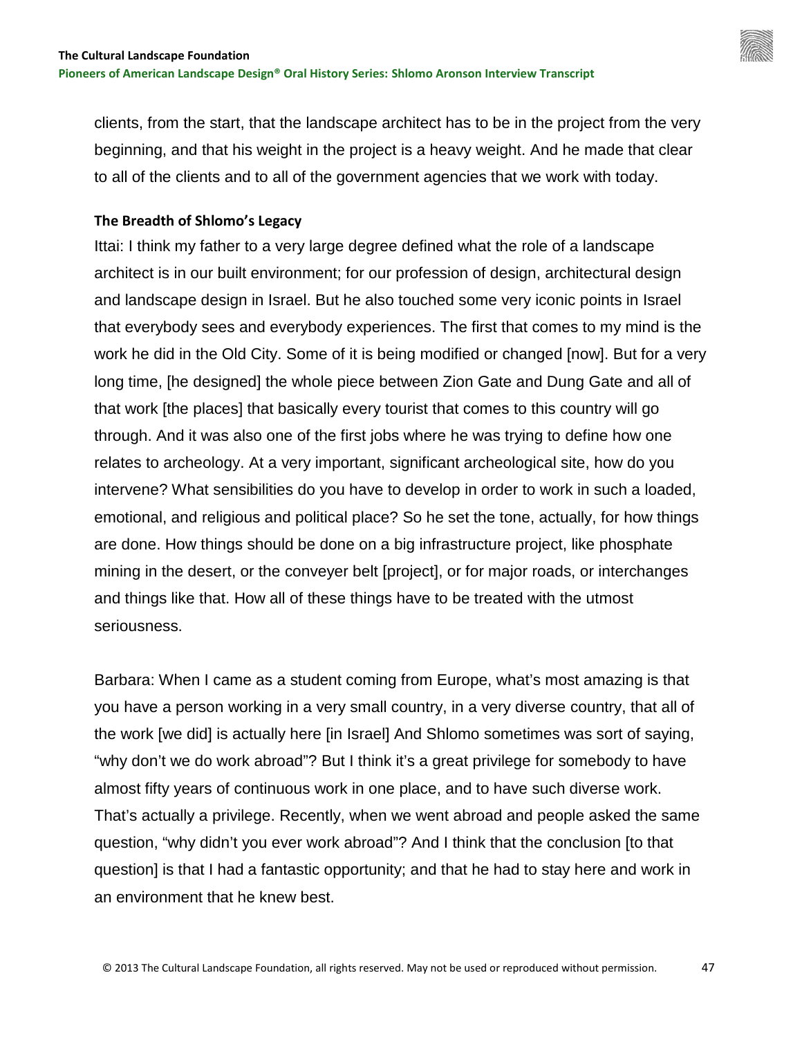clients, from the start, that the landscape architect has to be in the project from the very beginning, and that his weight in the project is a heavy weight. And he made that clear to all of the clients and to all of the government agencies that we work with today.

**The Breadth of Shlomo's Legacy**

Ittai: I think my father to a very large degree defined what the role of a landscape architect is in our built environment; for our profession of design, architectural design and landscape design in Israel. But he also touched some very iconic points in Israel that everybody sees and everybody experiences. The first that comes to my mind is the work he did in the Old City. Some of it is being modified or changed [now]. But for a very long time, [he designed] the whole piece between Zion Gate and Dung Gate and all of that work [the places] that basically every tourist that comes to this country will go through. And it was also one of the first jobs where he was trying to define how one relates to archeology. At a very important, significant archeological site, how do you intervene? What sensibilities do you have to develop in order to work in such a loaded, emotional, and religious and political place? So he set the tone, actually, for how things are done. How things should be done on a big infrastructure project, like phosphate mining in the desert, or the conveyer belt [project], or for major roads, or interchanges and things like that. How all of these things have to be treated with the utmost seriousness.

Barbara: When I came as a student coming from Europe, what's most amazing is that you have a person working in a very small country, in a very diverse country, that all of the work [we did] is actually here [in Israel] And Shlomo sometimes was sort of saying, "why don't we do work abroad"? But I think it's a great privilege for somebody to have almost fifty years of continuous work in one place, and to have such diverse work. That's actually a privilege. Recently, when we went abroad and people asked the same question, "why didn't you ever work abroad"? And I think that the conclusion [to that question] is that I had a fantastic opportunity; and that he had to stay here and work in an environment that he knew best.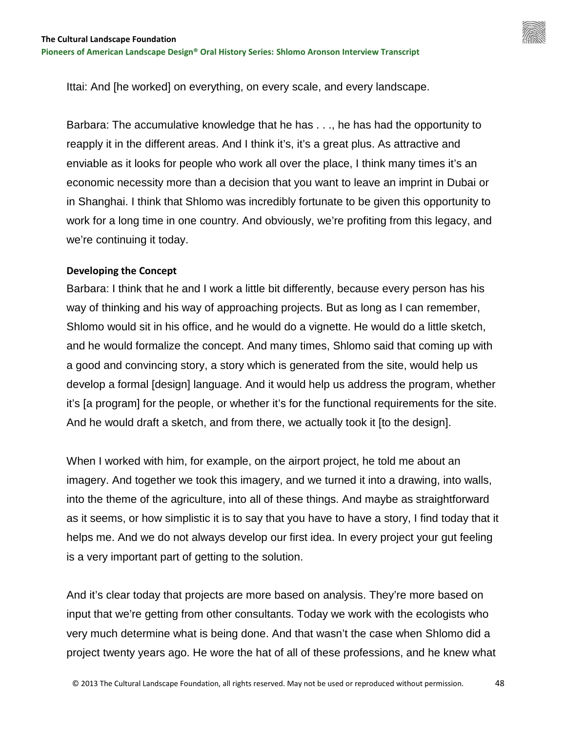Ittai: And [he worked] on everything, on every scale, and every landscape.

Barbara: The accumulative knowledge that he has . . ., he has had the opportunity to reapply it in the different areas. And I think it's, it's a great plus. As attractive and enviable as it looks for people who work all over the place, I think many times it's an economic necessity more than a decision that you want to leave an imprint in Dubai or in Shanghai. I think that Shlomo was incredibly fortunate to be given this opportunity to work for a long time in one country. And obviously, we're profiting from this legacy, and we're continuing it today.

**Developing the Concept**

Barbara: I think that he and I work a little bit differently, because every person has his way of thinking and his way of approaching projects. But as long as I can remember, Shlomo would sit in his office, and he would do a vignette. He would do a little sketch, and he would formalize the concept. And many times, Shlomo said that coming up with a good and convincing story, a story which is generated from the site, would help us develop a formal [design] language. And it would help us address the program, whether it's [a program] for the people, or whether it's for the functional requirements for the site. And he would draft a sketch, and from there, we actually took it [to the design].

When I worked with him, for example, on the airport project, he told me about an imagery. And together we took this imagery, and we turned it into a drawing, into walls, into the theme of the agriculture, into all of these things. And maybe as straightforward as it seems, or how simplistic it is to say that you have to have a story, I find today that it helps me. And we do not always develop our first idea. In every project your gut feeling is a very important part of getting to the solution.

And it's clear today that projects are more based on analysis. They're more based on input that we're getting from other consultants. Today we work with the ecologists who very much determine what is being done. And that wasn't the case when Shlomo did a project twenty years ago. He wore the hat of all of these professions, and he knew what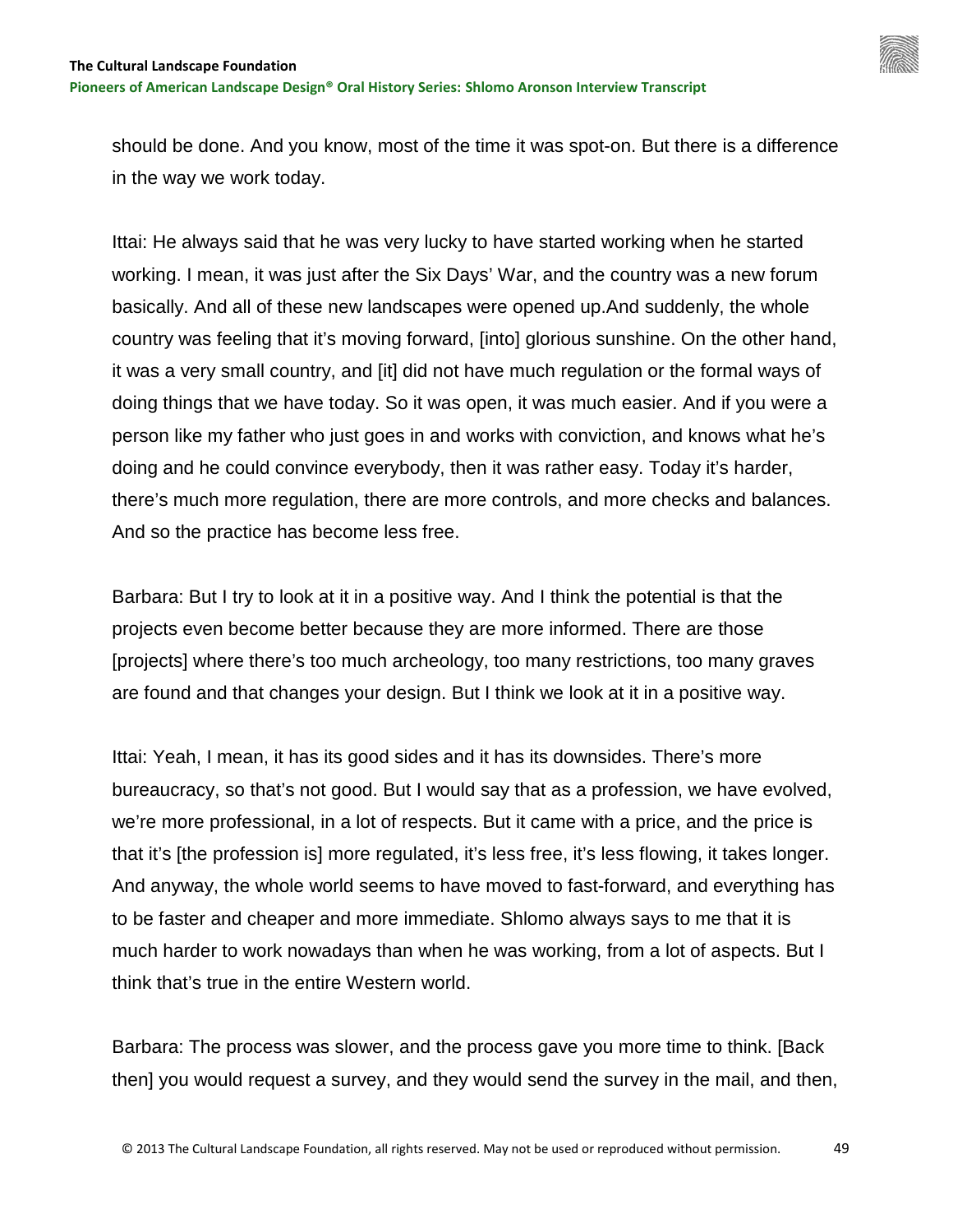should be done. And you know, most of the time it was spot-on. But there is a difference in the way we work today.

Ittai: He always said that he was very lucky to have started working when he started working. I mean, it was just after the Six Days' War, and the country was a new forum basically. And all of these new landscapes were opened up.And suddenly, the whole country was feeling that it's moving forward, [into] glorious sunshine. On the other hand, it was a very small country, and [it] did not have much regulation or the formal ways of doing things that we have today. So it was open, it was much easier. And if you were a person like my father who just goes in and works with conviction, and knows what he's doing and he could convince everybody, then it was rather easy. Today it's harder, there's much more regulation, there are more controls, and more checks and balances. And so the practice has become less free.

Barbara: But I try to look at it in a positive way. And I think the potential is that the projects even become better because they are more informed. There are those [projects] where there's too much archeology, too many restrictions, too many graves are found and that changes your design. But I think we look at it in a positive way.

Ittai: Yeah, I mean, it has its good sides and it has its downsides. There's more bureaucracy, so that's not good. But I would say that as a profession, we have evolved, we're more professional, in a lot of respects. But it came with a price, and the price is that it's [the profession is] more regulated, it's less free, it's less flowing, it takes longer. And anyway, the whole world seems to have moved to fast-forward, and everything has to be faster and cheaper and more immediate. Shlomo always says to me that it is much harder to work nowadays than when he was working, from a lot of aspects. But I think that's true in the entire Western world.

Barbara: The process was slower, and the process gave you more time to think. [Back then] you would request a survey, and they would send the survey in the mail, and then,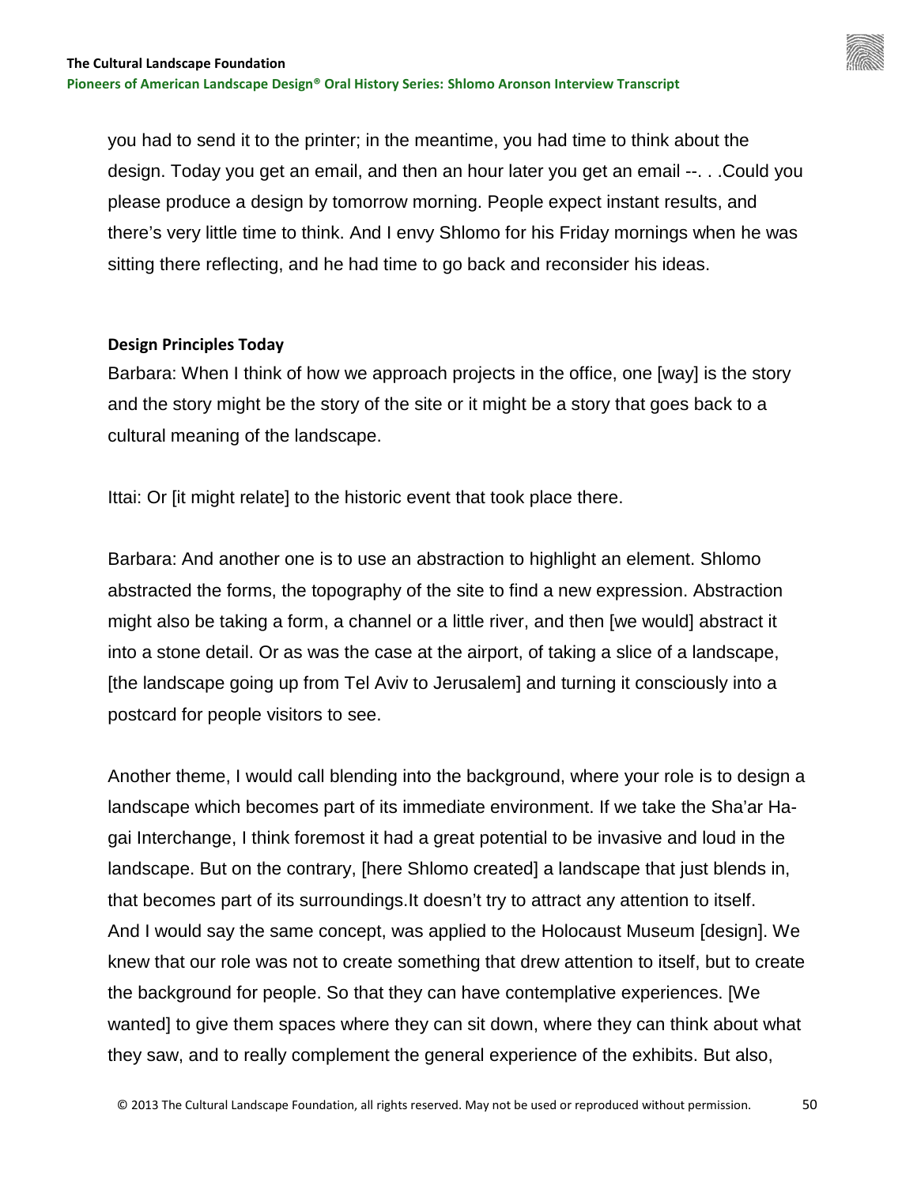you had to send it to the printer; in the meantime, you had time to think about the design. Today you get an email, and then an hour later you get an email --. . .Could you please produce a design by tomorrow morning. People expect instant results, and there's very little time to think. And I envy Shlomo for his Friday mornings when he was sitting there reflecting, and he had time to go back and reconsider his ideas.

**Design Principles Today**

Barbara: When I think of how we approach projects in the office, one [way] is the story and the story might be the story of the site or it might be a story that goes back to a cultural meaning of the landscape.

Ittai: Or [it might relate] to the historic event that took place there.

Barbara: And another one is to use an abstraction to highlight an element. Shlomo abstracted the forms, the topography of the site to find a new expression. Abstraction might also be taking a form, a channel or a little river, and then [we would] abstract it into a stone detail. Or as was the case at the airport, of taking a slice of a landscape, [the landscape going up from Tel Aviv to Jerusalem] and turning it consciously into a postcard for people visitors to see.

Another theme, I would call blending into the background, where your role is to design a landscape which becomes part of its immediate environment. If we take the Sha'ar Ha-gai Interchange, I think foremost it had a great potential to be invasive and loud in the landscape. But on the contrary, [here Shlomo created] a landscape that just blends in, that becomes part of its surroundings.It doesn't try to attract any attention to itself. And I would say the same concept, was applied to the Holocaust Museum [design]. We knew that our role was not to create something that drew attention to itself, but to create the background for people. So that they can have contemplative experiences. [We wanted] to give them spaces where they can sit down, where they can think about what they saw, and to really complement the general experience of the exhibits. But also,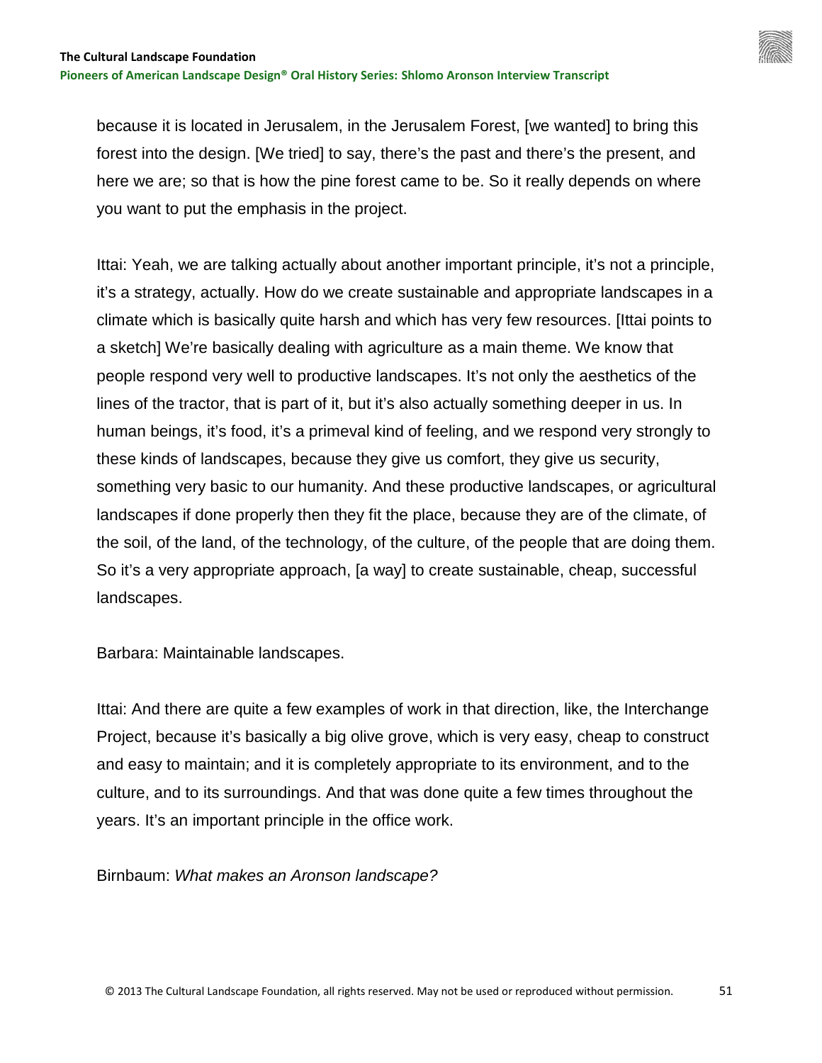because it is located in Jerusalem, in the Jerusalem Forest, [we wanted] to bring this forest into the design. [We tried] to say, there's the past and there's the present, and here we are; so that is how the pine forest came to be. So it really depends on where you want to put the emphasis in the project.

Ittai: Yeah, we are talking actually about another important principle, it's not a principle, it's a strategy, actually. How do we create sustainable and appropriate landscapes in a climate which is basically quite harsh and which has very few resources. [Ittai points to a sketch] We're basically dealing with agriculture as a main theme. We know that people respond very well to productive landscapes. It's not only the aesthetics of the lines of the tractor, that is part of it, but it's also actually something deeper in us. In human beings, it's food, it's a primeval kind of feeling, and we respond very strongly to these kinds of landscapes, because they give us comfort, they give us security, something very basic to our humanity. And these productive landscapes, or agricultural landscapes if done properly then they fit the place, because they are of the climate, of the soil, of the land, of the technology, of the culture, of the people that are doing them. So it's a very appropriate approach, [a way] to create sustainable, cheap, successful landscapes.

Barbara: Maintainable landscapes.

Ittai: And there are quite a few examples of work in that direction, like, the Interchange Project, because it's basically a big olive grove, which is very easy, cheap to construct and easy to maintain; and it is completely appropriate to its environment, and to the culture, and to its surroundings. And that was done quite a few times throughout the years. It's an important principle in the office work.

Birnbaum: *What makes an Aronson landscape?*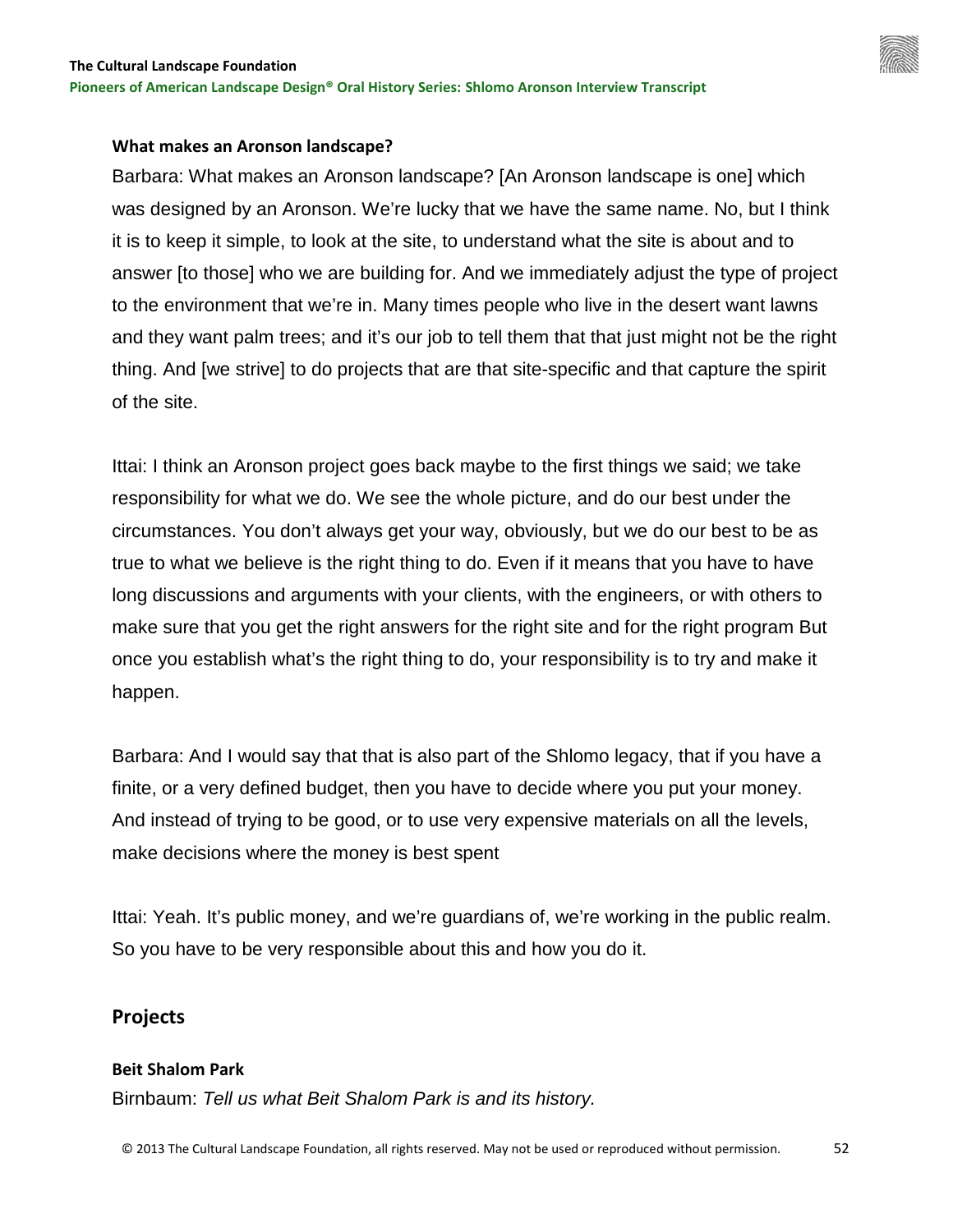#### What makes an Aronson landscape?

Barbara: What makes an Aronson landscape? [An Aronson landscape is one] which was designed by an Aronson. We're lucky that we have the same name. No, but I think it is to keep it simple, to look at the site, to understand what the site is about and to answer [to those] who we are building for. And we immediately adjust the type of project to the environment that we're in. Many times people who live in the desert want lawns and they want palm trees; and it's our job to tell them that that just might not be the right thing. And [we strive] to do projects that are that site-specific and that capture the spirit of the site.

Ittai: I think an Aronson project goes back maybe to the first things we said; we take responsibility for what we do. We see the whole picture, and do our best under the circumstances. You don't always get your way, obviously, but we do our best to be as true to what we believe is the right thing to do. Even if it means that you have to have long discussions and arguments with your clients, with the engineers, or with others to make sure that you get the right answers for the right site and for the right program But once you establish what's the right thing to do, your responsibility is to try and make it happen.

Barbara: And I would say that that is also part of the Shlomo legacy, that if you have a finite, or a very defined budget, then you have to decide where you put your money. And instead of trying to be good, or to use very expensive materials on all the levels, make decisions where the money is best spent

Ittai: Yeah. It's public money, and we're guardians of, we're working in the public realm. So you have to be very responsible about this and how you do it.

## Projects

#### Beit Shalom Park

Birnbaum: *Tell us what Beit Shalom Park is and its history.*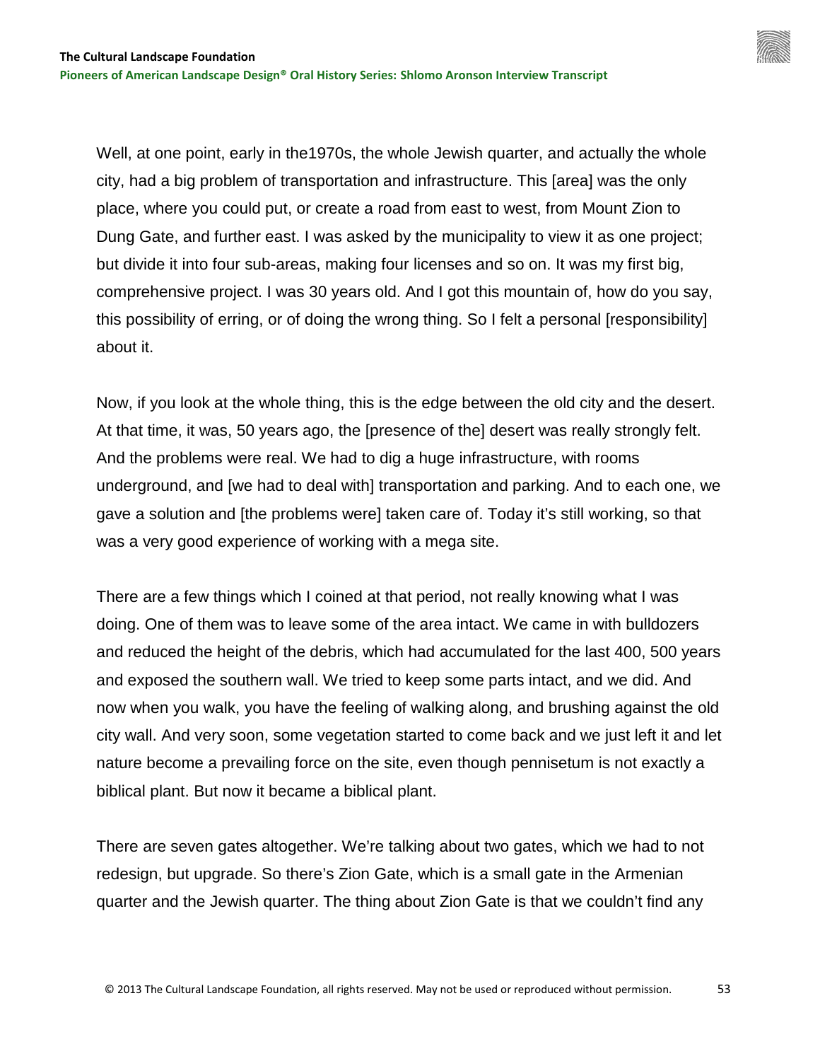Well, at one point, early in the1970s, the whole Jewish quarter, and actually the whole city, had a big problem of transportation and infrastructure. This [area] was the only place, where you could put, or create a road from east to west, from Mount Zion to Dung Gate, and further east. I was asked by the municipality to view it as one project; but divide it into four sub-areas, making four licenses and so on. It was my first big, comprehensive project. I was 30 years old. And I got this mountain of, how do you say, this possibility of erring, or of doing the wrong thing. So I felt a personal [responsibility] about it.

Now, if you look at the whole thing, this is the edge between the old city and the desert. At that time, it was, 50 years ago, the [presence of the] desert was really strongly felt. And the problems were real. We had to dig a huge infrastructure, with rooms underground, and [we had to deal with] transportation and parking. And to each one, we gave a solution and [the problems were] taken care of. Today it's still working, so that was a very good experience of working with a mega site.

There are a few things which I coined at that period, not really knowing what I was doing. One of them was to leave some of the area intact. We came in with bulldozers and reduced the height of the debris, which had accumulated for the last 400, 500 years and exposed the southern wall. We tried to keep some parts intact, and we did. And now when you walk, you have the feeling of walking along, and brushing against the old city wall. And very soon, some vegetation started to come back and we just left it and let nature become a prevailing force on the site, even though pennisetum is not exactly a biblical plant. But now it became a biblical plant.

There are seven gates altogether. We're talking about two gates, which we had to not redesign, but upgrade. So there's Zion Gate, which is a small gate in the Armenian quarter and the Jewish quarter. The thing about Zion Gate is that we couldn't find any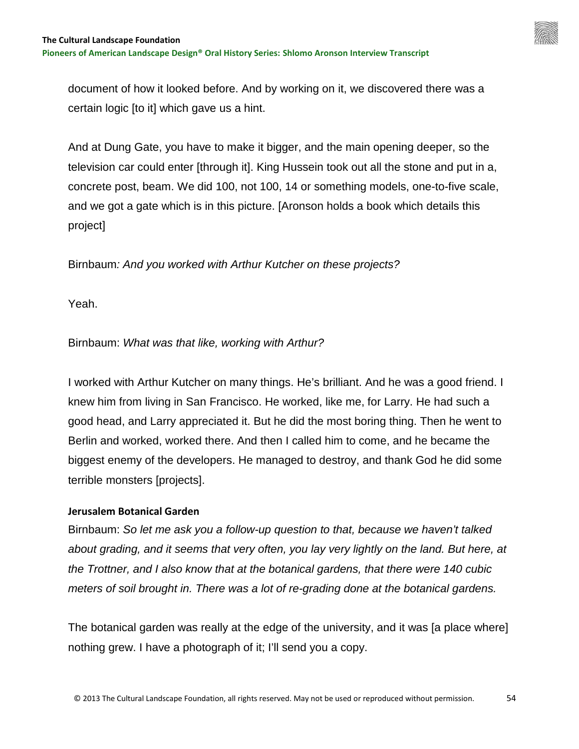document of how it looked before. And by working on it, we discovered there was a certain logic [to it] which gave us a hint.

And at Dung Gate, you have to make it bigger, and the main opening deeper, so the television car could enter [through it]. King Hussein took out all the stone and put in a, concrete post, beam. We did 100, not 100, 14 or something models, one-to-five scale, and we got a gate which is in this picture. [Aronson holds a book which details this project]

Birnbaum*: And you worked with Arthur Kutcher on these projects?*

Yeah.

Birnbaum: *What was that like, working with Arthur?*

I worked with Arthur Kutcher on many things. He's brilliant. And he was a good friend. I knew him from living in San Francisco. He worked, like me, for Larry. He had such a good head, and Larry appreciated it. But he did the most boring thing. Then he went to Berlin and worked, worked there. And then I called him to come, and he became the biggest enemy of the developers. He managed to destroy, and thank God he did some terrible monsters [projects].

**Jerusalem Botanical Garden**

Birnbaum: *So let me ask you a follow-up question to that, because we haven't talked about grading, and it seems that very often, you lay very lightly on the land. But here, at the Trottner, and I also know that at the botanical gardens, that there were 140 cubic meters of soil brought in. There was a lot of re-grading done at the botanical gardens.*

The botanical garden was really at the edge of the university, and it was [a place where] nothing grew. I have a photograph of it; I'll send you a copy.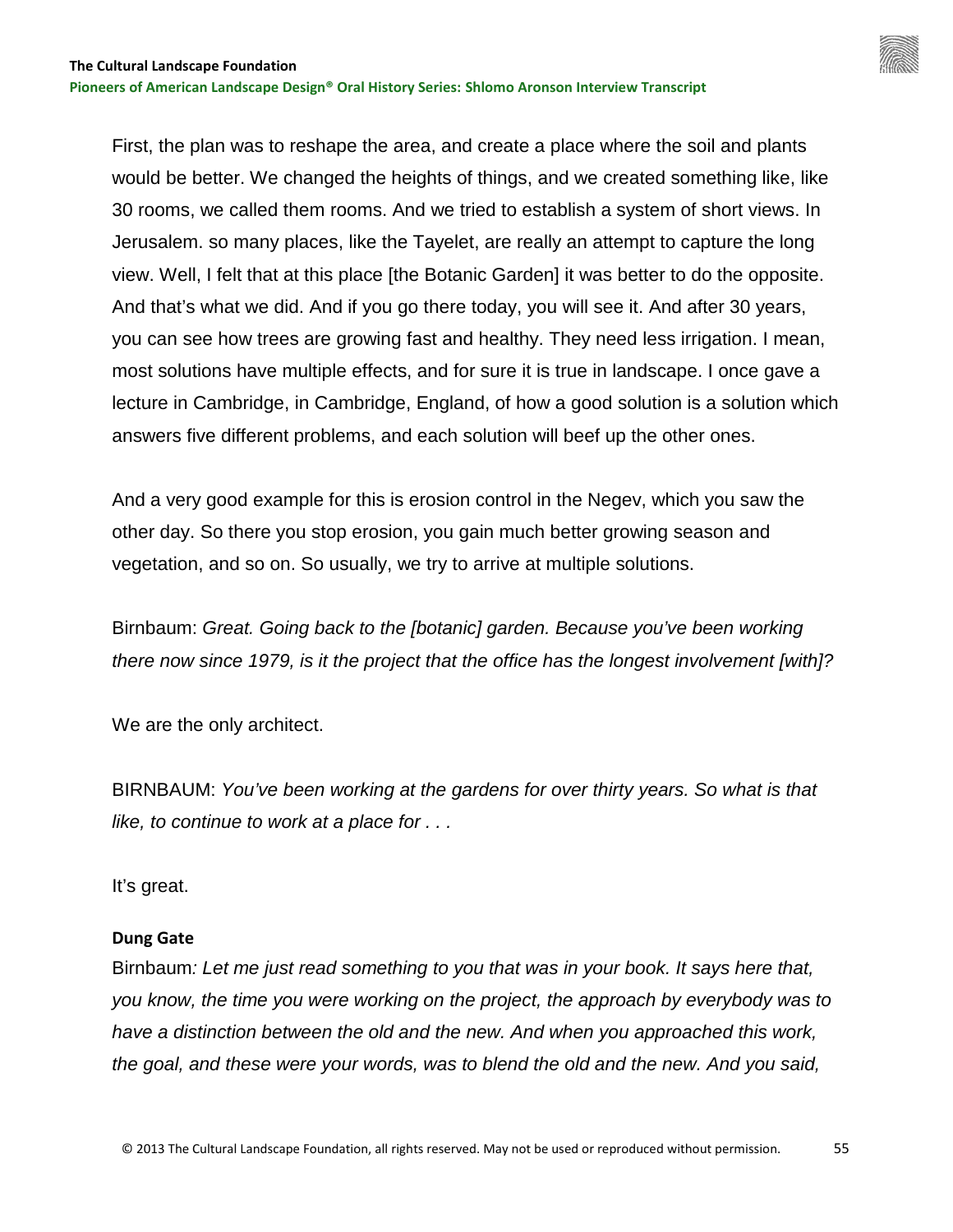First, the plan was to reshape the area, and create a place where the soil and plants would be better. We changed the heights of things, and we created something like, like 30 rooms, we called them rooms. And we tried to establish a system of short views. In Jerusalem. so many places, like the Tayelet, are really an attempt to capture the long view. Well, I felt that at this place [the Botanic Garden] it was better to do the opposite. And that's what we did. And if you go there today, you will see it. And after 30 years, you can see how trees are growing fast and healthy. They need less irrigation. I mean, most solutions have multiple effects, and for sure it is true in landscape. I once gave a lecture in Cambridge, in Cambridge, England, of how a good solution is a solution which answers five different problems, and each solution will beef up the other ones.

And a very good example for this is erosion control in the Negev, which you saw the other day. So there you stop erosion, you gain much better growing season and vegetation, and so on. So usually, we try to arrive at multiple solutions.

Birnbaum: *Great. Going back to the [botanic] garden. Because you've been working there now since 1979, is it the project that the office has the longest involvement [with]?*

We are the only architect.

BIRNBAUM: *You've been working at the gardens for over thirty years. So what is that like, to continue to work at a place for . . .*

It's great.

**Dung Gate**

Birnbaum*: Let me just read something to you that was in your book. It says here that, you know, the time you were working on the project, the approach by everybody was to have a distinction between the old and the new. And when you approached this work, the goal, and these were your words, was to blend the old and the new. And you said,*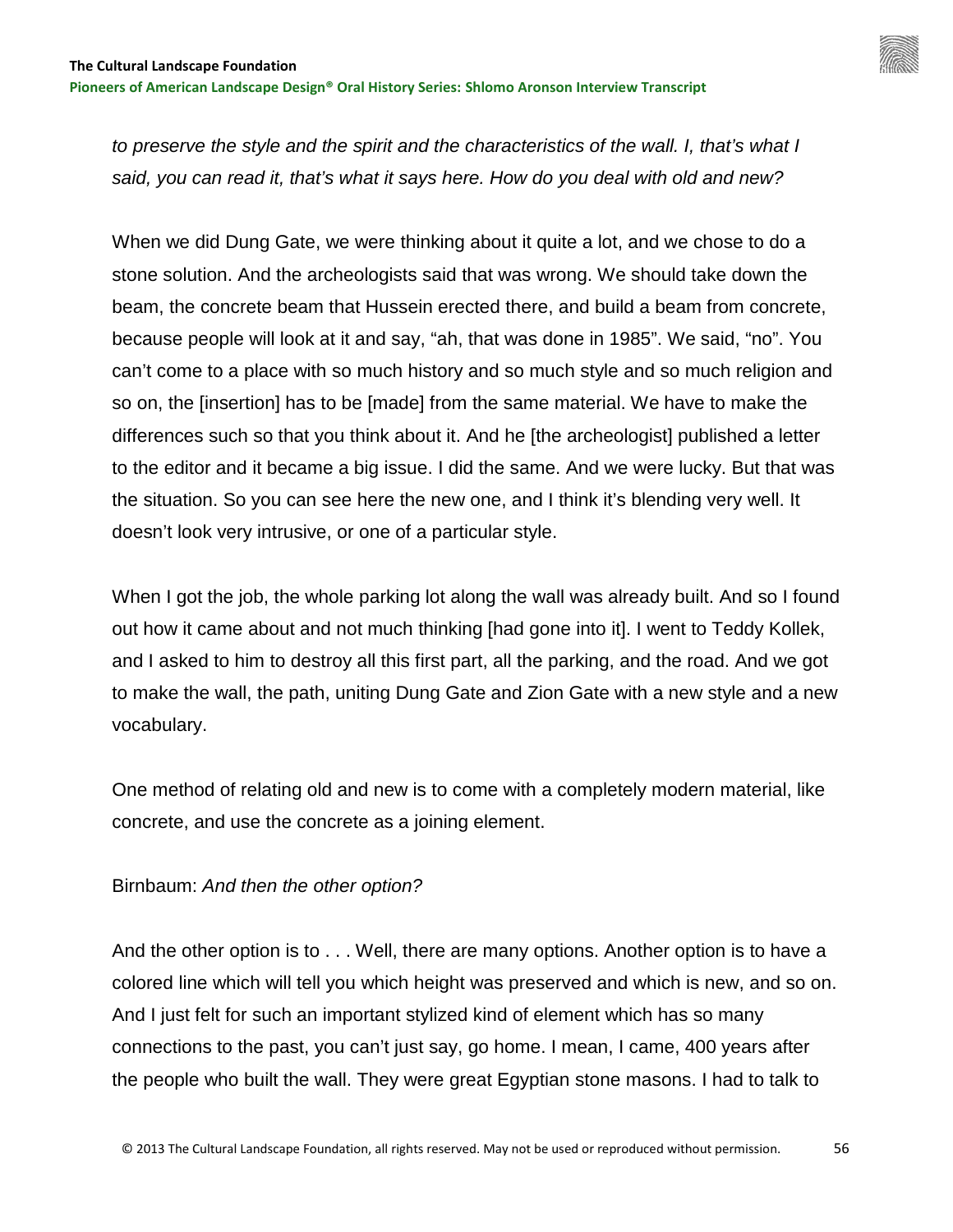*to preserve the style and the spirit and the characteristics of the wall. I, that's what I said, you can read it, that's what it says here. How do you deal with old and new?*

When we did Dung Gate, we were thinking about it quite a lot, and we chose to do a stone solution. And the archeologists said that was wrong. We should take down the beam, the concrete beam that Hussein erected there, and build a beam from concrete, because people will look at it and say, "ah, that was done in 1985". We said, "no". You can't come to a place with so much history and so much style and so much religion and so on, the [insertion] has to be [made] from the same material. We have to make the differences such so that you think about it. And he [the archeologist] published a letter to the editor and it became a big issue. I did the same. And we were lucky. But that was the situation. So you can see here the new one, and I think it's blending very well. It doesn't look very intrusive, or one of a particular style.

When I got the job, the whole parking lot along the wall was already built. And so I found out how it came about and not much thinking [had gone into it]. I went to Teddy Kollek, and I asked to him to destroy all this first part, all the parking, and the road. And we got to make the wall, the path, uniting Dung Gate and Zion Gate with a new style and a new vocabulary.

One method of relating old and new is to come with a completely modern material, like concrete, and use the concrete as a joining element.

Birnbaum: *And then the other option?*

And the other option is to . . . Well, there are many options. Another option is to have a colored line which will tell you which height was preserved and which is new, and so on. And I just felt for such an important stylized kind of element which has so many connections to the past, you can't just say, go home. I mean, I came, 400 years after the people who built the wall. They were great Egyptian stone masons. I had to talk to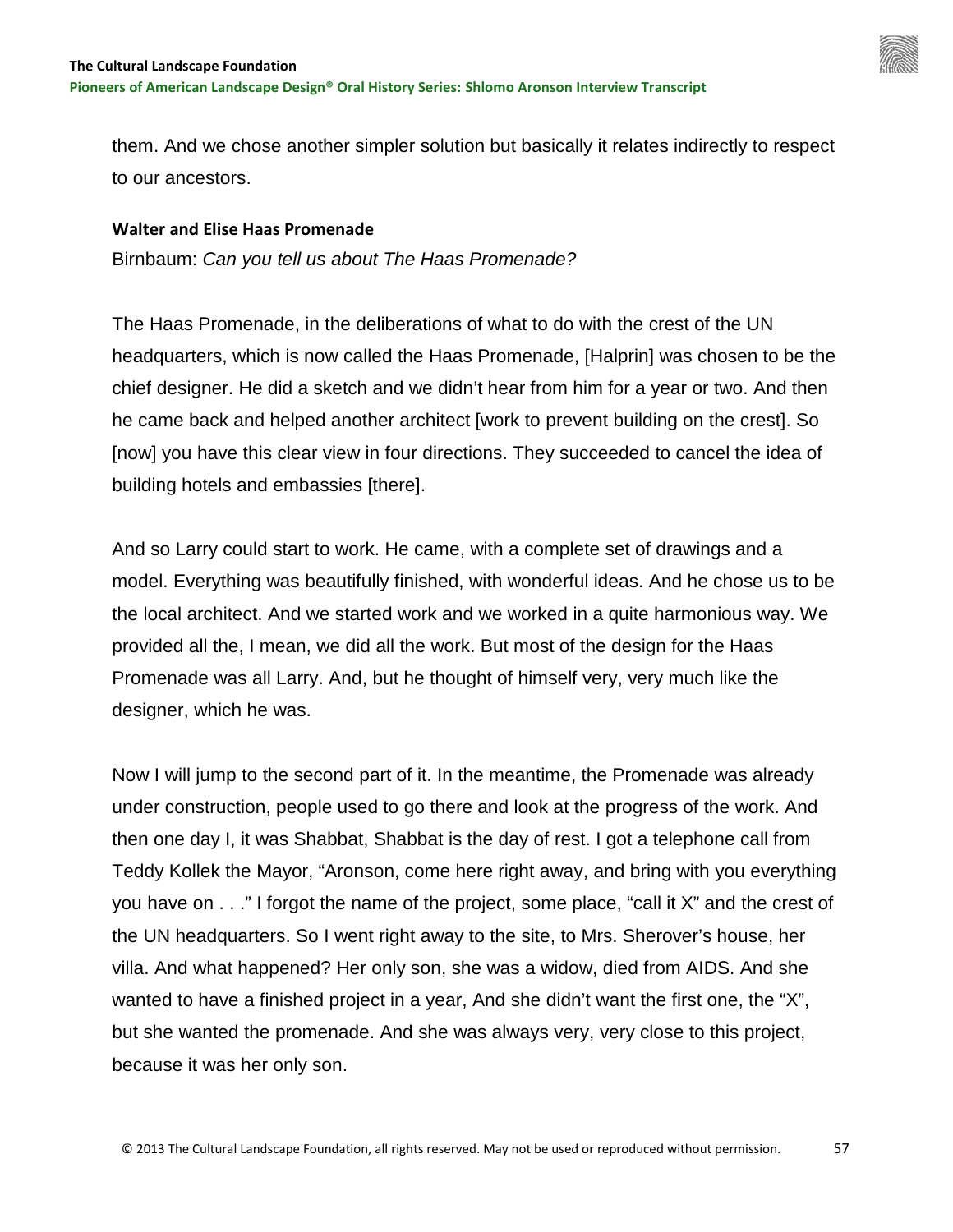them. And we chose another simpler solution but basically it relates indirectly to respect to our ancestors.

**Walter and Elise Haas Promenade**

Birnbaum: *Can you tell us about The Haas Promenade?*

The Haas Promenade, in the deliberations of what to do with the crest of the UN headquarters, which is now called the Haas Promenade, [Halprin] was chosen to be the chief designer. He did a sketch and we didn't hear from him for a year or two. And then he came back and helped another architect [work to prevent building on the crest]. So [now] you have this clear view in four directions. They succeeded to cancel the idea of building hotels and embassies [there].

And so Larry could start to work. He came, with a complete set of drawings and a model. Everything was beautifully finished, with wonderful ideas. And he chose us to be the local architect. And we started work and we worked in a quite harmonious way. We provided all the, I mean, we did all the work. But most of the design for the Haas Promenade was all Larry. And, but he thought of himself very, very much like the designer, which he was.

Now I will jump to the second part of it. In the meantime, the Promenade was already under construction, people used to go there and look at the progress of the work. And then one day I, it was Shabbat, Shabbat is the day of rest. I got a telephone call from Teddy Kollek the Mayor, "Aronson, come here right away, and bring with you everything you have on . . ." I forgot the name of the project, some place, "call it X" and the crest of the UN headquarters. So I went right away to the site, to Mrs. Sherover's house, her villa. And what happened? Her only son, she was a widow, died from AIDS. And she wanted to have a finished project in a year, And she didn't want the first one, the "X", but she wanted the promenade. And she was always very, very close to this project, because it was her only son.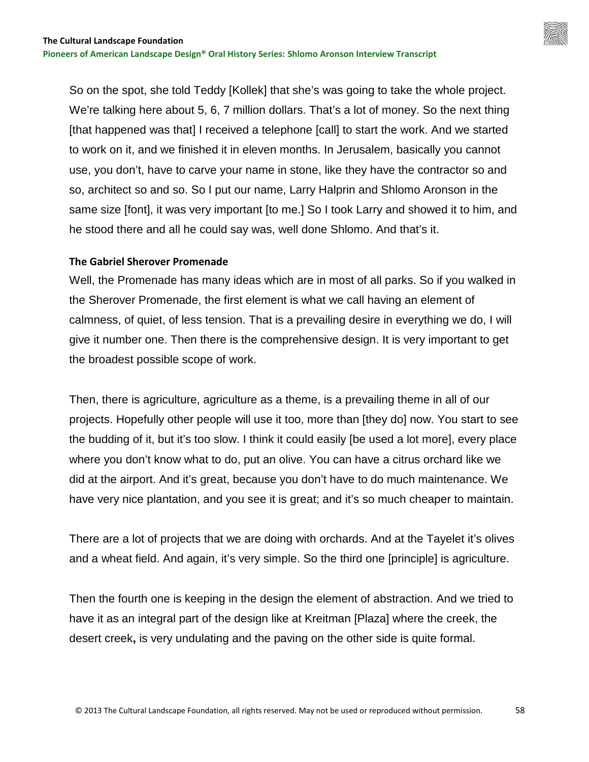So on the spot, she told Teddy [Kollek] that she's was going to take the whole project. We're talking here about 5, 6, 7 million dollars. That's a lot of money. So the next thing [that happened was that] I received a telephone [call] to start the work. And we started to work on it, and we finished it in eleven months. In Jerusalem, basically you cannot use, you don't, have to carve your name in stone, like they have the contractor so and so, architect so and so. So I put our name, Larry Halprin and Shlomo Aronson in the same size [font], it was very important [to me.] So I took Larry and showed it to him, and he stood there and all he could say was, well done Shlomo. And that's it.

**The Gabriel Sherover Promenade**

Well, the Promenade has many ideas which are in most of all parks. So if you walked in the Sherover Promenade, the first element is what we call having an element of calmness, of quiet, of less tension. That is a prevailing desire in everything we do, I will give it number one. Then there is the comprehensive design. It is very important to get the broadest possible scope of work.

Then, there is agriculture, agriculture as a theme, is a prevailing theme in all of our projects. Hopefully other people will use it too, more than [they do] now. You start to see the budding of it, but it's too slow. I think it could easily [be used a lot more], every place where you don't know what to do, put an olive. You can have a citrus orchard like we did at the airport. And it's great, because you don't have to do much maintenance. We have very nice plantation, and you see it is great; and it's so much cheaper to maintain.

There are a lot of projects that we are doing with orchards. And at the Tayelet it's olives and a wheat field. And again, it's very simple. So the third one [principle] is agriculture.

Then the fourth one is keeping in the design the element of abstraction. And we tried to have it as an integral part of the design like at Kreitman [Plaza] where the creek, the desert creek**,** is very undulating and the paving on the other side is quite formal.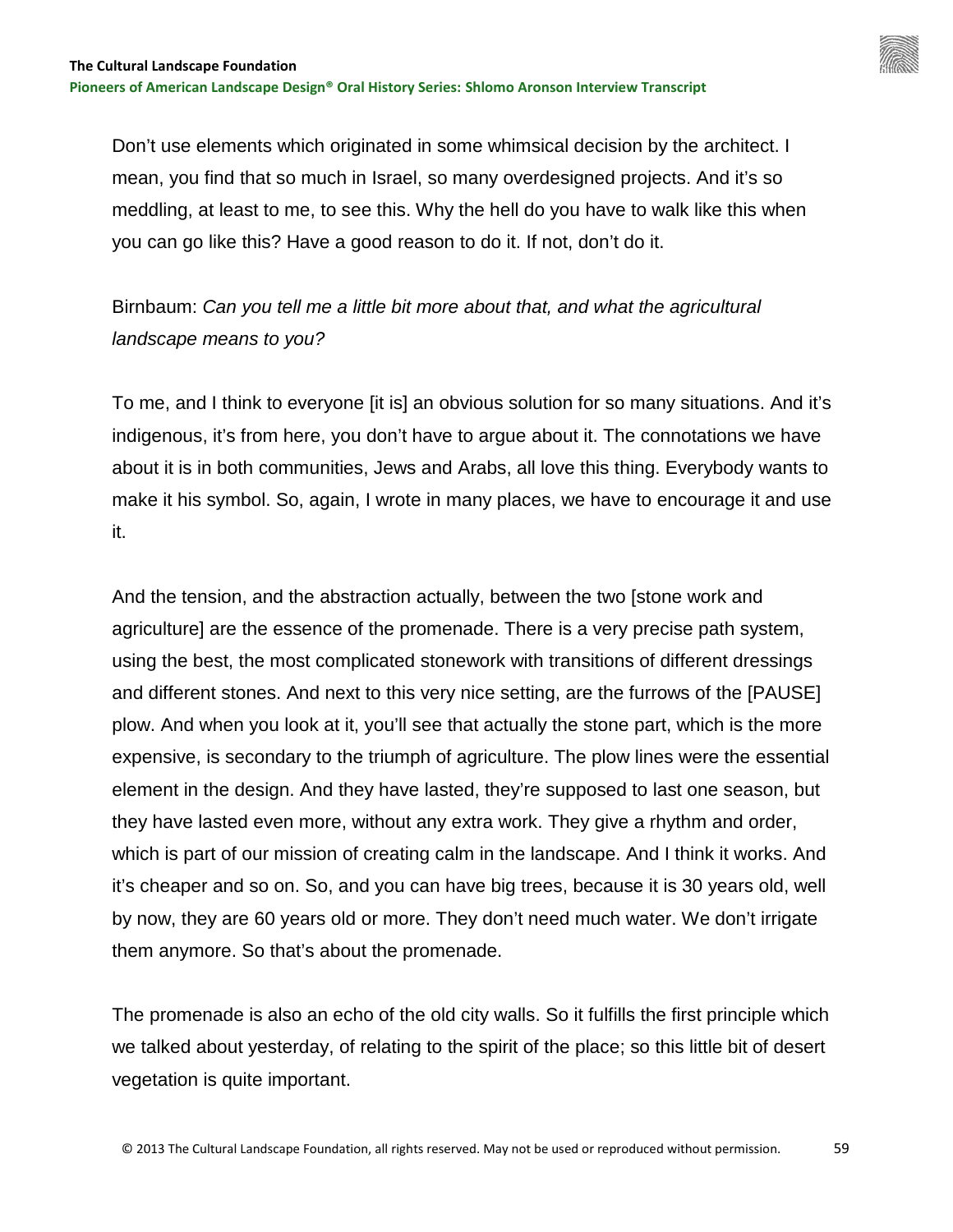Don't use elements which originated in some whimsical decision by the architect. I mean, you find that so much in Israel, so many overdesigned projects. And it's so meddling, at least to me, to see this. Why the hell do you have to walk like this when you can go like this? Have a good reason to do it. If not, don't do it.

Birnbaum: *Can you tell me a little bit more about that, and what the agricultural landscape means to you?*

To me, and I think to everyone [it is] an obvious solution for so many situations. And it's indigenous, it's from here, you don't have to argue about it. The connotations we have about it is in both communities, Jews and Arabs, all love this thing. Everybody wants to make it his symbol. So, again, I wrote in many places, we have to encourage it and use it.

And the tension, and the abstraction actually, between the two [stone work and agriculture] are the essence of the promenade. There is a very precise path system, using the best, the most complicated stonework with transitions of different dressings and different stones. And next to this very nice setting, are the furrows of the [PAUSE] plow. And when you look at it, you'll see that actually the stone part, which is the more expensive, is secondary to the triumph of agriculture. The plow lines were the essential element in the design. And they have lasted, they're supposed to last one season, but they have lasted even more, without any extra work. They give a rhythm and order, which is part of our mission of creating calm in the landscape. And I think it works. And it's cheaper and so on. So, and you can have big trees, because it is 30 years old, well by now, they are 60 years old or more. They don't need much water. We don't irrigate them anymore. So that's about the promenade.

The promenade is also an echo of the old city walls. So it fulfills the first principle which we talked about yesterday, of relating to the spirit of the place; so this little bit of desert vegetation is quite important.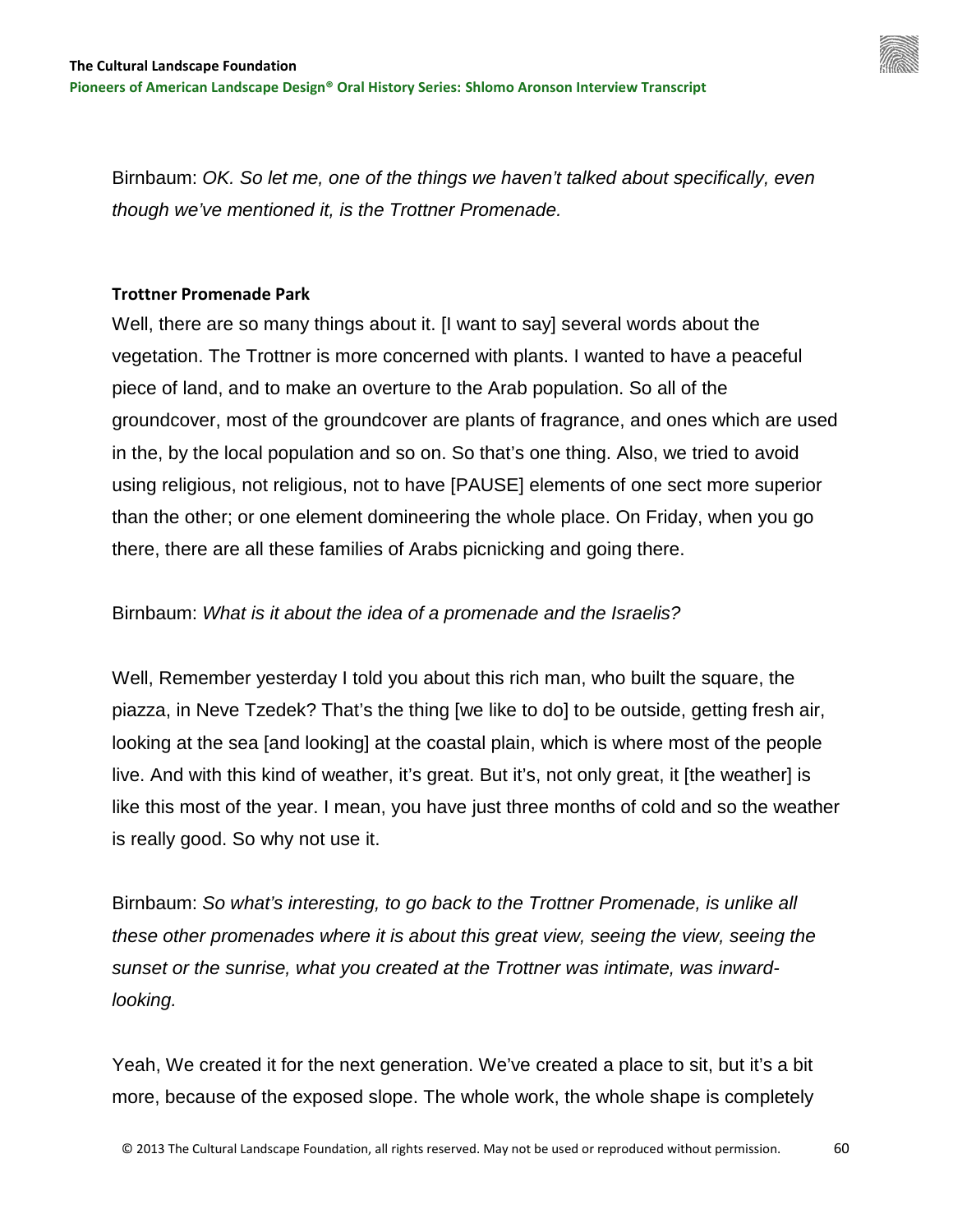Birnbaum: *OK. So let me, one of the things we haven't talked about specifically, even though we've mentioned it, is the Trottner Promenade.*

**Trottner Promenade Park**

Well, there are so many things about it. [I want to say] several words about the vegetation. The Trottner is more concerned with plants. I wanted to have a peaceful piece of land, and to make an overture to the Arab population. So all of the groundcover, most of the groundcover are plants of fragrance, and ones which are used in the, by the local population and so on. So that's one thing. Also, we tried to avoid using religious, not religious, not to have [PAUSE] elements of one sect more superior than the other; or one element domineering the whole place. On Friday, when you go there, there are all these families of Arabs picnicking and going there.

Birnbaum: *What is it about the idea of a promenade and the Israelis?*

Well, Remember yesterday I told you about this rich man, who built the square, the piazza, in Neve Tzedek? That's the thing [we like to do] to be outside, getting fresh air, looking at the sea [and looking] at the coastal plain, which is where most of the people live. And with this kind of weather, it's great. But it's, not only great, it [the weather] is like this most of the year. I mean, you have just three months of cold and so the weather is really good. So why not use it.

Birnbaum: *So what's interesting, to go back to the Trottner Promenade, is unlike all these other promenades where it is about this great view, seeing the view, seeing the sunset or the sunrise, what you created at the Trottner was intimate, was inward-looking.*

Yeah, We created it for the next generation. We've created a place to sit, but it's a bit more, because of the exposed slope. The whole work, the whole shape is completely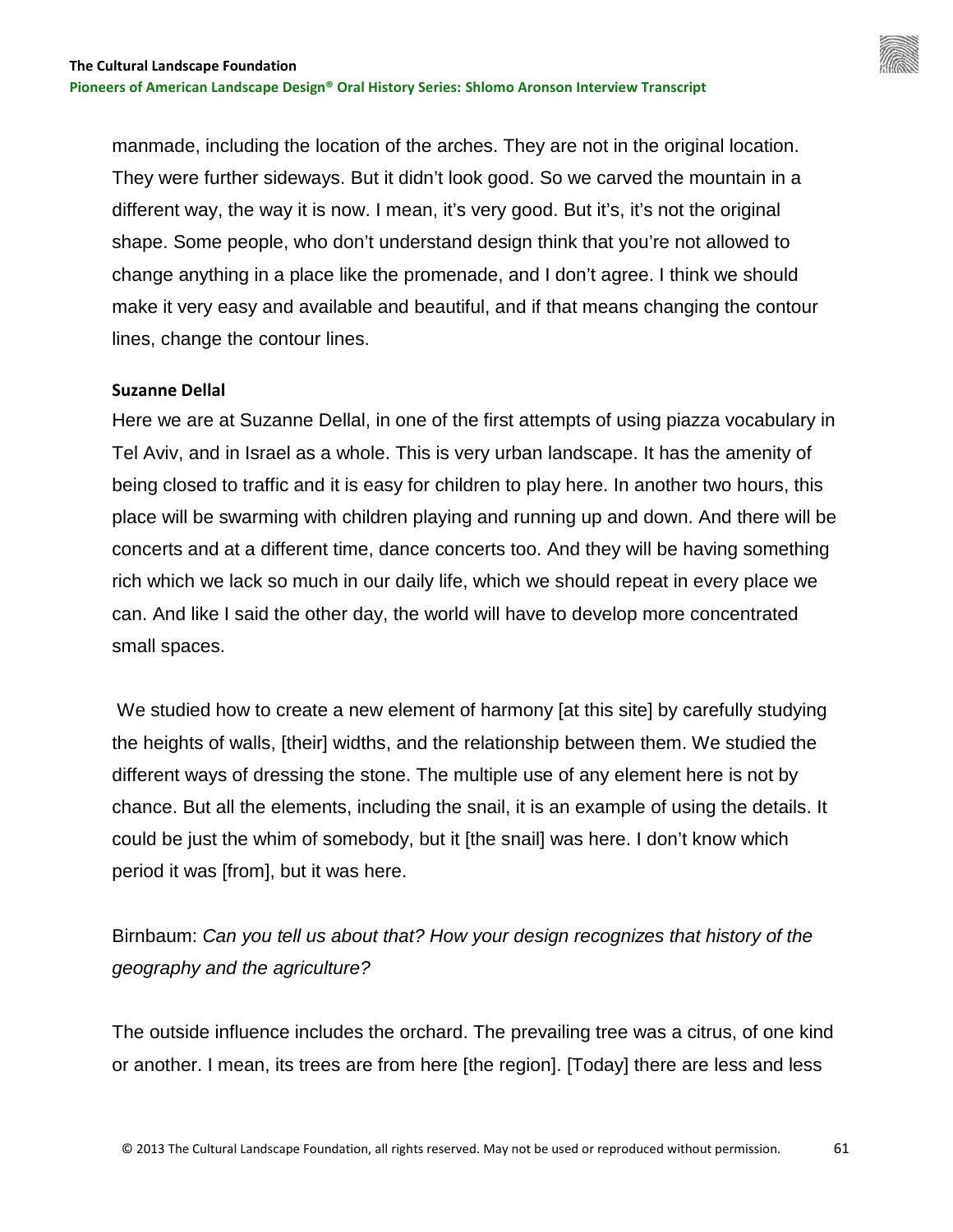manmade, including the location of the arches. They are not in the original location. They were further sideways. But it didn't look good. So we carved the mountain in a different way, the way it is now. I mean, it's very good. But it's, it's not the original shape. Some people, who don't understand design think that you're not allowed to change anything in a place like the promenade, and I don't agree. I think we should make it very easy and available and beautiful, and if that means changing the contour lines, change the contour lines.

**Suzanne Dellal**

Here we are at Suzanne Dellal, in one of the first attempts of using piazza vocabulary in Tel Aviv, and in Israel as a whole. This is very urban landscape. It has the amenity of being closed to traffic and it is easy for children to play here. In another two hours, this place will be swarming with children playing and running up and down. And there will be concerts and at a different time, dance concerts too. And they will be having something rich which we lack so much in our daily life, which we should repeat in every place we can. And like I said the other day, the world will have to develop more concentrated small spaces.

We studied how to create a new element of harmony [at this site] by carefully studying the heights of walls, [their] widths, and the relationship between them. We studied the different ways of dressing the stone. The multiple use of any element here is not by chance. But all the elements, including the snail, it is an example of using the details. It could be just the whim of somebody, but it [the snail] was here. I don't know which period it was [from], but it was here.

Birnbaum: *Can you tell us about that? How your design recognizes that history of the geography and the agriculture?*

The outside influence includes the orchard. The prevailing tree was a citrus, of one kind or another. I mean, its trees are from here [the region]. [Today] there are less and less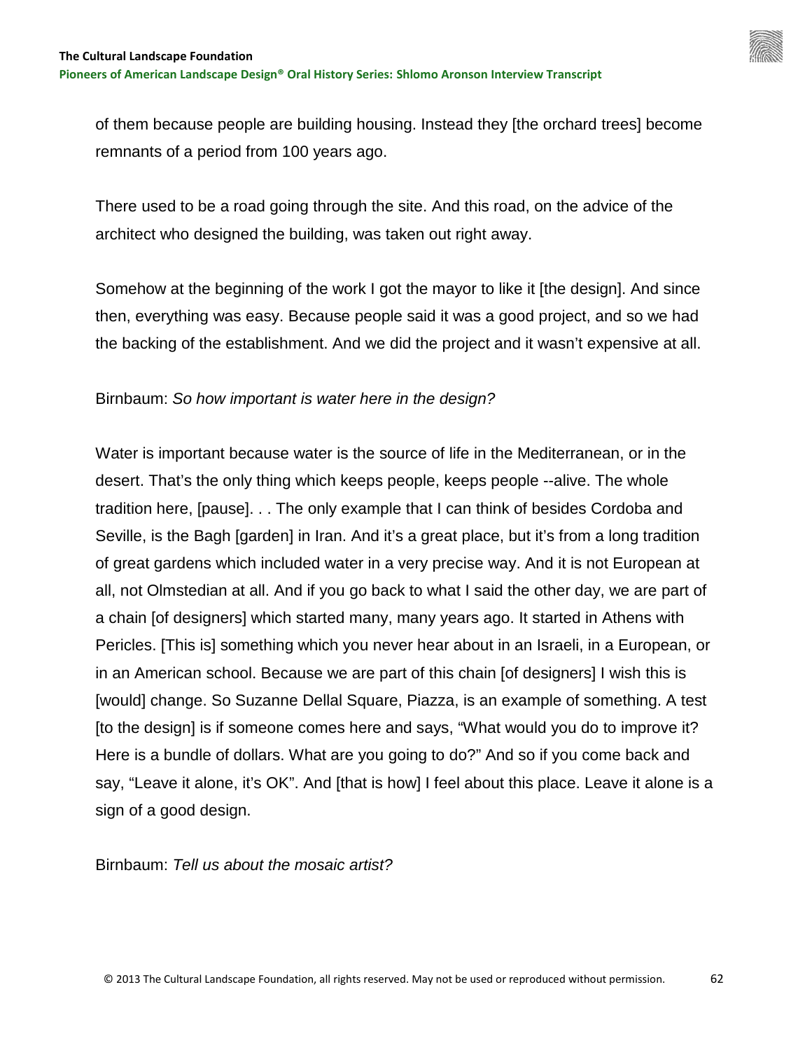of them because people are building housing. Instead they [the orchard trees] become remnants of a period from 100 years ago.

There used to be a road going through the site. And this road, on the advice of the architect who designed the building, was taken out right away.

Somehow at the beginning of the work I got the mayor to like it [the design]. And since then, everything was easy. Because people said it was a good project, and so we had the backing of the establishment. And we did the project and it wasn't expensive at all.

Birnbaum: *So how important is water here in the design?*

Water is important because water is the source of life in the Mediterranean, or in the desert. That's the only thing which keeps people, keeps people --alive. The whole tradition here, [pause]. . . The only example that I can think of besides Cordoba and Seville, is the Bagh [garden] in Iran. And it's a great place, but it's from a long tradition of great gardens which included water in a very precise way. And it is not European at all, not Olmstedian at all. And if you go back to what I said the other day, we are part of a chain [of designers] which started many, many years ago. It started in Athens with Pericles. [This is] something which you never hear about in an Israeli, in a European, or in an American school. Because we are part of this chain [of designers] I wish this is [would] change. So Suzanne Dellal Square, Piazza, is an example of something. A test [to the design] is if someone comes here and says, "What would you do to improve it? Here is a bundle of dollars. What are you going to do?" And so if you come back and say, "Leave it alone, it's OK". And [that is how] I feel about this place. Leave it alone is a sign of a good design.

Birnbaum: *Tell us about the mosaic artist?*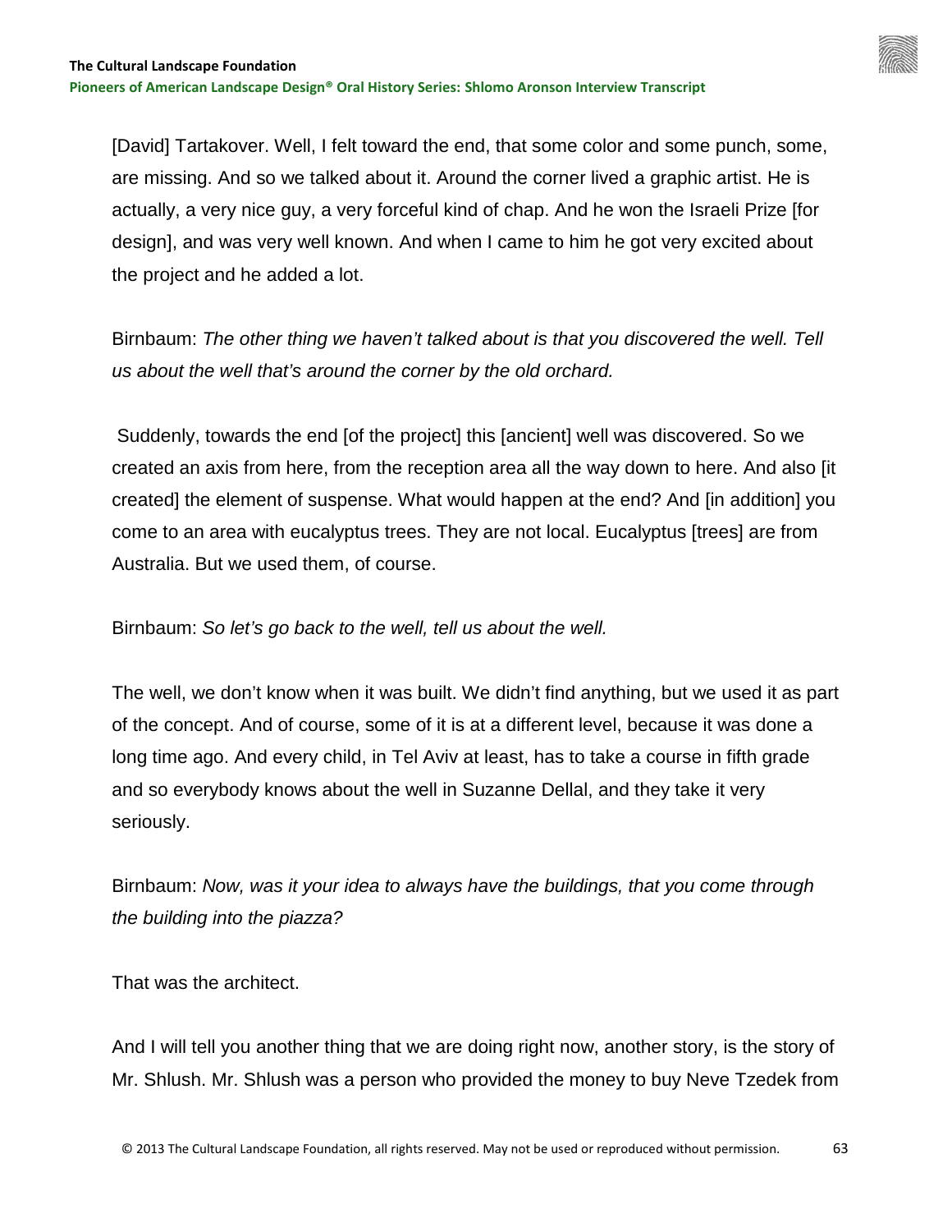[David] Tartakover. Well, I felt toward the end, that some color and some punch, some, are missing. And so we talked about it. Around the corner lived a graphic artist. He is actually, a very nice guy, a very forceful kind of chap. And he won the Israeli Prize [for design], and was very well known. And when I came to him he got very excited about the project and he added a lot.

Birnbaum: *The other thing we haven't talked about is that you discovered the well. Tell us about the well that's around the corner by the old orchard.*

Suddenly, towards the end [of the project] this [ancient] well was discovered. So we created an axis from here, from the reception area all the way down to here. And also [it created] the element of suspense. What would happen at the end? And [in addition] you come to an area with eucalyptus trees. They are not local. Eucalyptus [trees] are from Australia. But we used them, of course.

Birnbaum: *So let's go back to the well, tell us about the well.*

The well, we don't know when it was built. We didn't find anything, but we used it as part of the concept. And of course, some of it is at a different level, because it was done a long time ago. And every child, in Tel Aviv at least, has to take a course in fifth grade and so everybody knows about the well in Suzanne Dellal, and they take it very seriously.

Birnbaum: *Now, was it your idea to always have the buildings, that you come through the building into the piazza?*

That was the architect.

And I will tell you another thing that we are doing right now, another story, is the story of Mr. Shlush. Mr. Shlush was a person who provided the money to buy Neve Tzedek from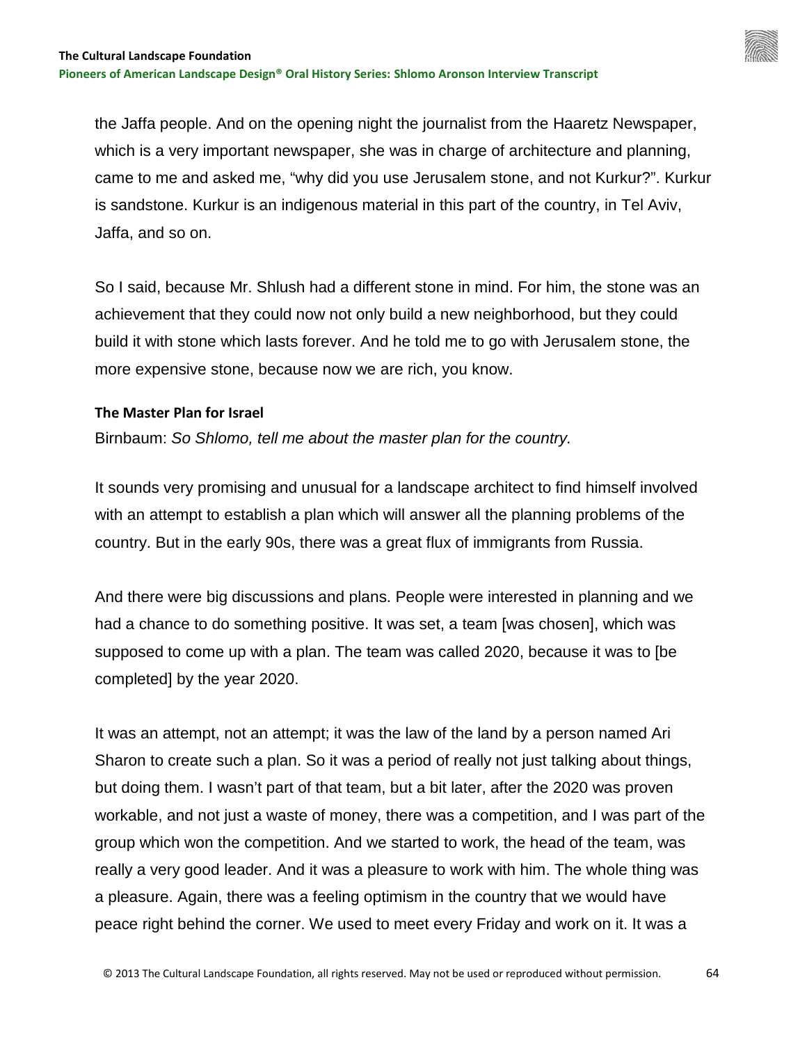the Jaffa people. And on the opening night the journalist from the Haaretz Newspaper, which is a very important newspaper, she was in charge of architecture and planning, came to me and asked me, "why did you use Jerusalem stone, and not Kurkur?". Kurkur is sandstone. Kurkur is an indigenous material in this part of the country, in Tel Aviv, Jaffa, and so on.

So I said, because Mr. Shlush had a different stone in mind. For him, the stone was an achievement that they could now not only build a new neighborhood, but they could build it with stone which lasts forever. And he told me to go with Jerusalem stone, the more expensive stone, because now we are rich, you know.

### The Master Plan for Israel

Birnbaum: *So Shlomo, tell me about the master plan for the country.*

It sounds very promising and unusual for a landscape architect to find himself involved with an attempt to establish a plan which will answer all the planning problems of the country. But in the early 90s, there was a great flux of immigrants from Russia.

And there were big discussions and plans. People were interested in planning and we had a chance to do something positive. It was set, a team [was chosen], which was supposed to come up with a plan. The team was called 2020, because it was to [be completed] by the year 2020.

It was an attempt, not an attempt; it was the law of the land by a person named Ari Sharon to create such a plan. So it was a period of really not just talking about things, but doing them. I wasn't part of that team, but a bit later, after the 2020 was proven workable, and not just a waste of money, there was a competition, and I was part of the group which won the competition. And we started to work, the head of the team, was really a very good leader. And it was a pleasure to work with him. The whole thing was a pleasure. Again, there was a feeling optimism in the country that we would have peace right behind the corner. We used to meet every Friday and work on it. It was a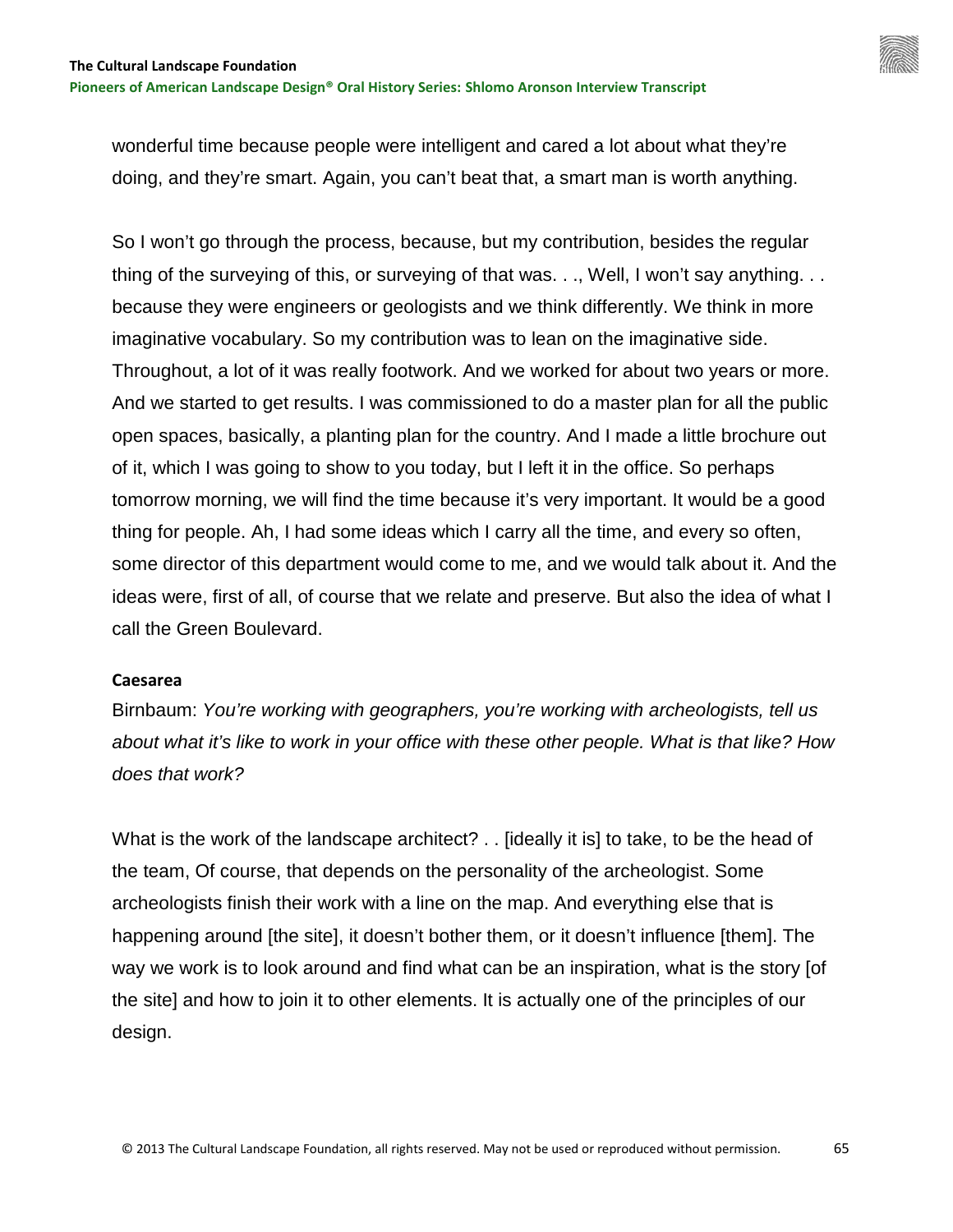wonderful time because people were intelligent and cared a lot about what they're doing, and they're smart. Again, you can't beat that, a smart man is worth anything.

So I won't go through the process, because, but my contribution, besides the regular thing of the surveying of this, or surveying of that was. . ., Well, I won't say anything. . . because they were engineers or geologists and we think differently. We think in more imaginative vocabulary. So my contribution was to lean on the imaginative side. Throughout, a lot of it was really footwork. And we worked for about two years or more. And we started to get results. I was commissioned to do a master plan for all the public open spaces, basically, a planting plan for the country. And I made a little brochure out of it, which I was going to show to you today, but I left it in the office. So perhaps tomorrow morning, we will find the time because it's very important. It would be a good thing for people. Ah, I had some ideas which I carry all the time, and every so often, some director of this department would come to me, and we would talk about it. And the ideas were, first of all, of course that we relate and preserve. But also the idea of what I call the Green Boulevard.

**Caesarea**

Birnbaum: *You're working with geographers, you're working with archeologists, tell us about what it's like to work in your office with these other people. What is that like? How does that work?*

What is the work of the landscape architect? . . [ideally it is] to take, to be the head of the team, Of course, that depends on the personality of the archeologist. Some archeologists finish their work with a line on the map. And everything else that is happening around [the site], it doesn't bother them, or it doesn't influence [them]. The way we work is to look around and find what can be an inspiration, what is the story [of the site] and how to join it to other elements. It is actually one of the principles of our design.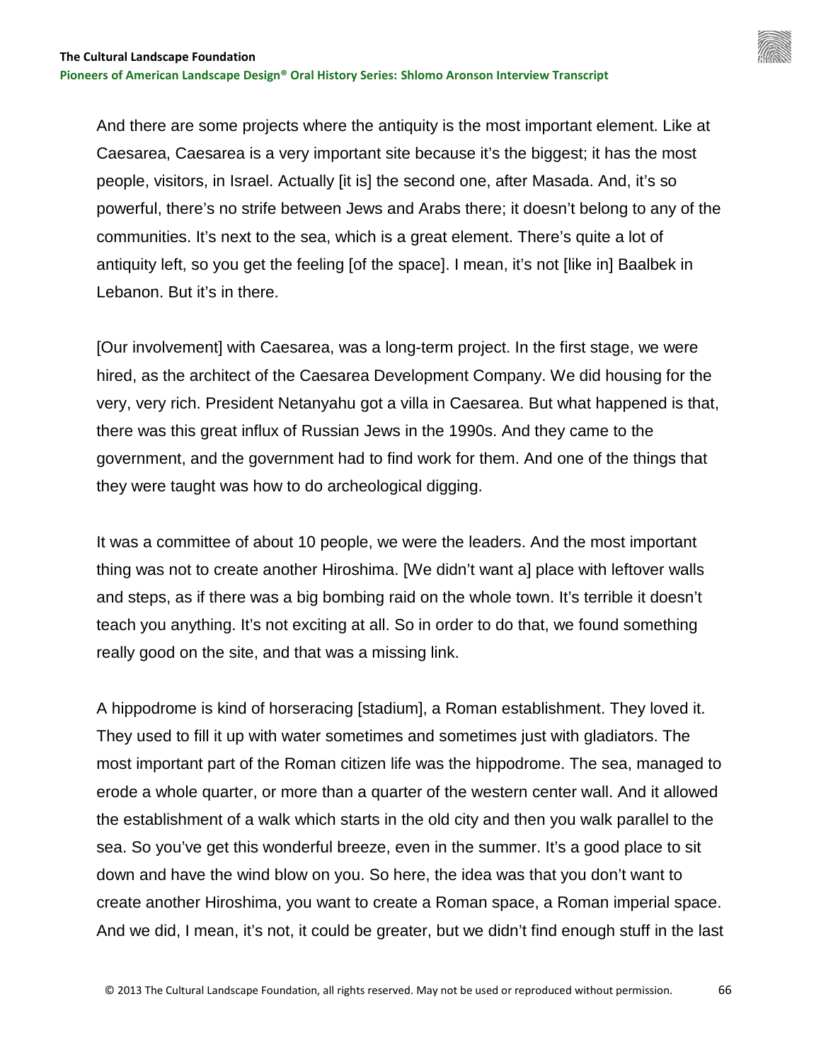And there are some projects where the antiquity is the most important element. Like at Caesarea, Caesarea is a very important site because it's the biggest; it has the most people, visitors, in Israel. Actually [it is] the second one, after Masada. And, it's so powerful, there's no strife between Jews and Arabs there; it doesn't belong to any of the communities. It's next to the sea, which is a great element. There's quite a lot of antiquity left, so you get the feeling [of the space]. I mean, it's not [like in] Baalbek in Lebanon. But it's in there.

[Our involvement] with Caesarea, was a long-term project. In the first stage, we were hired, as the architect of the Caesarea Development Company. We did housing for the very, very rich. President Netanyahu got a villa in Caesarea. But what happened is that, there was this great influx of Russian Jews in the 1990s. And they came to the government, and the government had to find work for them. And one of the things that they were taught was how to do archeological digging.

It was a committee of about 10 people, we were the leaders. And the most important thing was not to create another Hiroshima. [We didn't want a] place with leftover walls and steps, as if there was a big bombing raid on the whole town. It's terrible it doesn't teach you anything. It's not exciting at all. So in order to do that, we found something really good on the site, and that was a missing link.

A hippodrome is kind of horseracing [stadium], a Roman establishment. They loved it. They used to fill it up with water sometimes and sometimes just with gladiators. The most important part of the Roman citizen life was the hippodrome. The sea, managed to erode a whole quarter, or more than a quarter of the western center wall. And it allowed the establishment of a walk which starts in the old city and then you walk parallel to the sea. So you've get this wonderful breeze, even in the summer. It's a good place to sit down and have the wind blow on you. So here, the idea was that you don't want to create another Hiroshima, you want to create a Roman space, a Roman imperial space. And we did, I mean, it's not, it could be greater, but we didn't find enough stuff in the last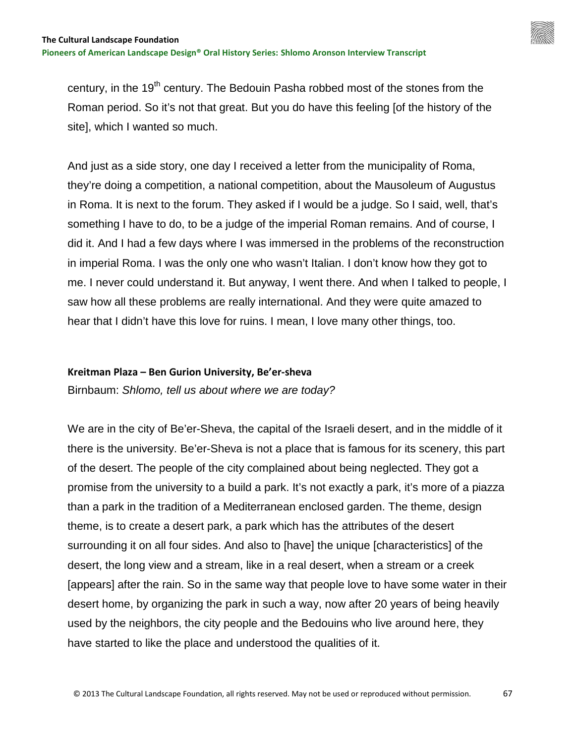century, in the 19th century. The Bedouin Pasha robbed most of the stones from the Roman period. So it's not that great. But you do have this feeling [of the history of the site], which I wanted so much.

And just as a side story, one day I received a letter from the municipality of Roma, they're doing a competition, a national competition, about the Mausoleum of Augustus in Roma. It is next to the forum. They asked if I would be a judge. So I said, well, that's something I have to do, to be a judge of the imperial Roman remains. And of course, I did it. And I had a few days where I was immersed in the problems of the reconstruction in imperial Roma. I was the only one who wasn't Italian. I don't know how they got to me. I never could understand it. But anyway, I went there. And when I talked to people, I saw how all these problems are really international. And they were quite amazed to hear that I didn't have this love for ruins. I mean, I love many other things, too.

**Kreitman Plaza – Ben Gurion University, Be'er-sheva**

Birnbaum: *Shlomo, tell us about where we are today?*

We are in the city of Be'er-Sheva, the capital of the Israeli desert, and in the middle of it there is the university. Be'er-Sheva is not a place that is famous for its scenery, this part of the desert. The people of the city complained about being neglected. They got a promise from the university to a build a park. It's not exactly a park, it's more of a piazza than a park in the tradition of a Mediterranean enclosed garden. The theme, design theme, is to create a desert park, a park which has the attributes of the desert surrounding it on all four sides. And also to [have] the unique [characteristics] of the desert, the long view and a stream, like in a real desert, when a stream or a creek [appears] after the rain. So in the same way that people love to have some water in their desert home, by organizing the park in such a way, now after 20 years of being heavily used by the neighbors, the city people and the Bedouins who live around here, they have started to like the place and understood the qualities of it.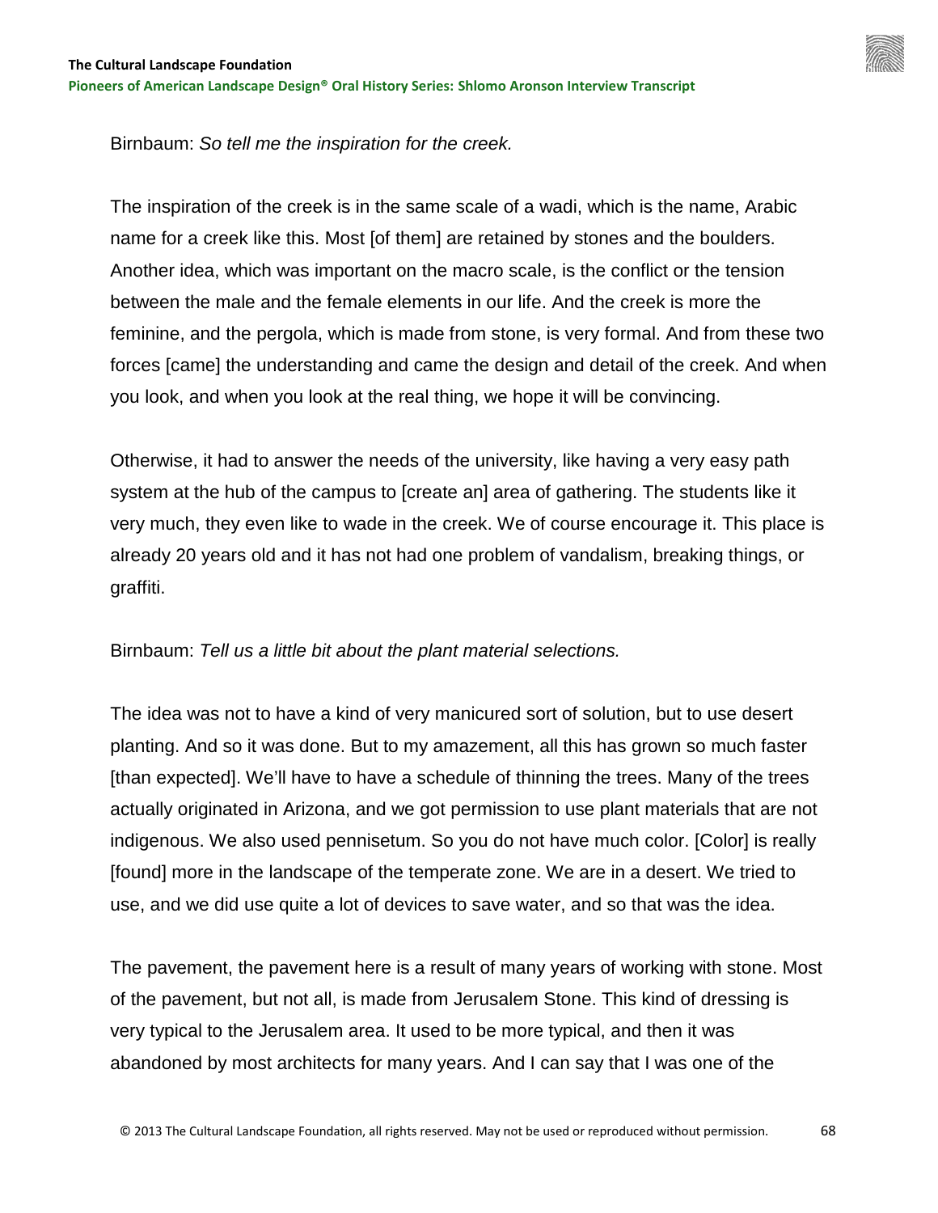Birnbaum: *So tell me the inspiration for the creek.*

The inspiration of the creek is in the same scale of a wadi, which is the name, Arabic name for a creek like this. Most [of them] are retained by stones and the boulders. Another idea, which was important on the macro scale, is the conflict or the tension between the male and the female elements in our life. And the creek is more the feminine, and the pergola, which is made from stone, is very formal. And from these two forces [came] the understanding and came the design and detail of the creek. And when you look, and when you look at the real thing, we hope it will be convincing.

Otherwise, it had to answer the needs of the university, like having a very easy path system at the hub of the campus to [create an] area of gathering. The students like it very much, they even like to wade in the creek. We of course encourage it. This place is already 20 years old and it has not had one problem of vandalism, breaking things, or graffiti.

Birnbaum: *Tell us a little bit about the plant material selections.*

The idea was not to have a kind of very manicured sort of solution, but to use desert planting. And so it was done. But to my amazement, all this has grown so much faster [than expected]. We'll have to have a schedule of thinning the trees. Many of the trees actually originated in Arizona, and we got permission to use plant materials that are not indigenous. We also used pennisetum. So you do not have much color. [Color] is really [found] more in the landscape of the temperate zone. We are in a desert. We tried to use, and we did use quite a lot of devices to save water, and so that was the idea.

The pavement, the pavement here is a result of many years of working with stone. Most of the pavement, but not all, is made from Jerusalem Stone. This kind of dressing is very typical to the Jerusalem area. It used to be more typical, and then it was abandoned by most architects for many years. And I can say that I was one of the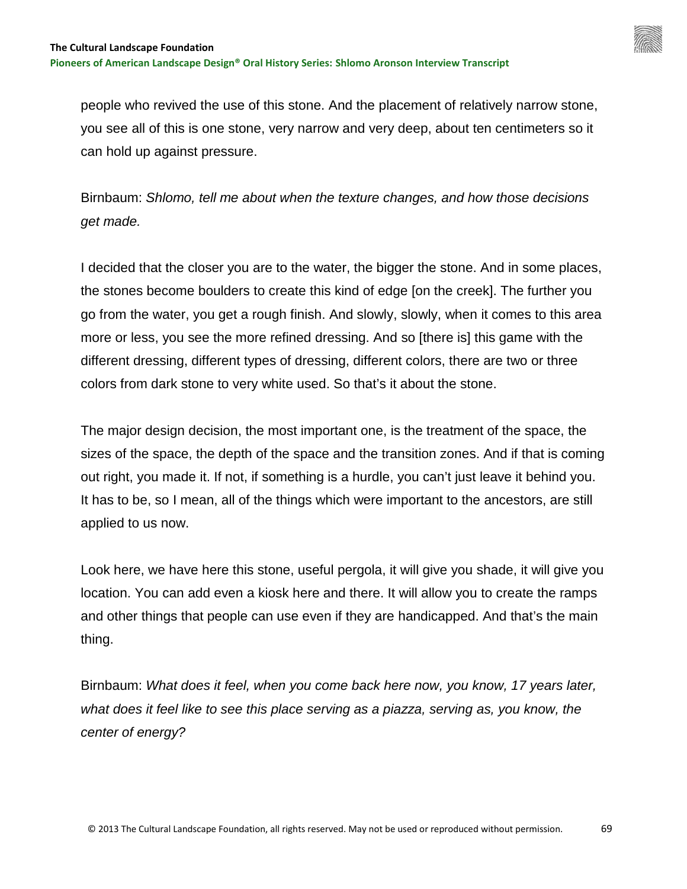people who revived the use of this stone. And the placement of relatively narrow stone, you see all of this is one stone, very narrow and very deep, about ten centimeters so it can hold up against pressure.

Birnbaum: *Shlomo, tell me about when the texture changes, and how those decisions get made.*

I decided that the closer you are to the water, the bigger the stone. And in some places, the stones become boulders to create this kind of edge [on the creek]. The further you go from the water, you get a rough finish. And slowly, slowly, when it comes to this area more or less, you see the more refined dressing. And so [there is] this game with the different dressing, different types of dressing, different colors, there are two or three colors from dark stone to very white used. So that's it about the stone.

The major design decision, the most important one, is the treatment of the space, the sizes of the space, the depth of the space and the transition zones. And if that is coming out right, you made it. If not, if something is a hurdle, you can't just leave it behind you. It has to be, so I mean, all of the things which were important to the ancestors, are still applied to us now.

Look here, we have here this stone, useful pergola, it will give you shade, it will give you location. You can add even a kiosk here and there. It will allow you to create the ramps and other things that people can use even if they are handicapped. And that's the main thing.

Birnbaum: *What does it feel, when you come back here now, you know, 17 years later, what does it feel like to see this place serving as a piazza, serving as, you know, the center of energy?*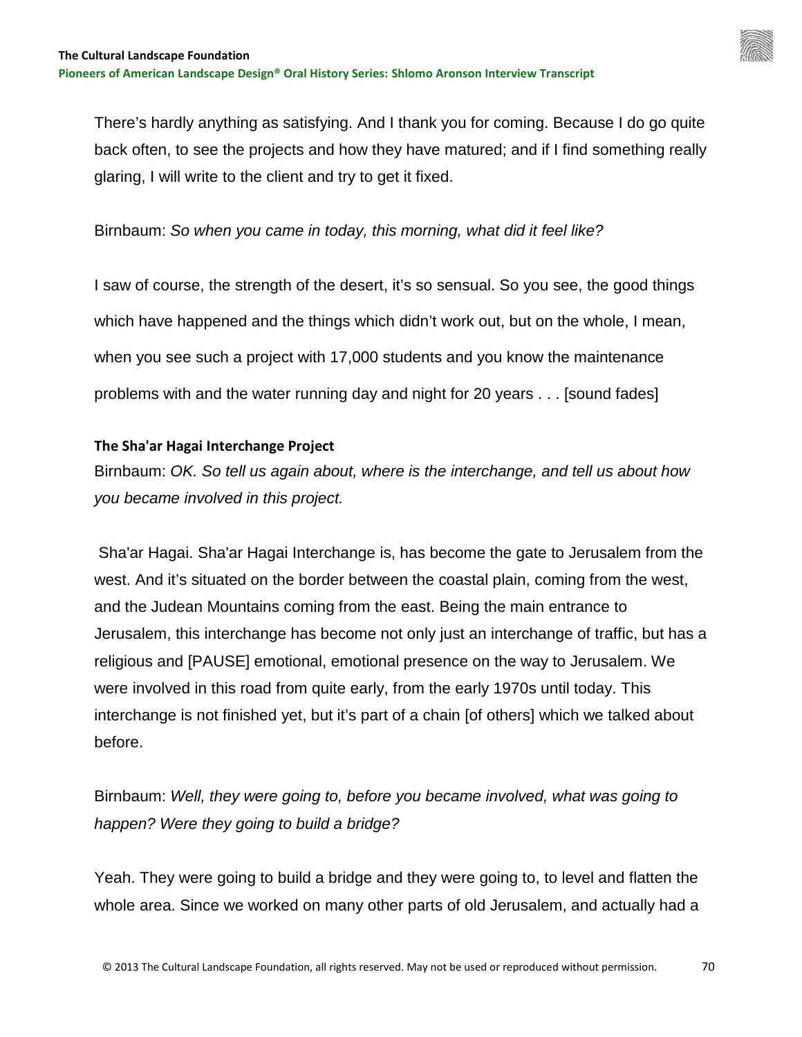There's hardly anything as satisfying. And I thank you for coming. Because I do go quite back often, to see the projects and how they have matured; and if I find something really glaring, I will write to the client and try to get it fixed.

Birnbaum: *So when you came in today, this morning, what did it feel like?*

I saw of course, the strength of the desert, it's so sensual. So you see, the good things which have happened and the things which didn't work out, but on the whole, I mean, when you see such a project with 17,000 students and you know the maintenance problems with and the water running day and night for 20 years . . . [sound fades]

**The Sha'ar Hagai Interchange Project**

Birnbaum: *OK. So tell us again about, where is the interchange, and tell us about how you became involved in this project.*

Sha'ar Hagai. Sha'ar Hagai Interchange is, has become the gate to Jerusalem from the west. And it's situated on the border between the coastal plain, coming from the west, and the Judean Mountains coming from the east. Being the main entrance to Jerusalem, this interchange has become not only just an interchange of traffic, but has a religious and [PAUSE] emotional, emotional presence on the way to Jerusalem. We were involved in this road from quite early, from the early 1970s until today. This interchange is not finished yet, but it's part of a chain [of others] which we talked about before.

Birnbaum: *Well, they were going to, before you became involved, what was going to happen? Were they going to build a bridge?*

Yeah. They were going to build a bridge and they were going to, to level and flatten the whole area. Since we worked on many other parts of old Jerusalem, and actually had a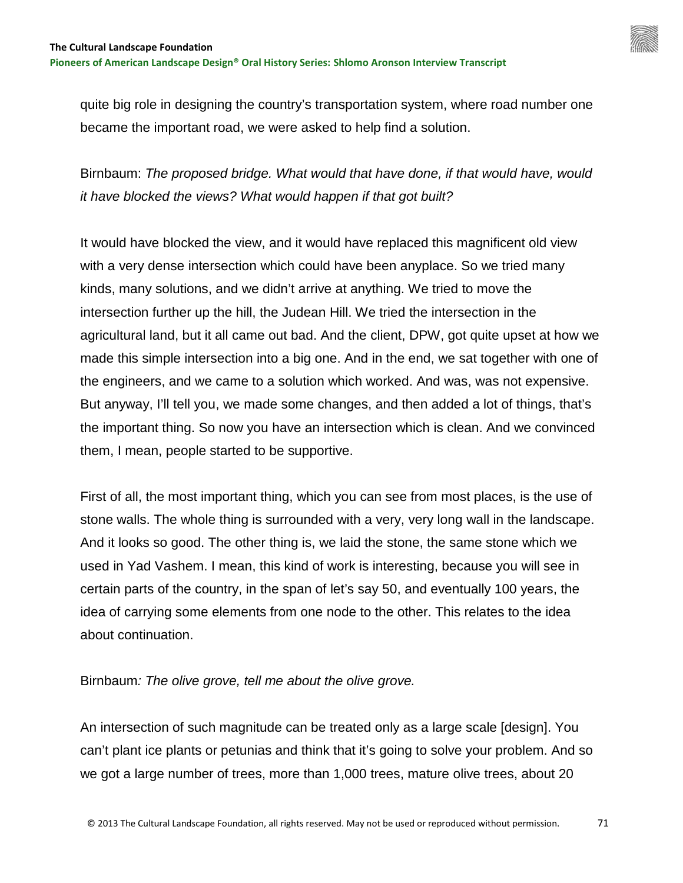quite big role in designing the country's transportation system, where road number one became the important road, we were asked to help find a solution.

Birnbaum: *The proposed bridge. What would that have done, if that would have, would it have blocked the views? What would happen if that got built?*

It would have blocked the view, and it would have replaced this magnificent old view with a very dense intersection which could have been anyplace. So we tried many kinds, many solutions, and we didn't arrive at anything. We tried to move the intersection further up the hill, the Judean Hill. We tried the intersection in the agricultural land, but it all came out bad. And the client, DPW, got quite upset at how we made this simple intersection into a big one. And in the end, we sat together with one of the engineers, and we came to a solution which worked. And was, was not expensive. But anyway, I'll tell you, we made some changes, and then added a lot of things, that's the important thing. So now you have an intersection which is clean. And we convinced them, I mean, people started to be supportive.

First of all, the most important thing, which you can see from most places, is the use of stone walls. The whole thing is surrounded with a very, very long wall in the landscape. And it looks so good. The other thing is, we laid the stone, the same stone which we used in Yad Vashem. I mean, this kind of work is interesting, because you will see in certain parts of the country, in the span of let's say 50, and eventually 100 years, the idea of carrying some elements from one node to the other. This relates to the idea about continuation.

Birnbaum*: The olive grove, tell me about the olive grove.*

An intersection of such magnitude can be treated only as a large scale [design]. You can't plant ice plants or petunias and think that it's going to solve your problem. And so we got a large number of trees, more than 1,000 trees, mature olive trees, about 20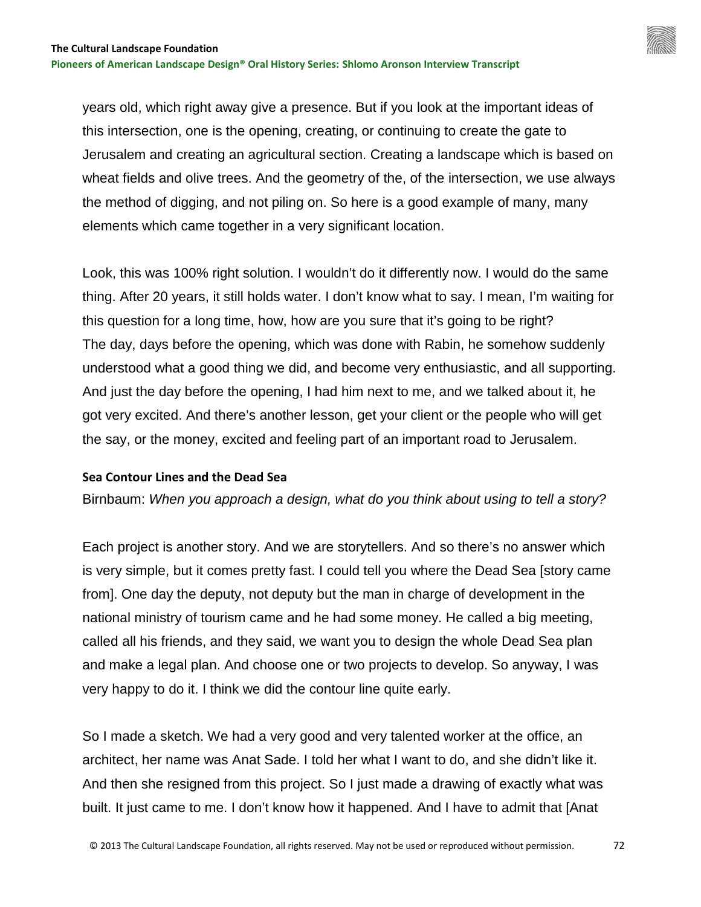years old, which right away give a presence. But if you look at the important ideas of this intersection, one is the opening, creating, or continuing to create the gate to Jerusalem and creating an agricultural section. Creating a landscape which is based on wheat fields and olive trees. And the geometry of the, of the intersection, we use always the method of digging, and not piling on. So here is a good example of many, many elements which came together in a very significant location.

Look, this was 100% right solution. I wouldn't do it differently now. I would do the same thing. After 20 years, it still holds water. I don't know what to say. I mean, I'm waiting for this question for a long time, how, how are you sure that it's going to be right?
The day, days before the opening, which was done with Rabin, he somehow suddenly understood what a good thing we did, and become very enthusiastic, and all supporting. And just the day before the opening, I had him next to me, and we talked about it, he got very excited. And there's another lesson, get your client or the people who will get the say, or the money, excited and feeling part of an important road to Jerusalem.

### Sea Contour Lines and the Dead Sea

Birnbaum: *When you approach a design, what do you think about using to tell a story?*

Each project is another story. And we are storytellers. And so there's no answer which is very simple, but it comes pretty fast. I could tell you where the Dead Sea [story came from]. One day the deputy, not deputy but the man in charge of development in the national ministry of tourism came and he had some money. He called a big meeting, called all his friends, and they said, we want you to design the whole Dead Sea plan and make a legal plan. And choose one or two projects to develop. So anyway, I was very happy to do it. I think we did the contour line quite early.

So I made a sketch. We had a very good and very talented worker at the office, an architect, her name was Anat Sade. I told her what I want to do, and she didn't like it. And then she resigned from this project. So I just made a drawing of exactly what was built. It just came to me. I don't know how it happened. And I have to admit that [Anat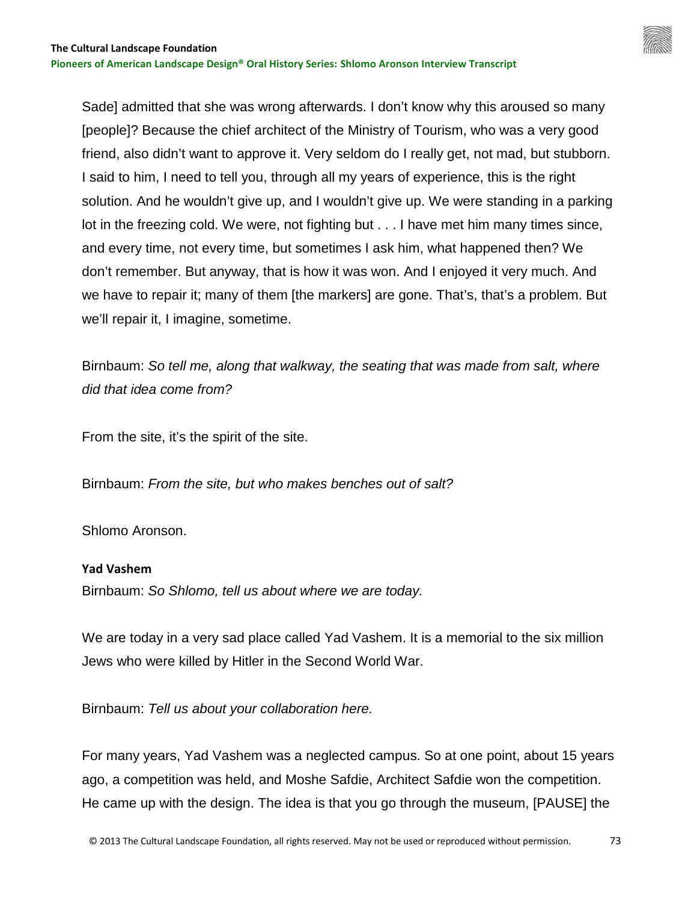Sade] admitted that she was wrong afterwards. I don't know why this aroused so many [people]? Because the chief architect of the Ministry of Tourism, who was a very good friend, also didn't want to approve it. Very seldom do I really get, not mad, but stubborn. I said to him, I need to tell you, through all my years of experience, this is the right solution. And he wouldn't give up, and I wouldn't give up. We were standing in a parking lot in the freezing cold. We were, not fighting but . . . I have met him many times since, and every time, not every time, but sometimes I ask him, what happened then? We don't remember. But anyway, that is how it was won. And I enjoyed it very much. And we have to repair it; many of them [the markers] are gone. That's, that's a problem. But we'll repair it, I imagine, sometime.

Birnbaum: *So tell me, along that walkway, the seating that was made from salt, where did that idea come from?*

From the site, it's the spirit of the site.

Birnbaum: *From the site, but who makes benches out of salt?*

Shlomo Aronson.

**Yad Vashem**

Birnbaum: *So Shlomo, tell us about where we are today.*

We are today in a very sad place called Yad Vashem. It is a memorial to the six million Jews who were killed by Hitler in the Second World War.

Birnbaum: *Tell us about your collaboration here.*

For many years, Yad Vashem was a neglected campus. So at one point, about 15 years ago, a competition was held, and Moshe Safdie, Architect Safdie won the competition. He came up with the design. The idea is that you go through the museum, [PAUSE] the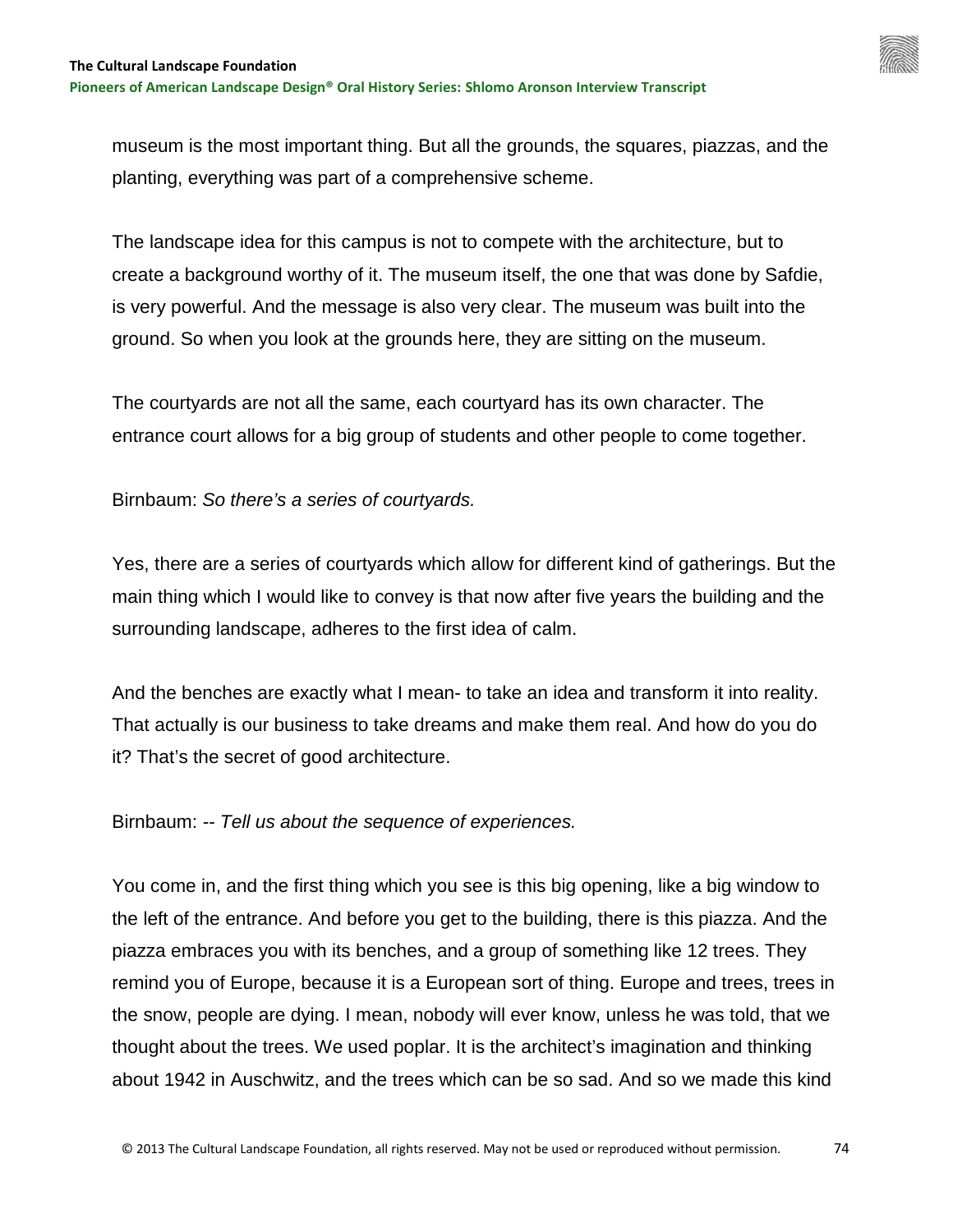museum is the most important thing. But all the grounds, the squares, piazzas, and the planting, everything was part of a comprehensive scheme.

The landscape idea for this campus is not to compete with the architecture, but to create a background worthy of it. The museum itself, the one that was done by Safdie, is very powerful. And the message is also very clear. The museum was built into the ground. So when you look at the grounds here, they are sitting on the museum.

The courtyards are not all the same, each courtyard has its own character. The entrance court allows for a big group of students and other people to come together.

Birnbaum: *So there's a series of courtyards.*

Yes, there are a series of courtyards which allow for different kind of gatherings. But the main thing which I would like to convey is that now after five years the building and the surrounding landscape, adheres to the first idea of calm.

And the benches are exactly what I mean- to take an idea and transform it into reality. That actually is our business to take dreams and make them real. And how do you do it? That's the secret of good architecture.

Birnbaum: -- *Tell us about the sequence of experiences.*

You come in, and the first thing which you see is this big opening, like a big window to the left of the entrance. And before you get to the building, there is this piazza. And the piazza embraces you with its benches, and a group of something like 12 trees. They remind you of Europe, because it is a European sort of thing. Europe and trees, trees in the snow, people are dying. I mean, nobody will ever know, unless he was told, that we thought about the trees. We used poplar. It is the architect's imagination and thinking about 1942 in Auschwitz, and the trees which can be so sad. And so we made this kind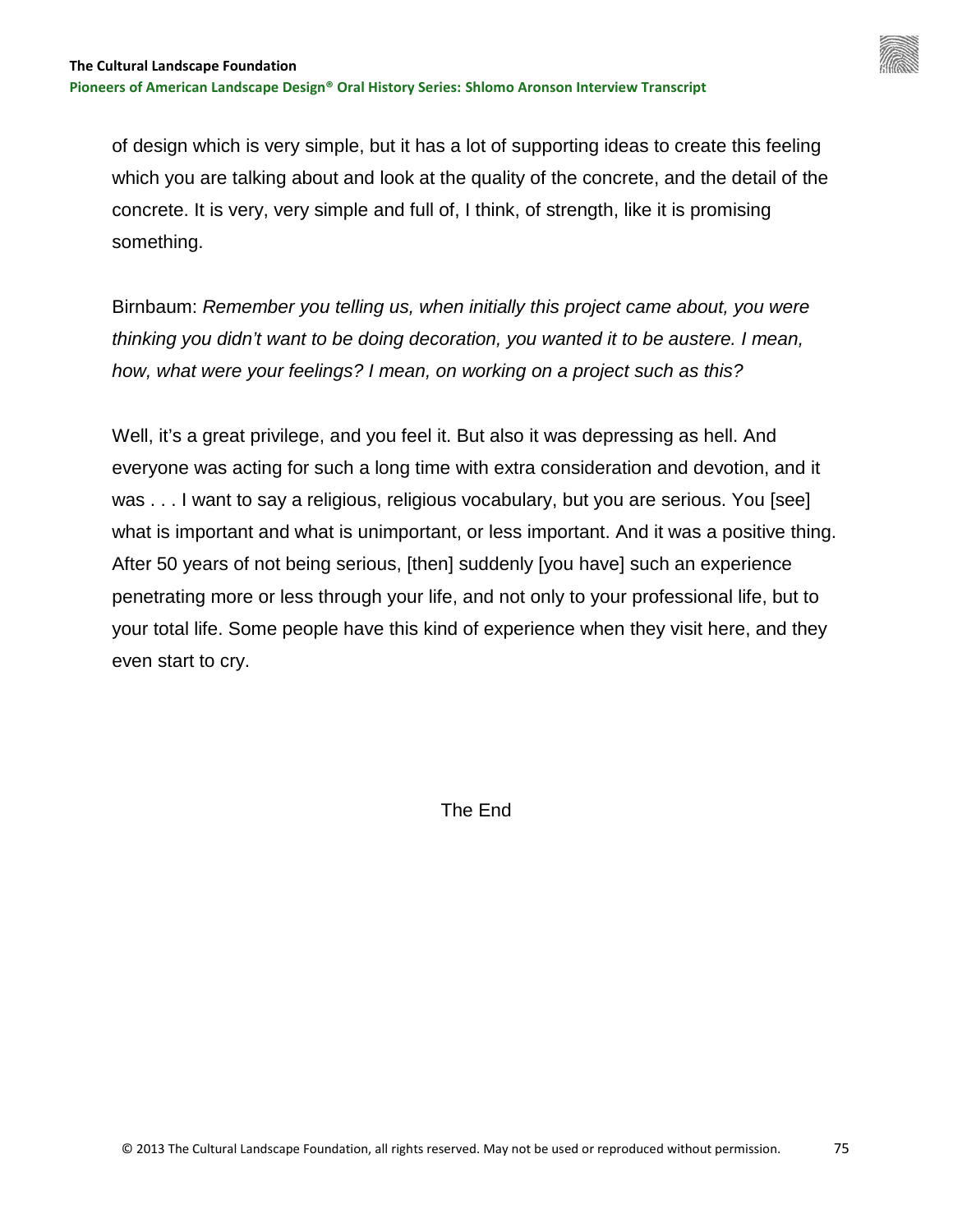of design which is very simple, but it has a lot of supporting ideas to create this feeling which you are talking about and look at the quality of the concrete, and the detail of the concrete. It is very, very simple and full of, I think, of strength, like it is promising something.

Birnbaum: *Remember you telling us, when initially this project came about, you were thinking you didn't want to be doing decoration, you wanted it to be austere. I mean, how, what were your feelings? I mean, on working on a project such as this?*

Well, it's a great privilege, and you feel it. But also it was depressing as hell. And everyone was acting for such a long time with extra consideration and devotion, and it was . . . I want to say a religious, religious vocabulary, but you are serious. You [see] what is important and what is unimportant, or less important. And it was a positive thing. After 50 years of not being serious, [then] suddenly [you have] such an experience penetrating more or less through your life, and not only to your professional life, but to your total life. Some people have this kind of experience when they visit here, and they even start to cry.

The End